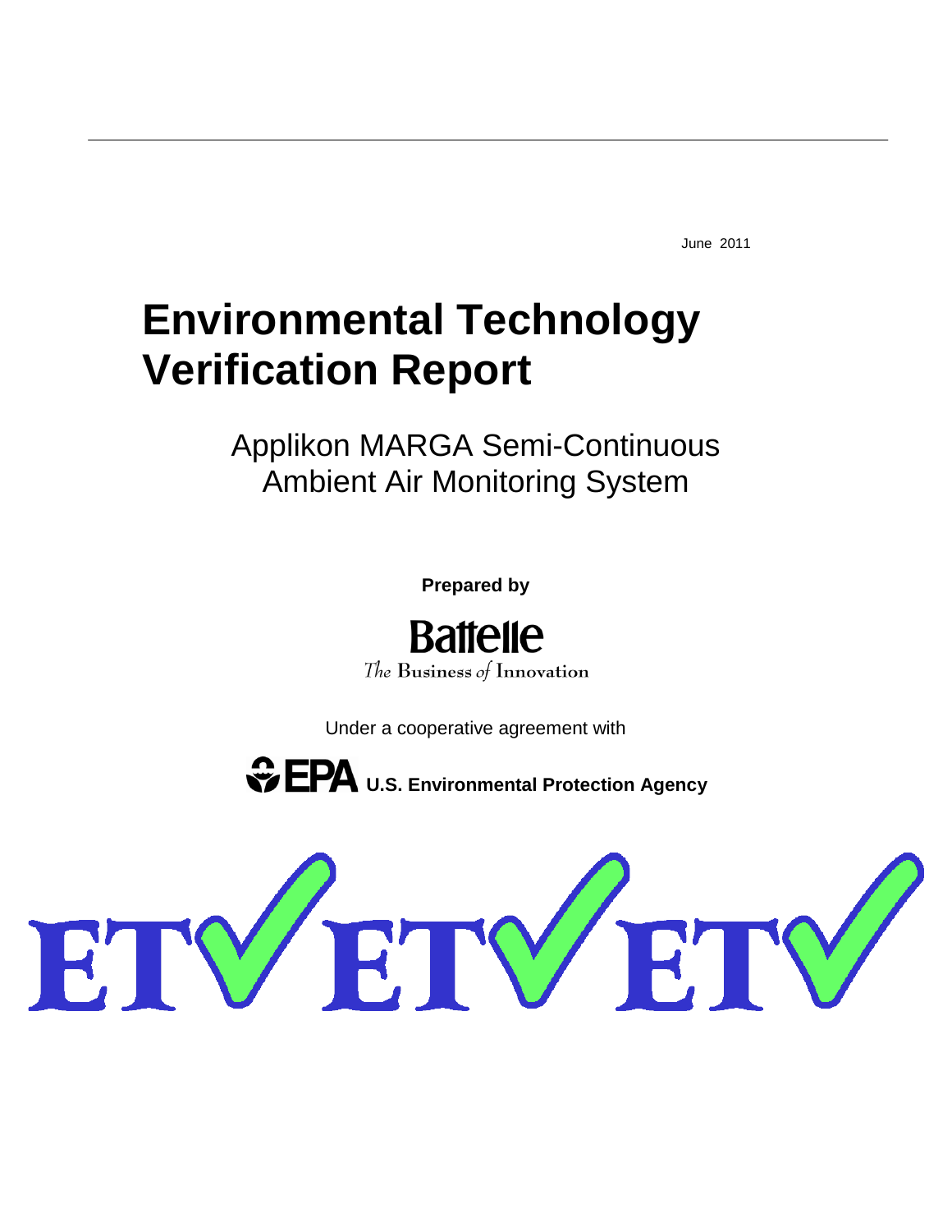June 2011

# Environmental Technology Verification Report

## Applikon MARGA Semi-Continuous Ambient Air Monitoring System

**Prepared by**

Battelle

*The* Business *of* Innovation

Under a cooperative agreement with

EPA **U.S. Environmental Protection Agency**

ETV ETV ETV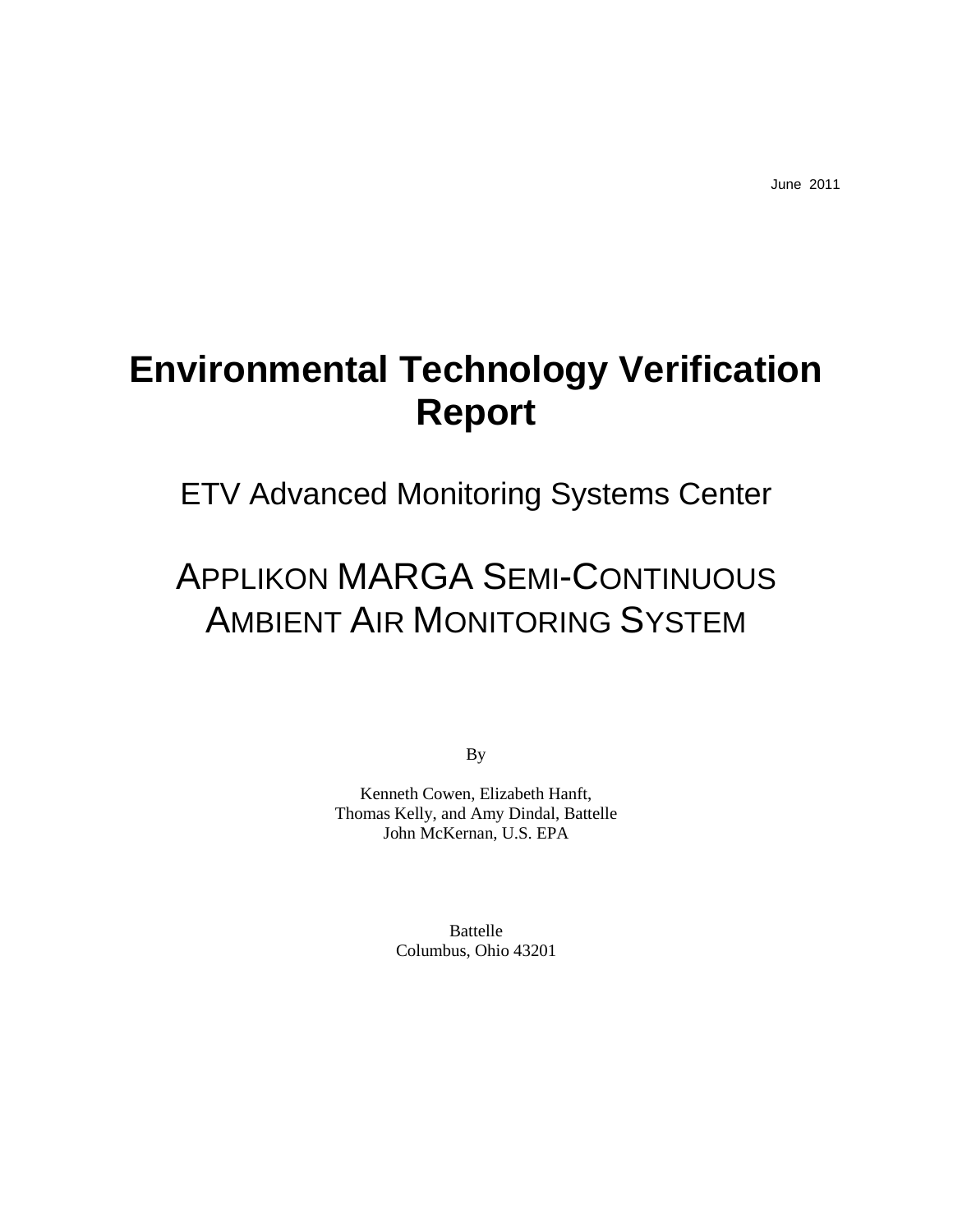June 2011

# Environmental Technology Verification Report

## ETV Advanced Monitoring Systems Center

## APPLIKON MARGA SEMI-CONTINUOUS AMBIENT AIR MONITORING SYSTEM

By

Kenneth Cowen, Elizabeth Hanft,
Thomas Kelly, and Amy Dindal, Battelle
John McKernan, U.S. EPA

Battelle
Columbus, Ohio 43201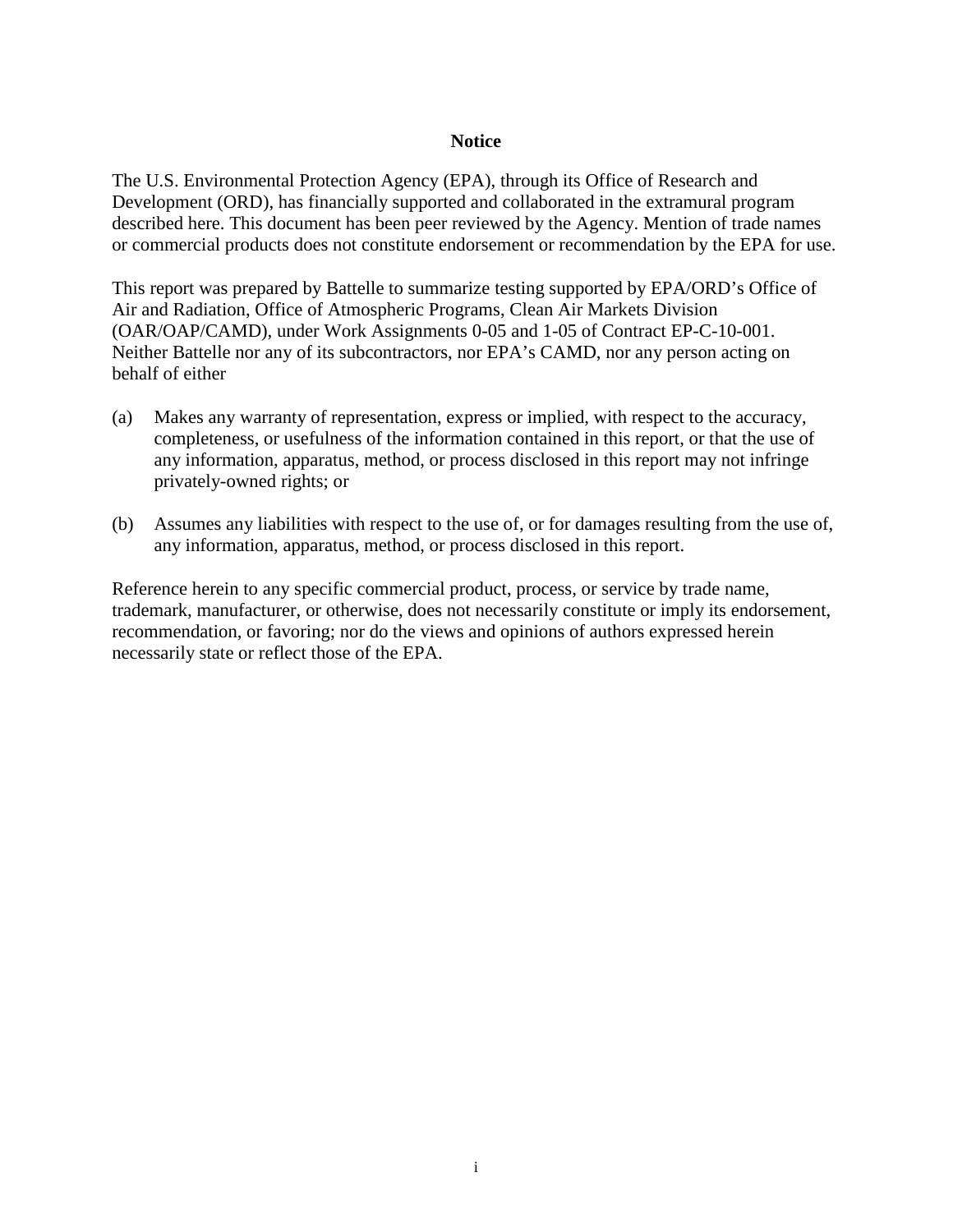# Notice

The U.S. Environmental Protection Agency (EPA), through its Office of Research and Development (ORD), has financially supported and collaborated in the extramural program described here. This document has been peer reviewed by the Agency. Mention of trade names or commercial products does not constitute endorsement or recommendation by the EPA for use.

This report was prepared by Battelle to summarize testing supported by EPA/ORD's Office of Air and Radiation, Office of Atmospheric Programs, Clean Air Markets Division (OAR/OAP/CAMD), under Work Assignments 0-05 and 1-05 of Contract EP-C-10-001. Neither Battelle nor any of its subcontractors, nor EPA's CAMD, nor any person acting on behalf of either

(a) Makes any warranty of representation, express or implied, with respect to the accuracy, completeness, or usefulness of the information contained in this report, or that the use of any information, apparatus, method, or process disclosed in this report may not infringe privately-owned rights; or

(b) Assumes any liabilities with respect to the use of, or for damages resulting from the use of, any information, apparatus, method, or process disclosed in this report.

Reference herein to any specific commercial product, process, or service by trade name, trademark, manufacturer, or otherwise, does not necessarily constitute or imply its endorsement, recommendation, or favoring; nor do the views and opinions of authors expressed herein necessarily state or reflect those of the EPA.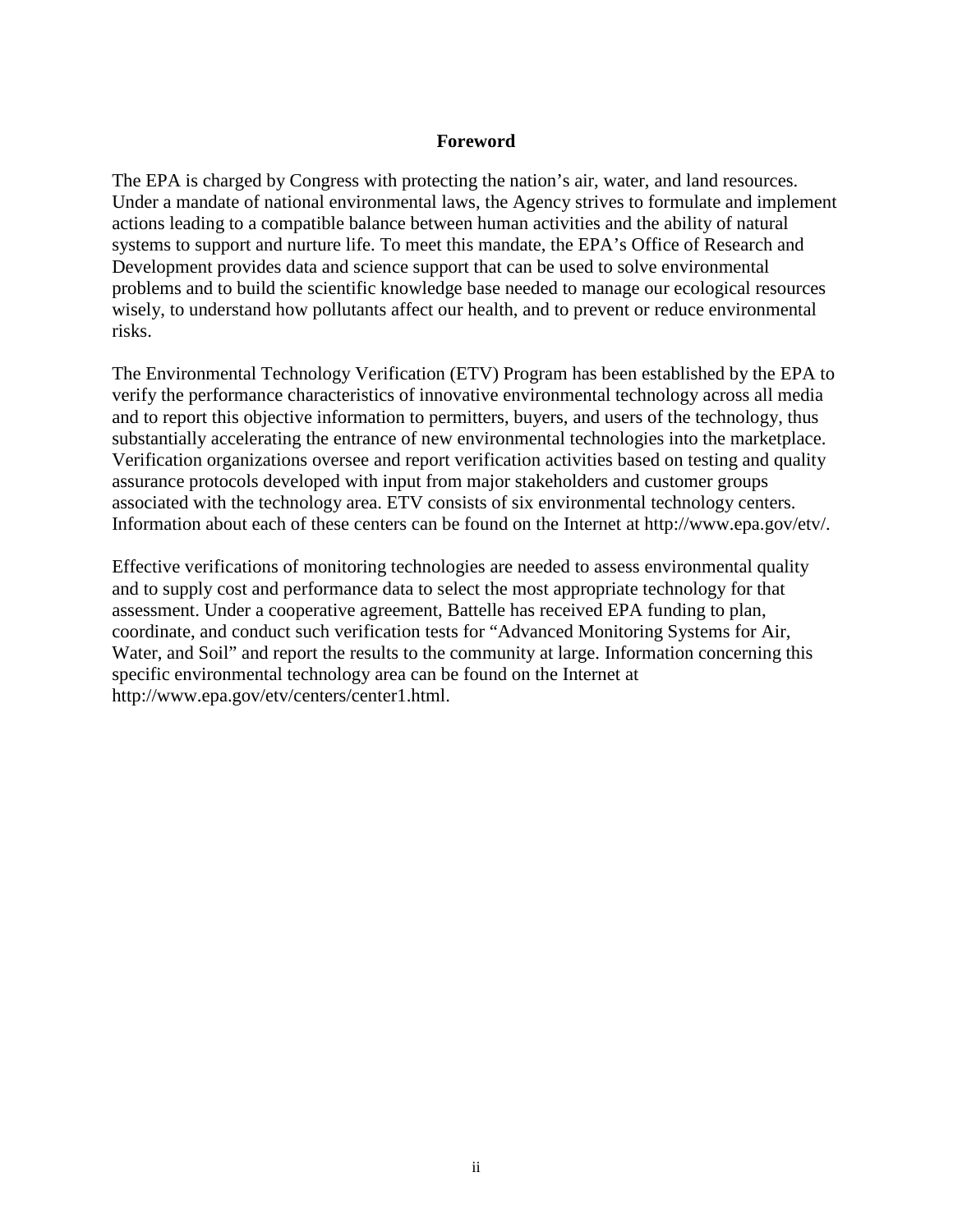# Foreword

The EPA is charged by Congress with protecting the nation's air, water, and land resources. Under a mandate of national environmental laws, the Agency strives to formulate and implement actions leading to a compatible balance between human activities and the ability of natural systems to support and nurture life. To meet this mandate, the EPA's Office of Research and Development provides data and science support that can be used to solve environmental problems and to build the scientific knowledge base needed to manage our ecological resources wisely, to understand how pollutants affect our health, and to prevent or reduce environmental risks.

The Environmental Technology Verification (ETV) Program has been established by the EPA to verify the performance characteristics of innovative environmental technology across all media and to report this objective information to permitters, buyers, and users of the technology, thus substantially accelerating the entrance of new environmental technologies into the marketplace. Verification organizations oversee and report verification activities based on testing and quality assurance protocols developed with input from major stakeholders and customer groups associated with the technology area. ETV consists of six environmental technology centers. Information about each of these centers can be found on the Internet at http://www.epa.gov/etv/.

Effective verifications of monitoring technologies are needed to assess environmental quality and to supply cost and performance data to select the most appropriate technology for that assessment. Under a cooperative agreement, Battelle has received EPA funding to plan, coordinate, and conduct such verification tests for "Advanced Monitoring Systems for Air, Water, and Soil" and report the results to the community at large. Information concerning this specific environmental technology area can be found on the Internet at http://www.epa.gov/etv/centers/center1.html.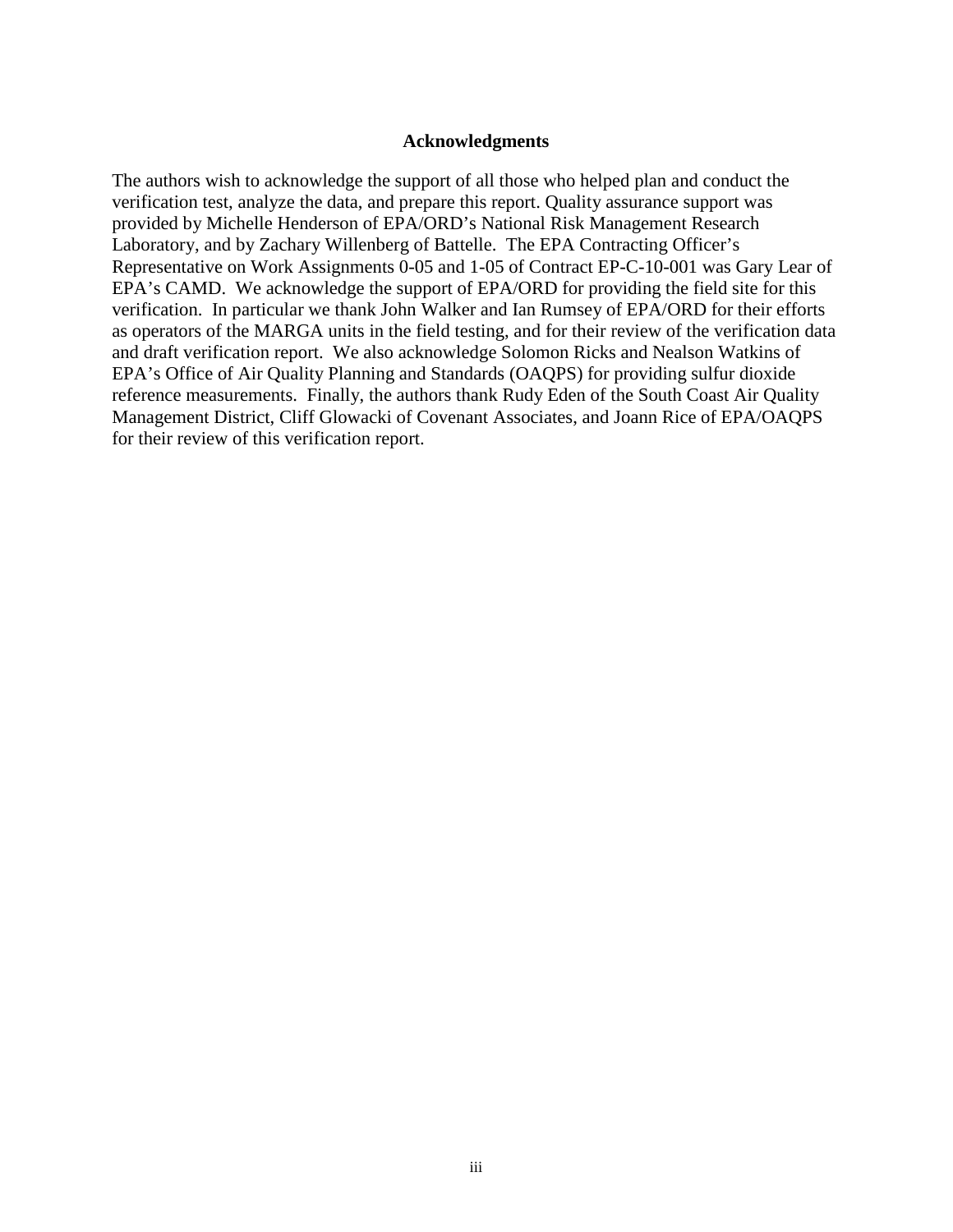# Acknowledgments

The authors wish to acknowledge the support of all those who helped plan and conduct the verification test, analyze the data, and prepare this report. Quality assurance support was provided by Michelle Henderson of EPA/ORD's National Risk Management Research Laboratory, and by Zachary Willenberg of Battelle. The EPA Contracting Officer's Representative on Work Assignments 0-05 and 1-05 of Contract EP-C-10-001 was Gary Lear of EPA's CAMD. We acknowledge the support of EPA/ORD for providing the field site for this verification. In particular we thank John Walker and Ian Rumsey of EPA/ORD for their efforts as operators of the MARGA units in the field testing, and for their review of the verification data and draft verification report. We also acknowledge Solomon Ricks and Nealson Watkins of EPA's Office of Air Quality Planning and Standards (OAQPS) for providing sulfur dioxide reference measurements. Finally, the authors thank Rudy Eden of the South Coast Air Quality Management District, Cliff Glowacki of Covenant Associates, and Joann Rice of EPA/OAQPS for their review of this verification report.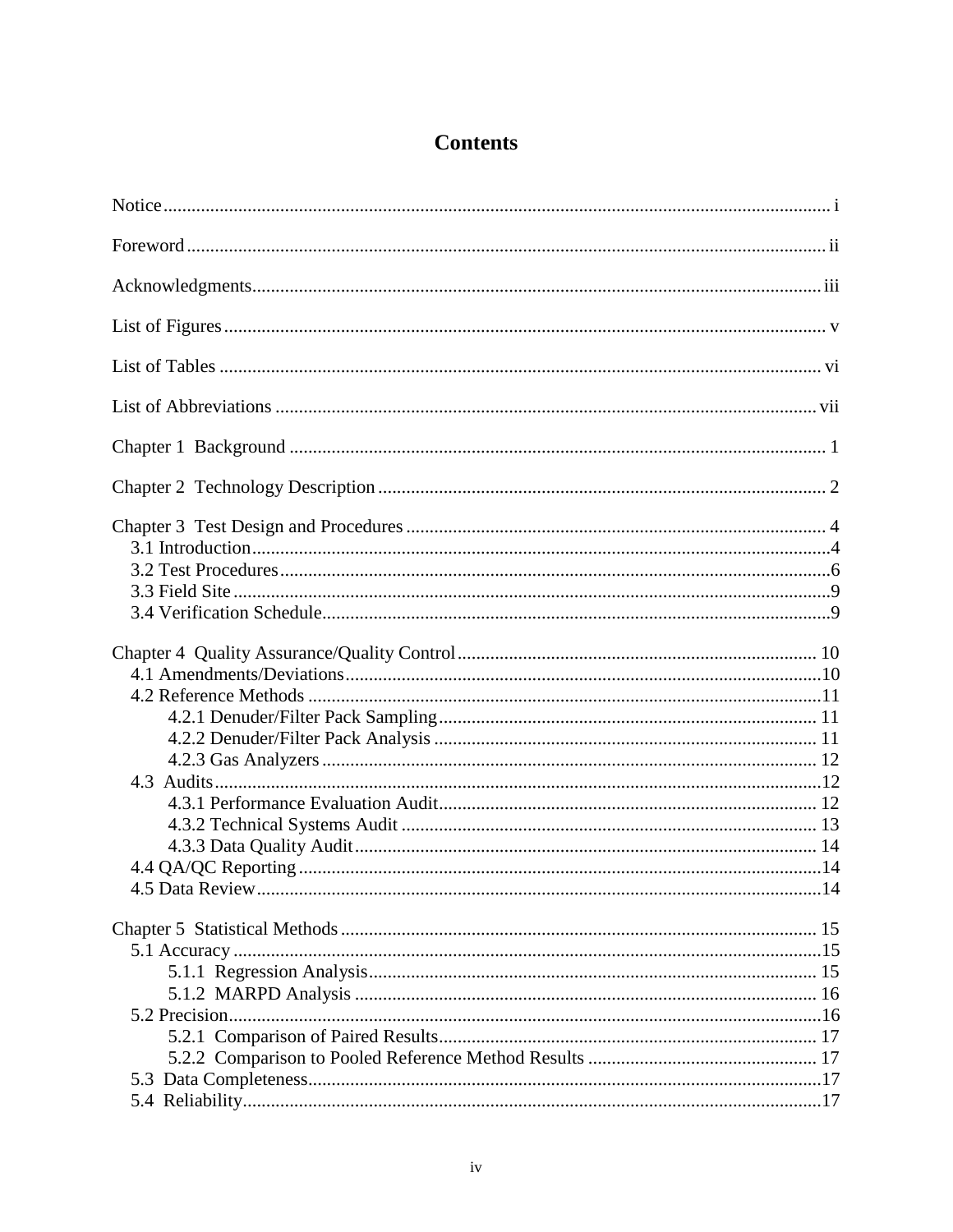# Contents

Notice .......... i

Foreword .......... ii

Acknowledgments .......... iii

List of Figures .......... v

List of Tables .......... vi

List of Abbreviations .......... vii

Chapter 1 Background .......... 1

Chapter 2 Technology Description .......... 2

Chapter 3 Test Design and Procedures .......... 4
- 3.1 Introduction .......... 4
- 3.2 Test Procedures .......... 6
- 3.3 Field Site .......... 9
- 3.4 Verification Schedule .......... 9

Chapter 4 Quality Assurance/Quality Control .......... 10
- 4.1 Amendments/Deviations .......... 10
- 4.2 Reference Methods .......... 11
  - 4.2.1 Denuder/Filter Pack Sampling .......... 11
  - 4.2.2 Denuder/Filter Pack Analysis .......... 11
  - 4.2.3 Gas Analyzers .......... 12
- 4.3 Audits .......... 12
  - 4.3.1 Performance Evaluation Audit .......... 12
  - 4.3.2 Technical Systems Audit .......... 13
  - 4.3.3 Data Quality Audit .......... 14
- 4.4 QA/QC Reporting .......... 14
- 4.5 Data Review .......... 14

Chapter 5 Statistical Methods .......... 15
- 5.1 Accuracy .......... 15
  - 5.1.1 Regression Analysis .......... 15
  - 5.1.2 MARPD Analysis .......... 16
- 5.2 Precision .......... 16
  - 5.2.1 Comparison of Paired Results .......... 17
  - 5.2.2 Comparison to Pooled Reference Method Results .......... 17
- 5.3 Data Completeness .......... 17
- 5.4 Reliability .......... 17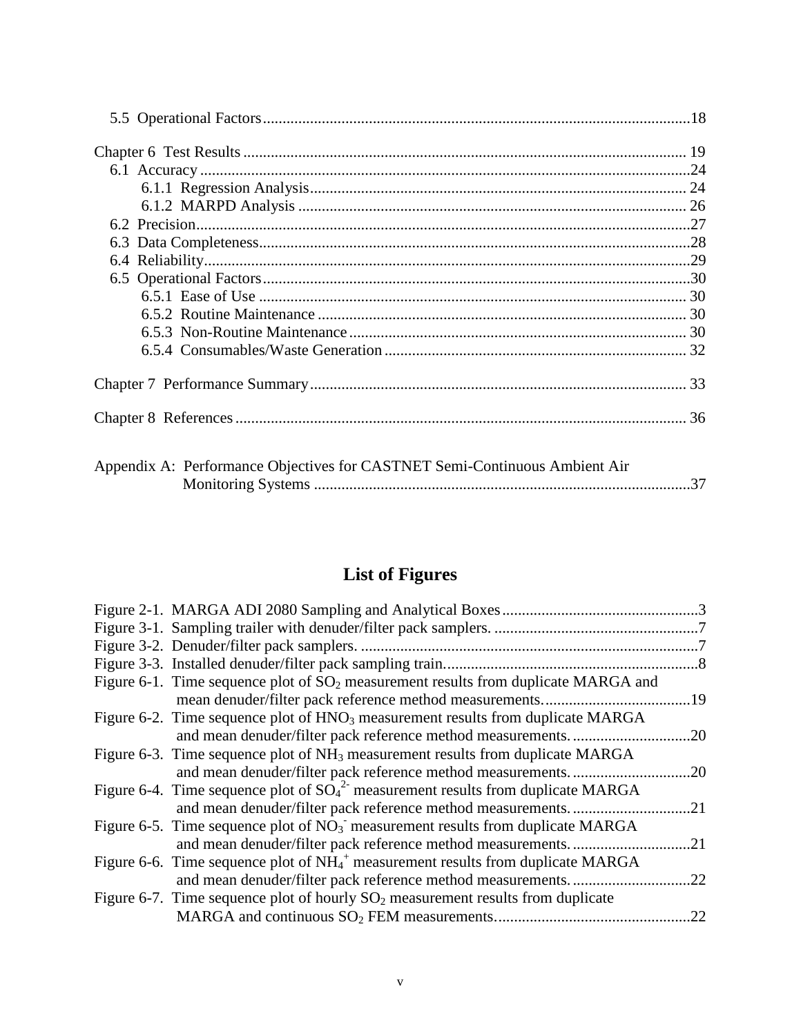5.5 Operational Factors ........ 18

Chapter 6 Test Results ........ 19

6.1 Accuracy ........ 24

6.1.1 Regression Analysis ........ 24

6.1.2 MARPD Analysis ........ 26

6.2 Precision ........ 27

6.3 Data Completeness ........ 28

6.4 Reliability ........ 29

6.5 Operational Factors ........ 30

6.5.1 Ease of Use ........ 30

6.5.2 Routine Maintenance ........ 30

6.5.3 Non-Routine Maintenance ........ 30

6.5.4 Consumables/Waste Generation ........ 32

Chapter 7 Performance Summary ........ 33

Chapter 8 References ........ 36

Appendix A: Performance Objectives for CASTNET Semi-Continuous Ambient Air Monitoring Systems ........ 37

## List of Figures

Figure 2-1. MARGA ADI 2080 Sampling and Analytical Boxes ........ 3

Figure 3-1. Sampling trailer with denuder/filter pack samplers. ........ 7

Figure 3-2. Denuder/filter pack samplers. ........ 7

Figure 3-3. Installed denuder/filter pack sampling train. ........ 8

Figure 6-1. Time sequence plot of $SO_2$ measurement results from duplicate MARGA and mean denuder/filter pack reference method measurements. ........ 19

Figure 6-2. Time sequence plot of $HNO_3$ measurement results from duplicate MARGA and mean denuder/filter pack reference method measurements. ........ 20

Figure 6-3. Time sequence plot of $NH_3$ measurement results from duplicate MARGA and mean denuder/filter pack reference method measurements. ........ 20

Figure 6-4. Time sequence plot of $SO_4^{2-}$ measurement results from duplicate MARGA and mean denuder/filter pack reference method measurements. ........ 21

Figure 6-5. Time sequence plot of $NO_3^-$ measurement results from duplicate MARGA and mean denuder/filter pack reference method measurements. ........ 21

Figure 6-6. Time sequence plot of $NH_4^+$ measurement results from duplicate MARGA and mean denuder/filter pack reference method measurements. ........ 22

Figure 6-7. Time sequence plot of hourly $SO_2$ measurement results from duplicate MARGA and continuous $SO_2$ FEM measurements. ........ 22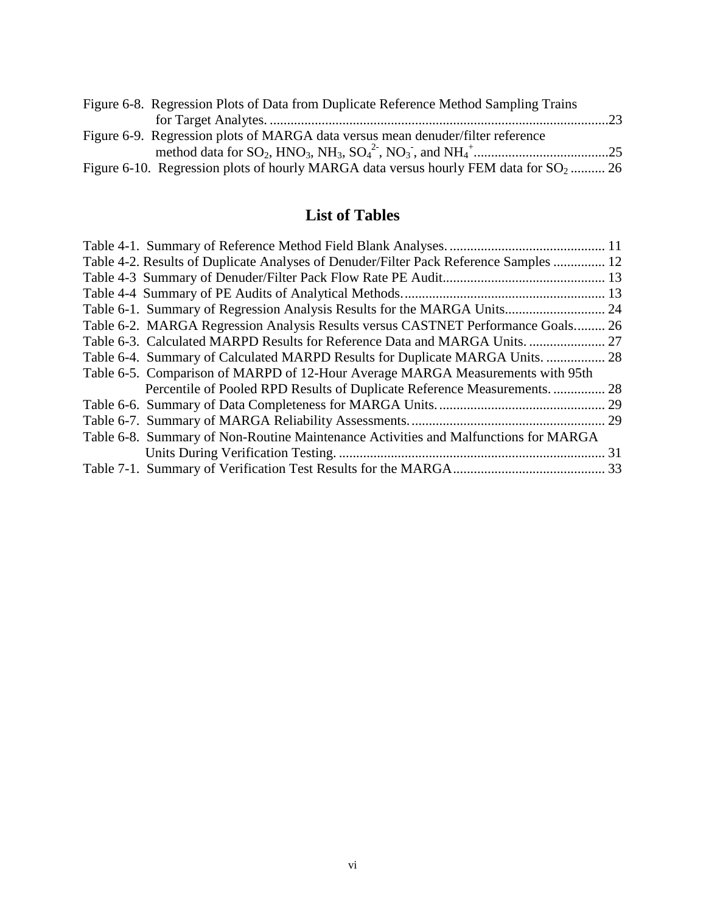Figure 6-8. Regression Plots of Data from Duplicate Reference Method Sampling Trains for Target Analytes. ....................................................................................................23

Figure 6-9. Regression plots of MARGA data versus mean denuder/filter reference method data for $SO_2$, $HNO_3$, $NH_3$, $SO_4^{2-}$, $NO_3^-$, and $NH_4^+$.......................................25

Figure 6-10. Regression plots of hourly MARGA data versus hourly FEM data for $SO_2$ .......... 26

## List of Tables

Table 4-1. Summary of Reference Method Field Blank Analyses. ............................................. 11

Table 4-2. Results of Duplicate Analyses of Denuder/Filter Pack Reference Samples ............... 12

Table 4-3 Summary of Denuder/Filter Pack Flow Rate PE Audit............................................... 13

Table 4-4 Summary of PE Audits of Analytical Methods........................................................... 13

Table 6-1. Summary of Regression Analysis Results for the MARGA Units............................. 24

Table 6-2. MARGA Regression Analysis Results versus CASTNET Performance Goals......... 26

Table 6-3. Calculated MARPD Results for Reference Data and MARGA Units. ...................... 27

Table 6-4. Summary of Calculated MARPD Results for Duplicate MARGA Units. ................. 28

Table 6-5. Comparison of MARPD of 12-Hour Average MARGA Measurements with 95th Percentile of Pooled RPD Results of Duplicate Reference Measurements. ............... 28

Table 6-6. Summary of Data Completeness for MARGA Units................................................ 29

Table 6-7. Summary of MARGA Reliability Assessments......................................................... 29

Table 6-8. Summary of Non-Routine Maintenance Activities and Malfunctions for MARGA Units During Verification Testing. ............................................................................. 31

Table 7-1. Summary of Verification Test Results for the MARGA............................................ 33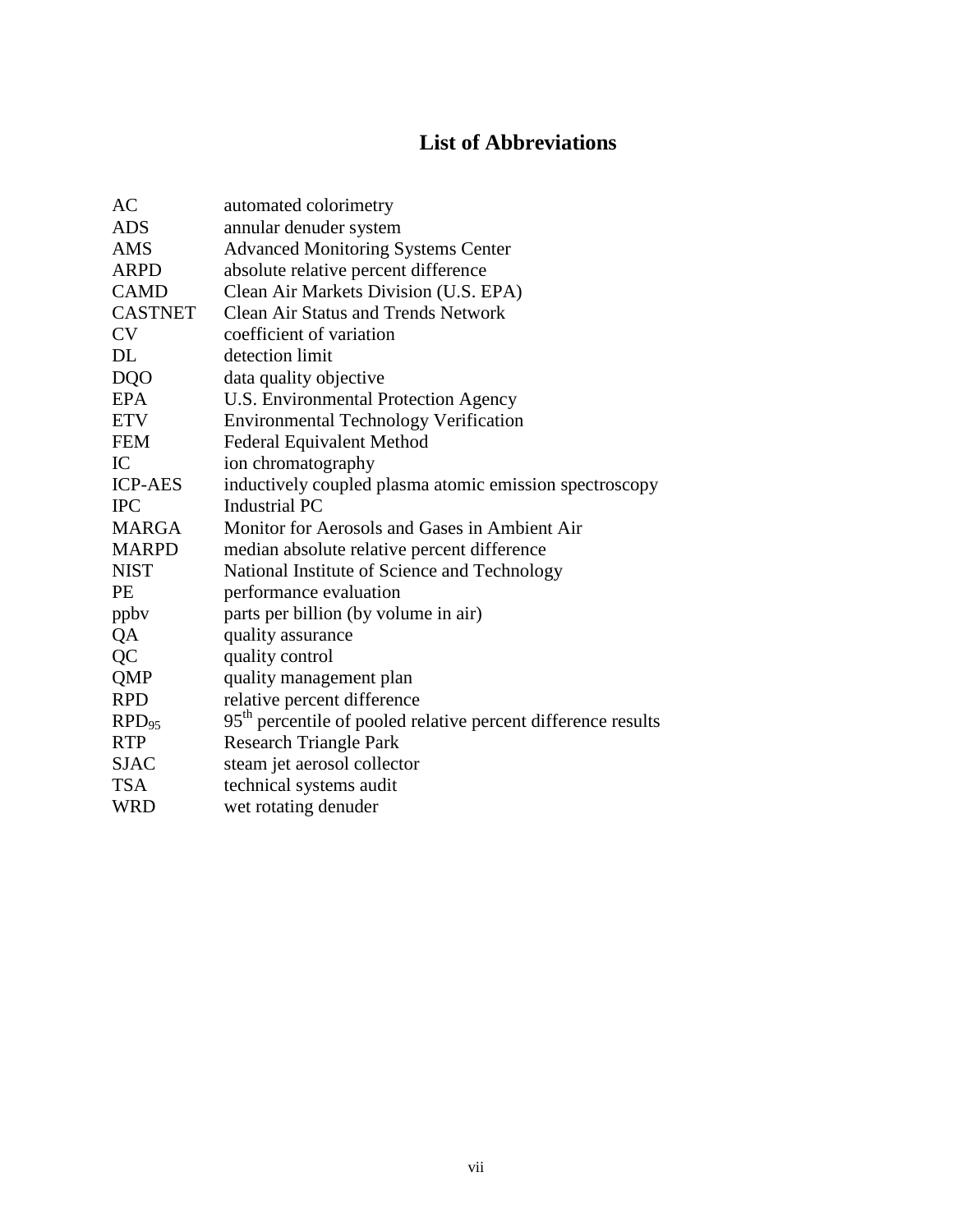# List of Abbreviations

| | |
|---|---|
| AC | automated colorimetry |
| ADS | annular denuder system |
| AMS | Advanced Monitoring Systems Center |
| ARPD | absolute relative percent difference |
| CAMD | Clean Air Markets Division (U.S. EPA) |
| CASTNET | Clean Air Status and Trends Network |
| CV | coefficient of variation |
| DL | detection limit |
| DQO | data quality objective |
| EPA | U.S. Environmental Protection Agency |
| ETV | Environmental Technology Verification |
| FEM | Federal Equivalent Method |
| IC | ion chromatography |
| ICP-AES | inductively coupled plasma atomic emission spectroscopy |
| IPC | Industrial PC |
| MARGA | Monitor for Aerosols and Gases in Ambient Air |
| MARPD | median absolute relative percent difference |
| NIST | National Institute of Science and Technology |
| PE | performance evaluation |
| ppbv | parts per billion (by volume in air) |
| QA | quality assurance |
| QC | quality control |
| QMP | quality management plan |
| RPD | relative percent difference |
| $RPD_{95}$ | $95^{th}$ percentile of pooled relative percent difference results |
| RTP | Research Triangle Park |
| SJAC | steam jet aerosol collector |
| TSA | technical systems audit |
| WRD | wet rotating denuder |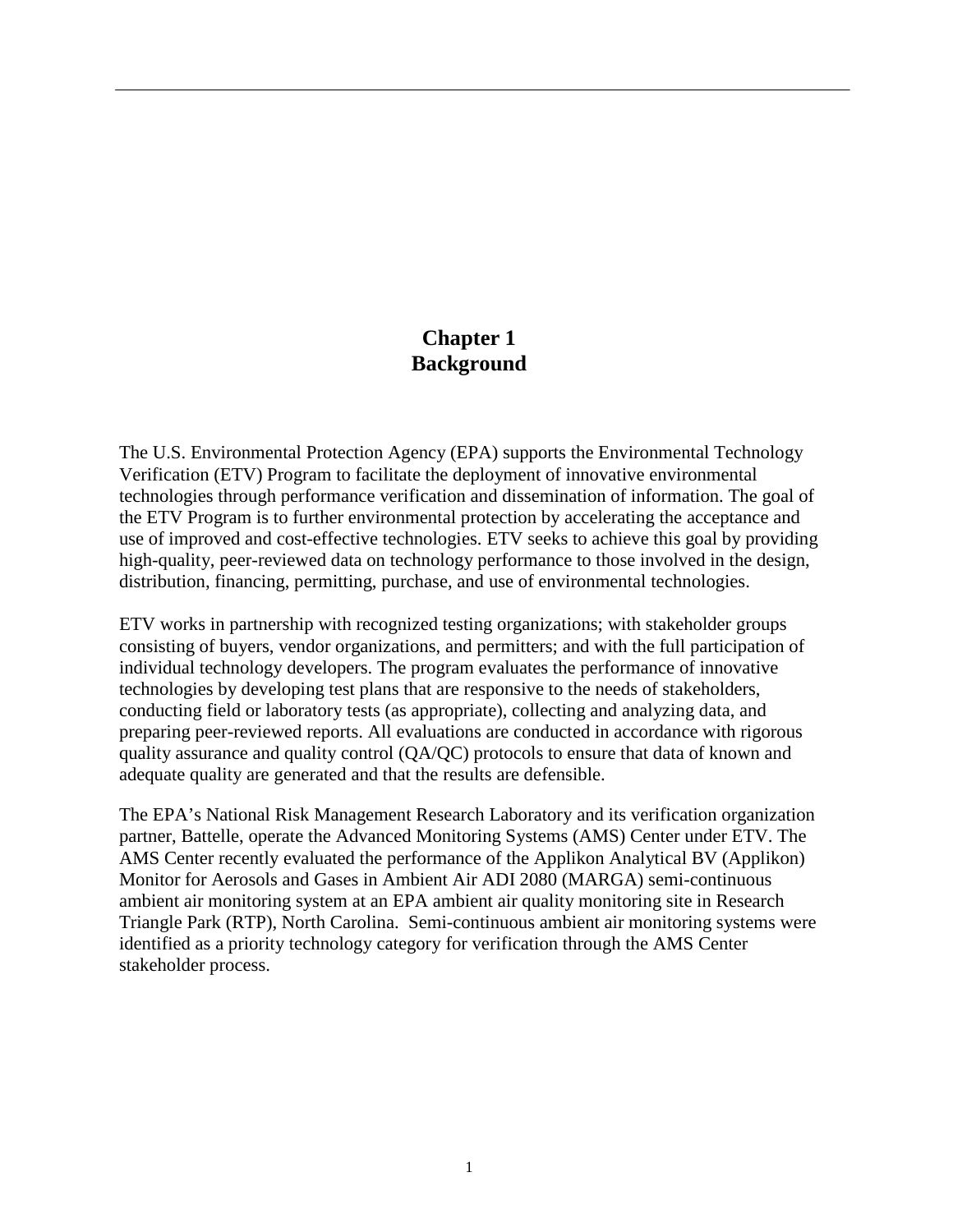# Chapter 1
# Background

The U.S. Environmental Protection Agency (EPA) supports the Environmental Technology Verification (ETV) Program to facilitate the deployment of innovative environmental technologies through performance verification and dissemination of information. The goal of the ETV Program is to further environmental protection by accelerating the acceptance and use of improved and cost-effective technologies. ETV seeks to achieve this goal by providing high-quality, peer-reviewed data on technology performance to those involved in the design, distribution, financing, permitting, purchase, and use of environmental technologies.

ETV works in partnership with recognized testing organizations; with stakeholder groups consisting of buyers, vendor organizations, and permitters; and with the full participation of individual technology developers. The program evaluates the performance of innovative technologies by developing test plans that are responsive to the needs of stakeholders, conducting field or laboratory tests (as appropriate), collecting and analyzing data, and preparing peer-reviewed reports. All evaluations are conducted in accordance with rigorous quality assurance and quality control (QA/QC) protocols to ensure that data of known and adequate quality are generated and that the results are defensible.

The EPA's National Risk Management Research Laboratory and its verification organization partner, Battelle, operate the Advanced Monitoring Systems (AMS) Center under ETV. The AMS Center recently evaluated the performance of the Applikon Analytical BV (Applikon) Monitor for Aerosols and Gases in Ambient Air ADI 2080 (MARGA) semi-continuous ambient air monitoring system at an EPA ambient air quality monitoring site in Research Triangle Park (RTP), North Carolina. Semi-continuous ambient air monitoring systems were identified as a priority technology category for verification through the AMS Center stakeholder process.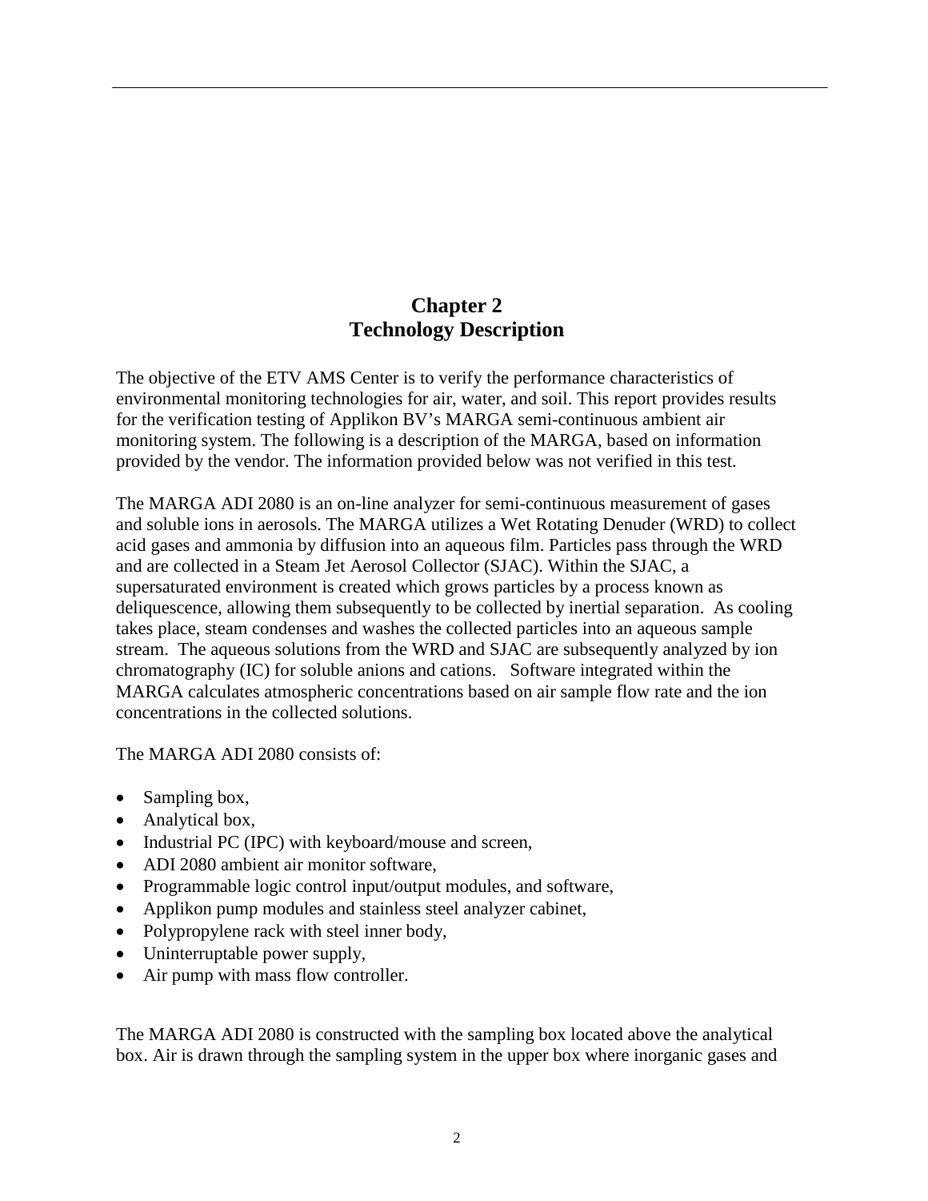# Chapter 2
# Technology Description

The objective of the ETV AMS Center is to verify the performance characteristics of environmental monitoring technologies for air, water, and soil. This report provides results for the verification testing of Applikon BV's MARGA semi-continuous ambient air monitoring system. The following is a description of the MARGA, based on information provided by the vendor. The information provided below was not verified in this test.

The MARGA ADI 2080 is an on-line analyzer for semi-continuous measurement of gases and soluble ions in aerosols. The MARGA utilizes a Wet Rotating Denuder (WRD) to collect acid gases and ammonia by diffusion into an aqueous film. Particles pass through the WRD and are collected in a Steam Jet Aerosol Collector (SJAC). Within the SJAC, a supersaturated environment is created which grows particles by a process known as deliquescence, allowing them subsequently to be collected by inertial separation. As cooling takes place, steam condenses and washes the collected particles into an aqueous sample stream. The aqueous solutions from the WRD and SJAC are subsequently analyzed by ion chromatography (IC) for soluble anions and cations. Software integrated within the MARGA calculates atmospheric concentrations based on air sample flow rate and the ion concentrations in the collected solutions.

The MARGA ADI 2080 consists of:

- Sampling box,
- Analytical box,
- Industrial PC (IPC) with keyboard/mouse and screen,
- ADI 2080 ambient air monitor software,
- Programmable logic control input/output modules, and software,
- Applikon pump modules and stainless steel analyzer cabinet,
- Polypropylene rack with steel inner body,
- Uninterruptable power supply,
- Air pump with mass flow controller.

The MARGA ADI 2080 is constructed with the sampling box located above the analytical box. Air is drawn through the sampling system in the upper box where inorganic gases and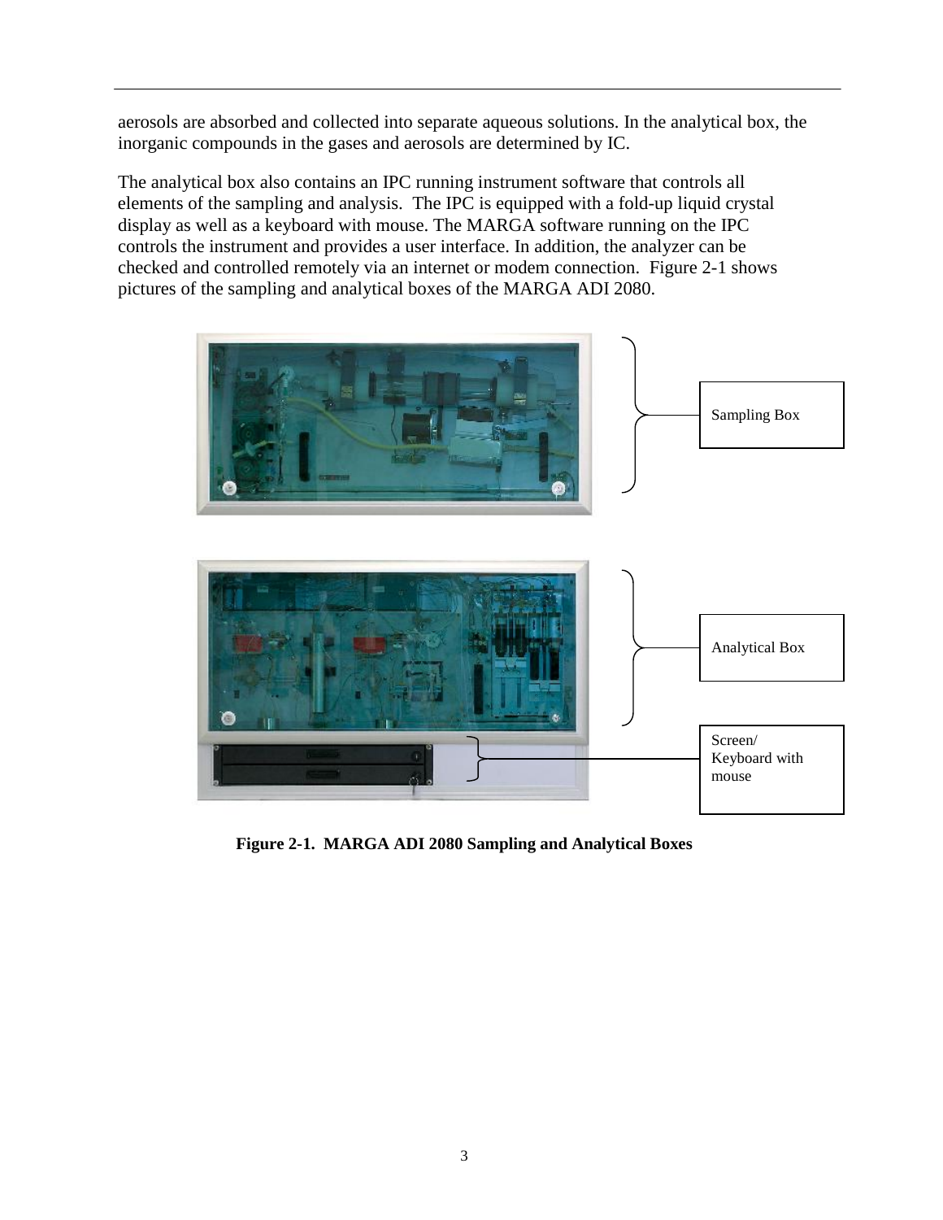aerosols are absorbed and collected into separate aqueous solutions. In the analytical box, the inorganic compounds in the gases and aerosols are determined by IC.

The analytical box also contains an IPC running instrument software that controls all elements of the sampling and analysis. The IPC is equipped with a fold-up liquid crystal display as well as a keyboard with mouse. The MARGA software running on the IPC controls the instrument and provides a user interface. In addition, the analyzer can be checked and controlled remotely via an internet or modem connection. Figure 2-1 shows pictures of the sampling and analytical boxes of the MARGA ADI 2080.

Sampling Box

Analytical Box

Screen/ Keyboard with mouse

**Figure 2-1. MARGA ADI 2080 Sampling and Analytical Boxes**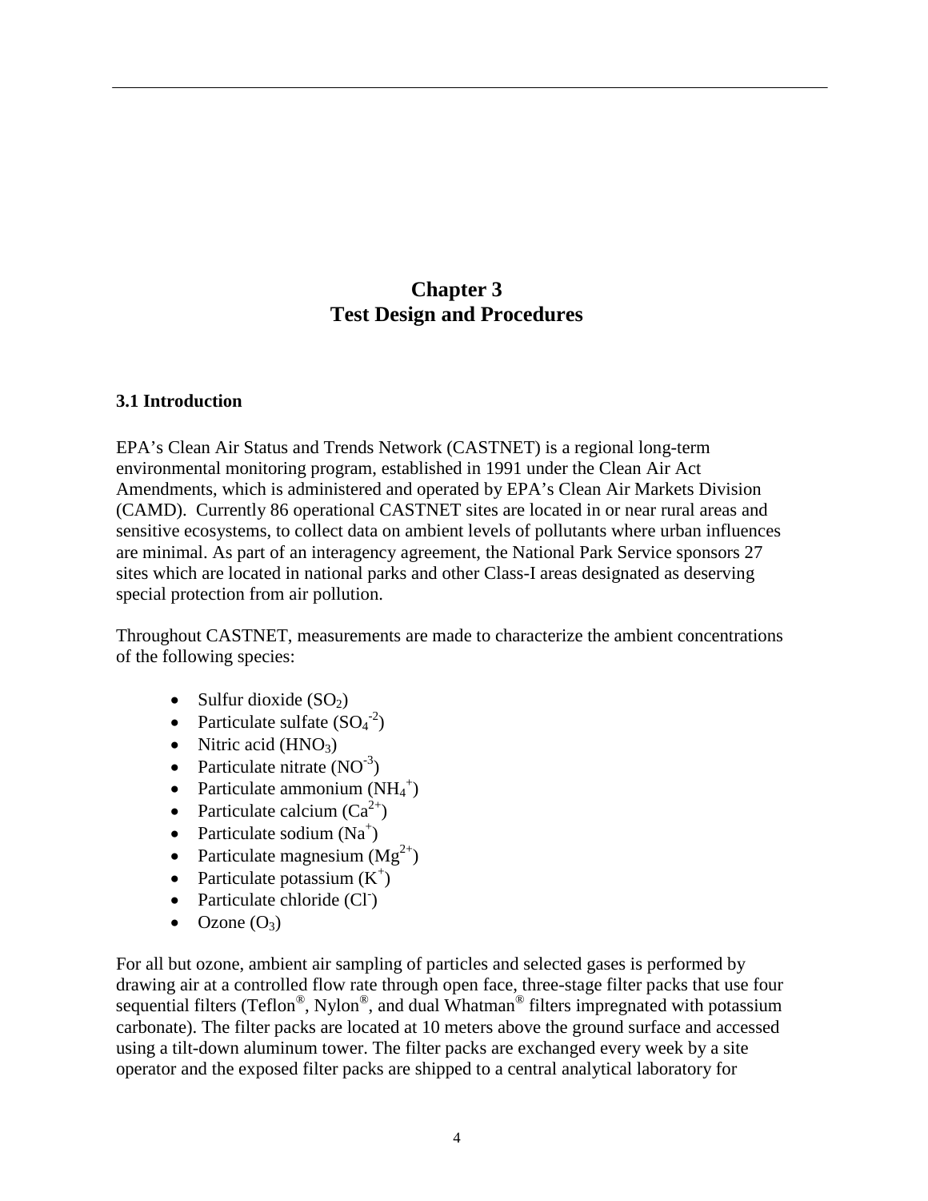# Chapter 3
# Test Design and Procedures

### 3.1 Introduction

EPA's Clean Air Status and Trends Network (CASTNET) is a regional long-term environmental monitoring program, established in 1991 under the Clean Air Act Amendments, which is administered and operated by EPA's Clean Air Markets Division (CAMD). Currently 86 operational CASTNET sites are located in or near rural areas and sensitive ecosystems, to collect data on ambient levels of pollutants where urban influences are minimal. As part of an interagency agreement, the National Park Service sponsors 27 sites which are located in national parks and other Class-I areas designated as deserving special protection from air pollution.

Throughout CASTNET, measurements are made to characterize the ambient concentrations of the following species:

- Sulfur dioxide ($SO_2$)
- Particulate sulfate ($SO_4^{-2}$)
- Nitric acid ($HNO_3$)
- Particulate nitrate ($NO^{-3}$)
- Particulate ammonium ($NH_4^+$)
- Particulate calcium ($Ca^{2+}$)
- Particulate sodium ($Na^+$)
- Particulate magnesium ($Mg^{2+}$)
- Particulate potassium ($K^+$)
- Particulate chloride ($Cl^-$)
- Ozone ($O_3$)

For all but ozone, ambient air sampling of particles and selected gases is performed by drawing air at a controlled flow rate through open face, three-stage filter packs that use four sequential filters (Teflon®, Nylon®, and dual Whatman® filters impregnated with potassium carbonate). The filter packs are located at 10 meters above the ground surface and accessed using a tilt-down aluminum tower. The filter packs are exchanged every week by a site operator and the exposed filter packs are shipped to a central analytical laboratory for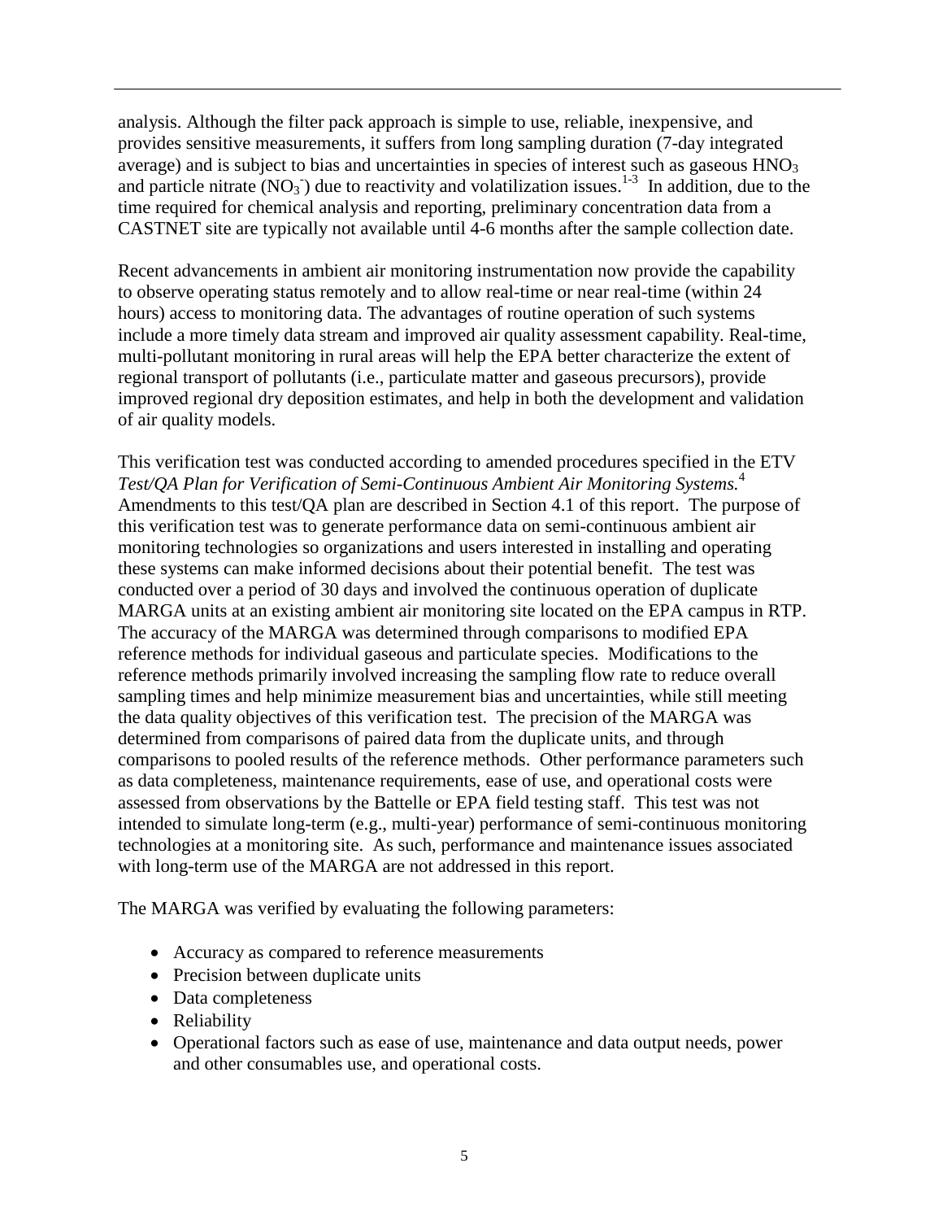analysis. Although the filter pack approach is simple to use, reliable, inexpensive, and provides sensitive measurements, it suffers from long sampling duration (7-day integrated average) and is subject to bias and uncertainties in species of interest such as gaseous $HNO_3$ and particle nitrate ($NO_3^-$) due to reactivity and volatilization issues.[1-3] In addition, due to the time required for chemical analysis and reporting, preliminary concentration data from a CASTNET site are typically not available until 4-6 months after the sample collection date.

Recent advancements in ambient air monitoring instrumentation now provide the capability to observe operating status remotely and to allow real-time or near real-time (within 24 hours) access to monitoring data. The advantages of routine operation of such systems include a more timely data stream and improved air quality assessment capability. Real-time, multi-pollutant monitoring in rural areas will help the EPA better characterize the extent of regional transport of pollutants (i.e., particulate matter and gaseous precursors), provide improved regional dry deposition estimates, and help in both the development and validation of air quality models.

This verification test was conducted according to amended procedures specified in the ETV *Test/QA Plan for Verification of Semi-Continuous Ambient Air Monitoring Systems.*[4] Amendments to this test/QA plan are described in Section 4.1 of this report. The purpose of this verification test was to generate performance data on semi-continuous ambient air monitoring technologies so organizations and users interested in installing and operating these systems can make informed decisions about their potential benefit. The test was conducted over a period of 30 days and involved the continuous operation of duplicate MARGA units at an existing ambient air monitoring site located on the EPA campus in RTP. The accuracy of the MARGA was determined through comparisons to modified EPA reference methods for individual gaseous and particulate species. Modifications to the reference methods primarily involved increasing the sampling flow rate to reduce overall sampling times and help minimize measurement bias and uncertainties, while still meeting the data quality objectives of this verification test. The precision of the MARGA was determined from comparisons of paired data from the duplicate units, and through comparisons to pooled results of the reference methods. Other performance parameters such as data completeness, maintenance requirements, ease of use, and operational costs were assessed from observations by the Battelle or EPA field testing staff. This test was not intended to simulate long-term (e.g., multi-year) performance of semi-continuous monitoring technologies at a monitoring site. As such, performance and maintenance issues associated with long-term use of the MARGA are not addressed in this report.

The MARGA was verified by evaluating the following parameters:

- Accuracy as compared to reference measurements
- Precision between duplicate units
- Data completeness
- Reliability
- Operational factors such as ease of use, maintenance and data output needs, power and other consumables use, and operational costs.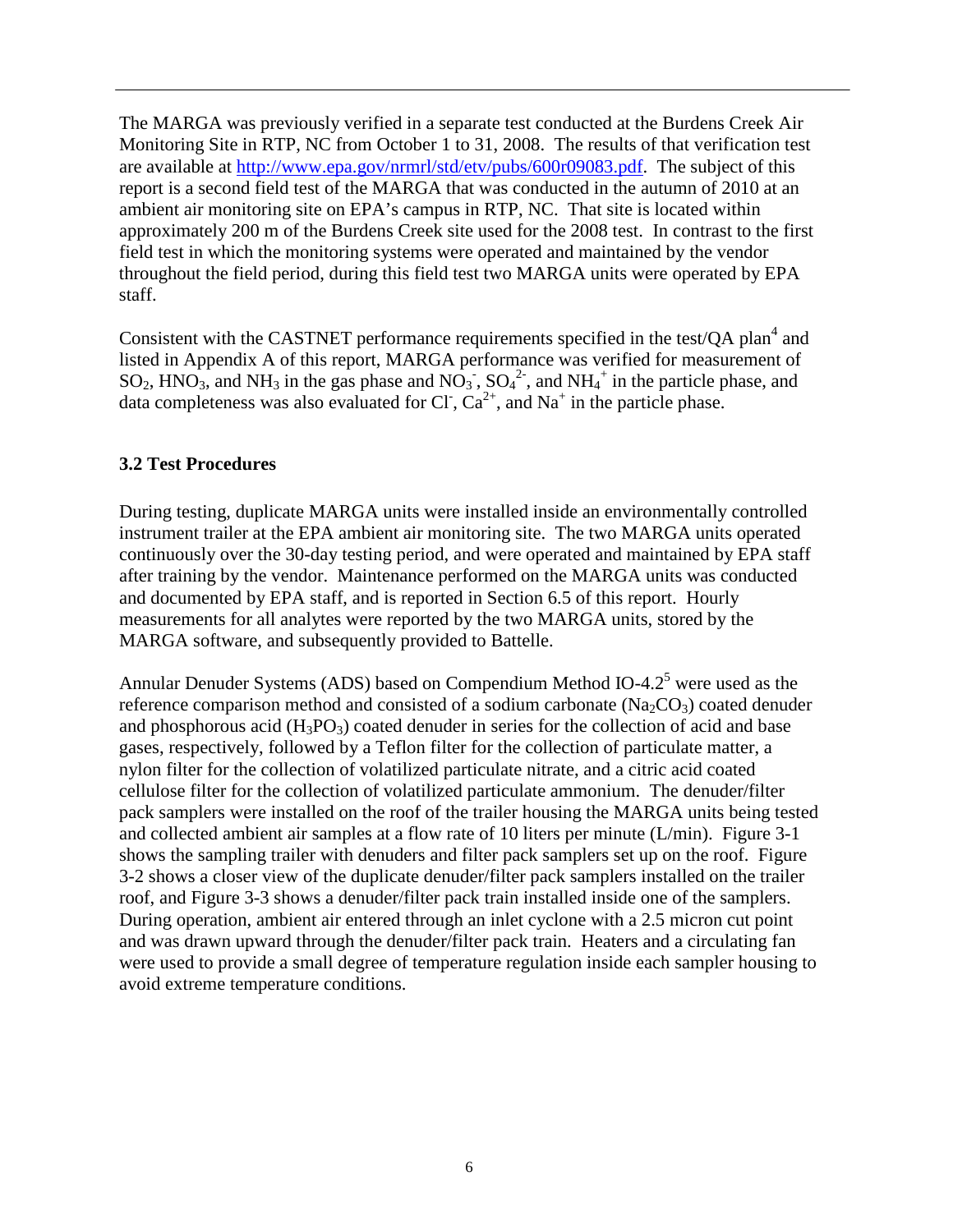The MARGA was previously verified in a separate test conducted at the Burdens Creek Air Monitoring Site in RTP, NC from October 1 to 31, 2008. The results of that verification test are available at http://www.epa.gov/nrmrl/std/etv/pubs/600r09083.pdf. The subject of this report is a second field test of the MARGA that was conducted in the autumn of 2010 at an ambient air monitoring site on EPA's campus in RTP, NC. That site is located within approximately 200 m of the Burdens Creek site used for the 2008 test. In contrast to the first field test in which the monitoring systems were operated and maintained by the vendor throughout the field period, during this field test two MARGA units were operated by EPA staff.

Consistent with the CASTNET performance requirements specified in the test/QA plan[4] and listed in Appendix A of this report, MARGA performance was verified for measurement of $SO_2$, $HNO_3$, and $NH_3$ in the gas phase and $NO_3^-$, $SO_4^{2-}$, and $NH_4^+$ in the particle phase, and data completeness was also evaluated for $Cl^-$, $Ca^{2+}$, and $Na^+$ in the particle phase.

### 3.2 Test Procedures

During testing, duplicate MARGA units were installed inside an environmentally controlled instrument trailer at the EPA ambient air monitoring site. The two MARGA units operated continuously over the 30-day testing period, and were operated and maintained by EPA staff after training by the vendor. Maintenance performed on the MARGA units was conducted and documented by EPA staff, and is reported in Section 6.5 of this report. Hourly measurements for all analytes were reported by the two MARGA units, stored by the MARGA software, and subsequently provided to Battelle.

Annular Denuder Systems (ADS) based on Compendium Method IO-4.2[5] were used as the reference comparison method and consisted of a sodium carbonate ($Na_2CO_3$) coated denuder and phosphorous acid ($H_3PO_3$) coated denuder in series for the collection of acid and base gases, respectively, followed by a Teflon filter for the collection of particulate matter, a nylon filter for the collection of volatilized particulate nitrate, and a citric acid coated cellulose filter for the collection of volatilized particulate ammonium. The denuder/filter pack samplers were installed on the roof of the trailer housing the MARGA units being tested and collected ambient air samples at a flow rate of 10 liters per minute (L/min). Figure 3-1 shows the sampling trailer with denuders and filter pack samplers set up on the roof. Figure 3-2 shows a closer view of the duplicate denuder/filter pack samplers installed on the trailer roof, and Figure 3-3 shows a denuder/filter pack train installed inside one of the samplers. During operation, ambient air entered through an inlet cyclone with a 2.5 micron cut point and was drawn upward through the denuder/filter pack train. Heaters and a circulating fan were used to provide a small degree of temperature regulation inside each sampler housing to avoid extreme temperature conditions.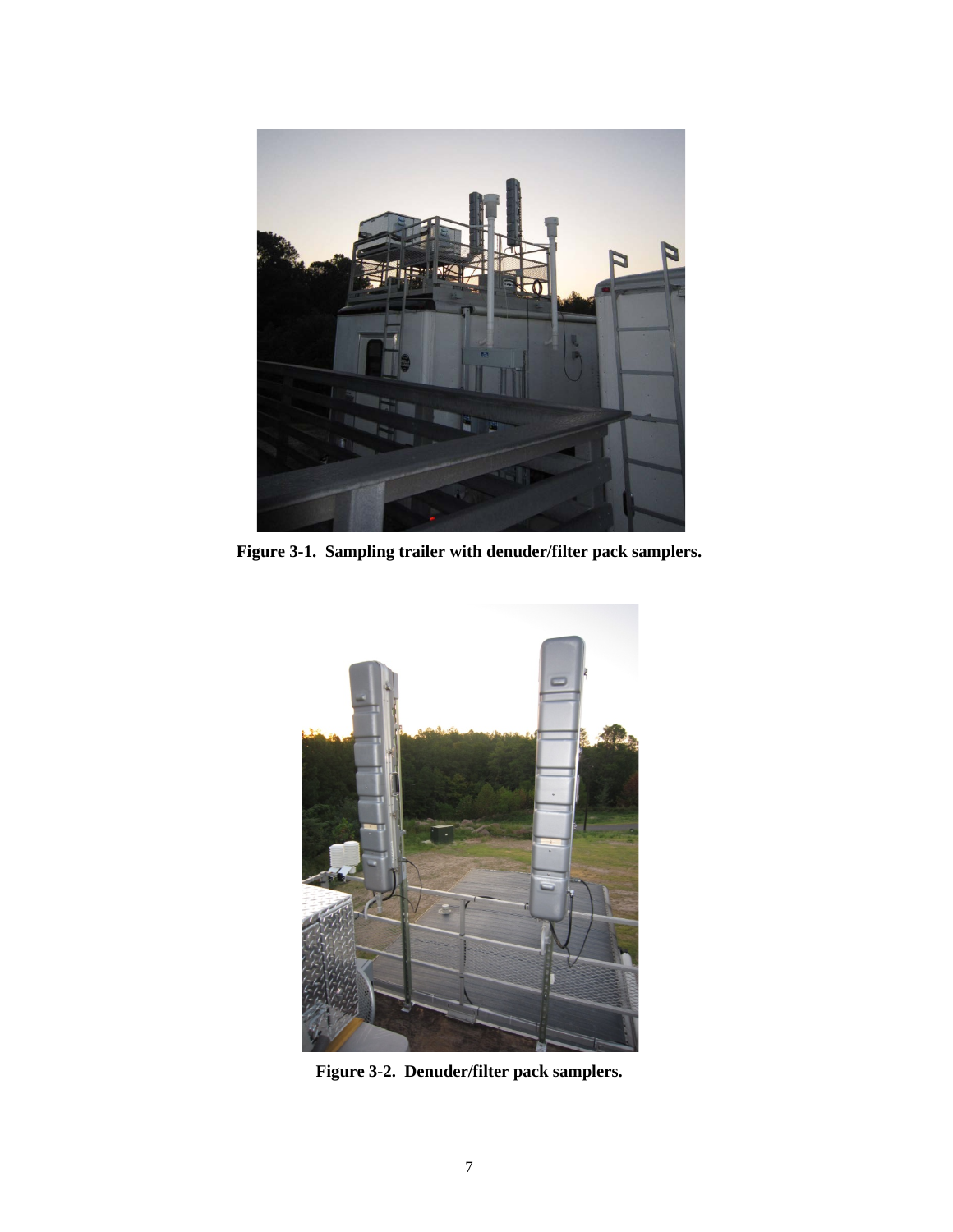**Figure 3-1. Sampling trailer with denuder/filter pack samplers.**

**Figure 3-2. Denuder/filter pack samplers.**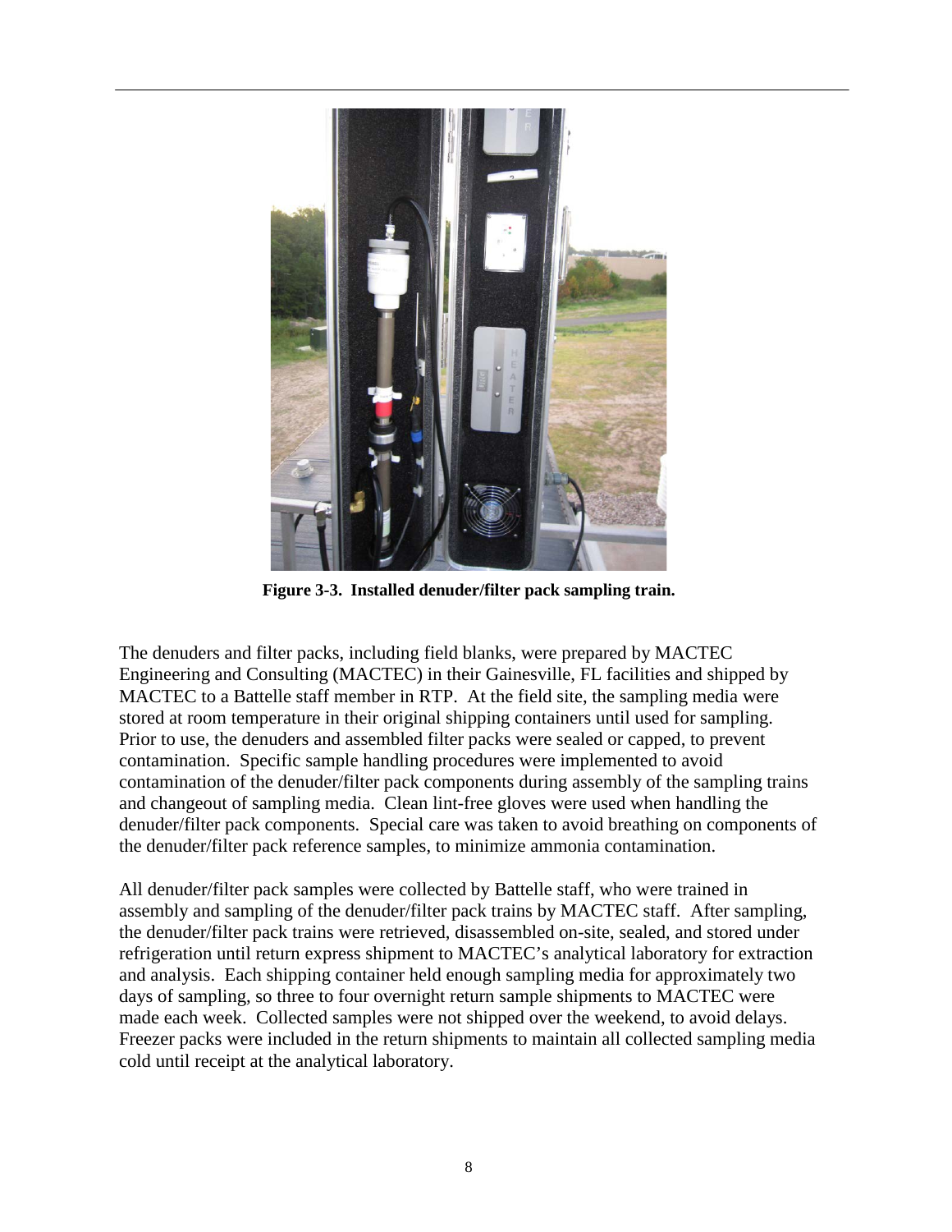**Figure 3-3. Installed denuder/filter pack sampling train.**

The denuders and filter packs, including field blanks, were prepared by MACTEC Engineering and Consulting (MACTEC) in their Gainesville, FL facilities and shipped by MACTEC to a Battelle staff member in RTP. At the field site, the sampling media were stored at room temperature in their original shipping containers until used for sampling. Prior to use, the denuders and assembled filter packs were sealed or capped, to prevent contamination. Specific sample handling procedures were implemented to avoid contamination of the denuder/filter pack components during assembly of the sampling trains and changeout of sampling media. Clean lint-free gloves were used when handling the denuder/filter pack components. Special care was taken to avoid breathing on components of the denuder/filter pack reference samples, to minimize ammonia contamination.

All denuder/filter pack samples were collected by Battelle staff, who were trained in assembly and sampling of the denuder/filter pack trains by MACTEC staff. After sampling, the denuder/filter pack trains were retrieved, disassembled on-site, sealed, and stored under refrigeration until return express shipment to MACTEC's analytical laboratory for extraction and analysis. Each shipping container held enough sampling media for approximately two days of sampling, so three to four overnight return sample shipments to MACTEC were made each week. Collected samples were not shipped over the weekend, to avoid delays. Freezer packs were included in the return shipments to maintain all collected sampling media cold until receipt at the analytical laboratory.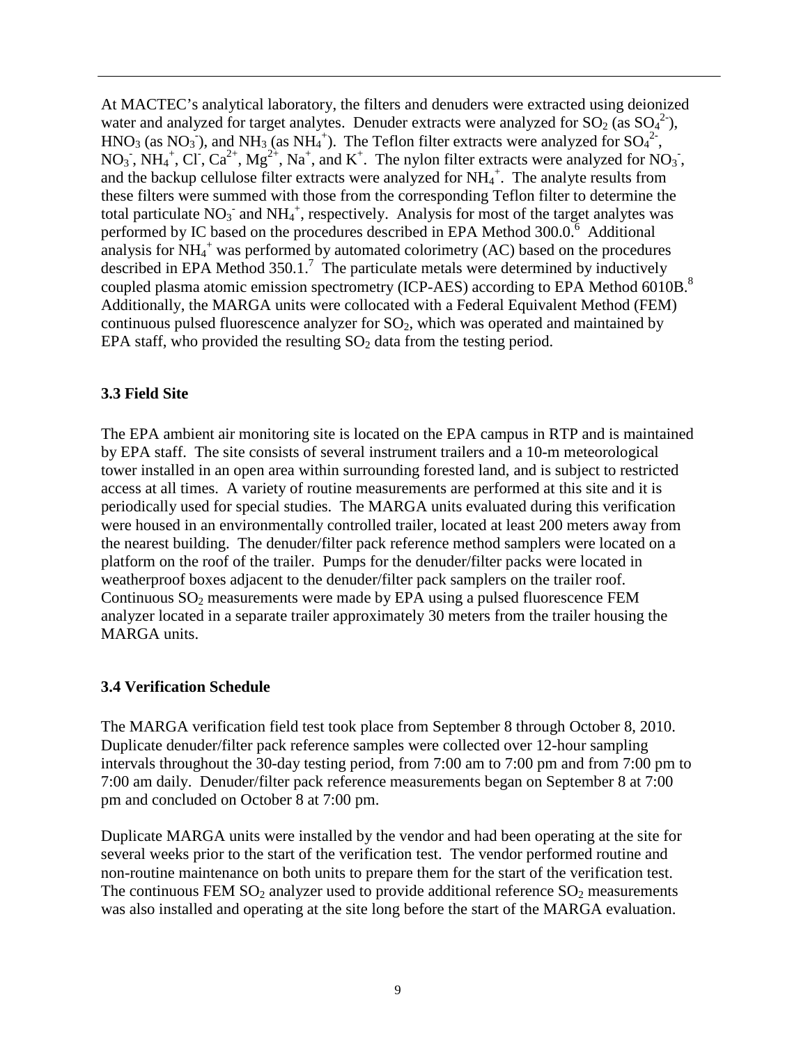At MACTEC's analytical laboratory, the filters and denuders were extracted using deionized water and analyzed for target analytes. Denuder extracts were analyzed for $SO_2$ (as $SO_4^{2-}$), $HNO_3$ (as $NO_3^-$), and $NH_3$ (as $NH_4^+$). The Teflon filter extracts were analyzed for $SO_4^{2-}$, $NO_3^-$, $NH_4^+$, $Cl^-$, $Ca^{2+}$, $Mg^{2+}$, $Na^+$, and $K^+$. The nylon filter extracts were analyzed for $NO_3^-$, and the backup cellulose filter extracts were analyzed for $NH_4^+$. The analyte results from these filters were summed with those from the corresponding Teflon filter to determine the total particulate $NO_3^-$ and $NH_4^+$, respectively. Analysis for most of the target analytes was performed by IC based on the procedures described in EPA Method 300.0.[6] Additional analysis for $NH_4^+$ was performed by automated colorimetry (AC) based on the procedures described in EPA Method 350.1.[7] The particulate metals were determined by inductively coupled plasma atomic emission spectrometry (ICP-AES) according to EPA Method 6010B.[8] Additionally, the MARGA units were collocated with a Federal Equivalent Method (FEM) continuous pulsed fluorescence analyzer for $SO_2$, which was operated and maintained by EPA staff, who provided the resulting $SO_2$ data from the testing period.

### 3.3 Field Site

The EPA ambient air monitoring site is located on the EPA campus in RTP and is maintained by EPA staff. The site consists of several instrument trailers and a 10-m meteorological tower installed in an open area within surrounding forested land, and is subject to restricted access at all times. A variety of routine measurements are performed at this site and it is periodically used for special studies. The MARGA units evaluated during this verification were housed in an environmentally controlled trailer, located at least 200 meters away from the nearest building. The denuder/filter pack reference method samplers were located on a platform on the roof of the trailer. Pumps for the denuder/filter packs were located in weatherproof boxes adjacent to the denuder/filter pack samplers on the trailer roof. Continuous $SO_2$ measurements were made by EPA using a pulsed fluorescence FEM analyzer located in a separate trailer approximately 30 meters from the trailer housing the MARGA units.

### 3.4 Verification Schedule

The MARGA verification field test took place from September 8 through October 8, 2010. Duplicate denuder/filter pack reference samples were collected over 12-hour sampling intervals throughout the 30-day testing period, from 7:00 am to 7:00 pm and from 7:00 pm to 7:00 am daily. Denuder/filter pack reference measurements began on September 8 at 7:00 pm and concluded on October 8 at 7:00 pm.

Duplicate MARGA units were installed by the vendor and had been operating at the site for several weeks prior to the start of the verification test. The vendor performed routine and non-routine maintenance on both units to prepare them for the start of the verification test. The continuous FEM $SO_2$ analyzer used to provide additional reference $SO_2$ measurements was also installed and operating at the site long before the start of the MARGA evaluation.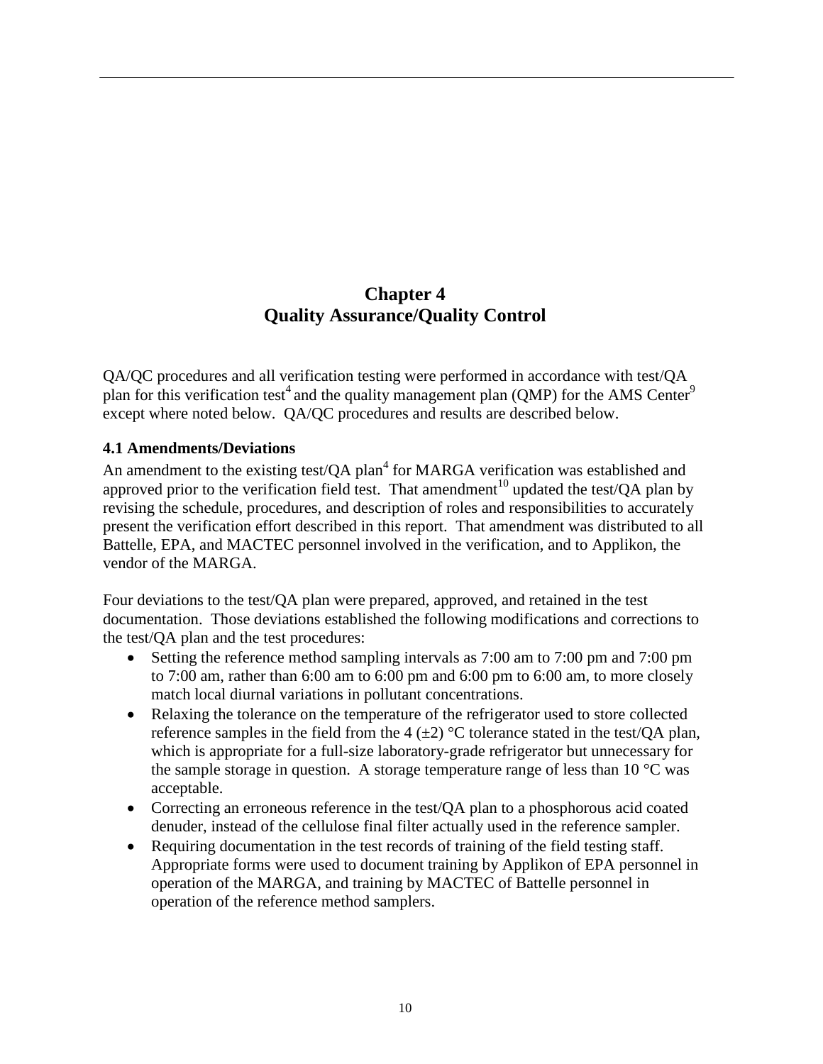# Chapter 4
# Quality Assurance/Quality Control

QA/QC procedures and all verification testing were performed in accordance with test/QA plan for this verification test[4] and the quality management plan (QMP) for the AMS Center[9] except where noted below. QA/QC procedures and results are described below.

## 4.1 Amendments/Deviations

An amendment to the existing test/QA plan[4] for MARGA verification was established and approved prior to the verification field test. That amendment[10] updated the test/QA plan by revising the schedule, procedures, and description of roles and responsibilities to accurately present the verification effort described in this report. That amendment was distributed to all Battelle, EPA, and MACTEC personnel involved in the verification, and to Applikon, the vendor of the MARGA.

Four deviations to the test/QA plan were prepared, approved, and retained in the test documentation. Those deviations established the following modifications and corrections to the test/QA plan and the test procedures:

- Setting the reference method sampling intervals as 7:00 am to 7:00 pm and 7:00 pm to 7:00 am, rather than 6:00 am to 6:00 pm and 6:00 pm to 6:00 am, to more closely match local diurnal variations in pollutant concentrations.
- Relaxing the tolerance on the temperature of the refrigerator used to store collected reference samples in the field from the 4 (±2) °C tolerance stated in the test/QA plan, which is appropriate for a full-size laboratory-grade refrigerator but unnecessary for the sample storage in question. A storage temperature range of less than 10 °C was acceptable.
- Correcting an erroneous reference in the test/QA plan to a phosphorous acid coated denuder, instead of the cellulose final filter actually used in the reference sampler.
- Requiring documentation in the test records of training of the field testing staff. Appropriate forms were used to document training by Applikon of EPA personnel in operation of the MARGA, and training by MACTEC of Battelle personnel in operation of the reference method samplers.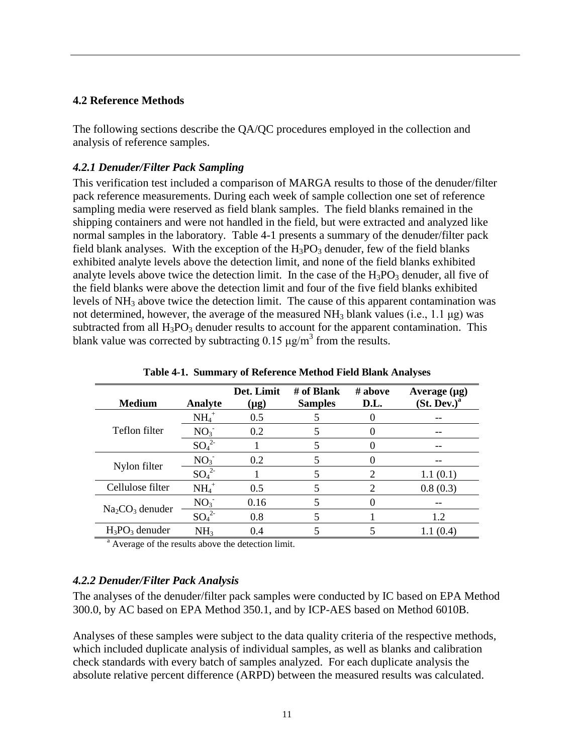## 4.2 Reference Methods

The following sections describe the QA/QC procedures employed in the collection and analysis of reference samples.

### *4.2.1 Denuder/Filter Pack Sampling*

This verification test included a comparison of MARGA results to those of the denuder/filter pack reference measurements. During each week of sample collection one set of reference sampling media were reserved as field blank samples. The field blanks remained in the shipping containers and were not handled in the field, but were extracted and analyzed like normal samples in the laboratory. Table 4-1 presents a summary of the denuder/filter pack field blank analyses. With the exception of the $H_3PO_3$ denuder, few of the field blanks exhibited analyte levels above the detection limit, and none of the field blanks exhibited analyte levels above twice the detection limit. In the case of the $H_3PO_3$ denuder, all five of the field blanks were above the detection limit and four of the five field blanks exhibited levels of $NH_3$ above twice the detection limit. The cause of this apparent contamination was not determined, however, the average of the measured $NH_3$ blank values (i.e., 1.1 μg) was subtracted from all $H_3PO_3$ denuder results to account for the apparent contamination. This blank value was corrected by subtracting 0.15 μg/m$^3$ from the results.

**Table 4-1. Summary of Reference Method Field Blank Analyses**

| Medium | Analyte | Det. Limit (μg) | # of Blank Samples | # above D.L. | Average (μg) (St. Dev.)[a] |
|---|---|---|---|---|---|
| Teflon filter | $NH_4^+$ | 0.5 | 5 | 0 | -- |
| | $NO_3^-$ | 0.2 | 5 | 0 | -- |
| | $SO_4^{2-}$ | 1 | 5 | 0 | -- |
| Nylon filter | $NO_3^-$ | 0.2 | 5 | 0 | -- |
| | $SO_4^{2-}$ | 1 | 5 | 2 | 1.1 (0.1) |
| Cellulose filter | $NH_4^+$ | 0.5 | 5 | 2 | 0.8 (0.3) |
| $Na_2CO_3$ denuder | $NO_3^-$ | 0.16 | 5 | 0 | -- |
| | $SO_4^{2-}$ | 0.8 | 5 | 1 | 1.2 |
| $H_3PO_3$ denuder | $NH_3$ | 0.4 | 5 | 5 | 1.1 (0.4) |

[a] Average of the results above the detection limit.

### *4.2.2 Denuder/Filter Pack Analysis*

The analyses of the denuder/filter pack samples were conducted by IC based on EPA Method 300.0, by AC based on EPA Method 350.1, and by ICP-AES based on Method 6010B.

Analyses of these samples were subject to the data quality criteria of the respective methods, which included duplicate analysis of individual samples, as well as blanks and calibration check standards with every batch of samples analyzed. For each duplicate analysis the absolute relative percent difference (ARPD) between the measured results was calculated.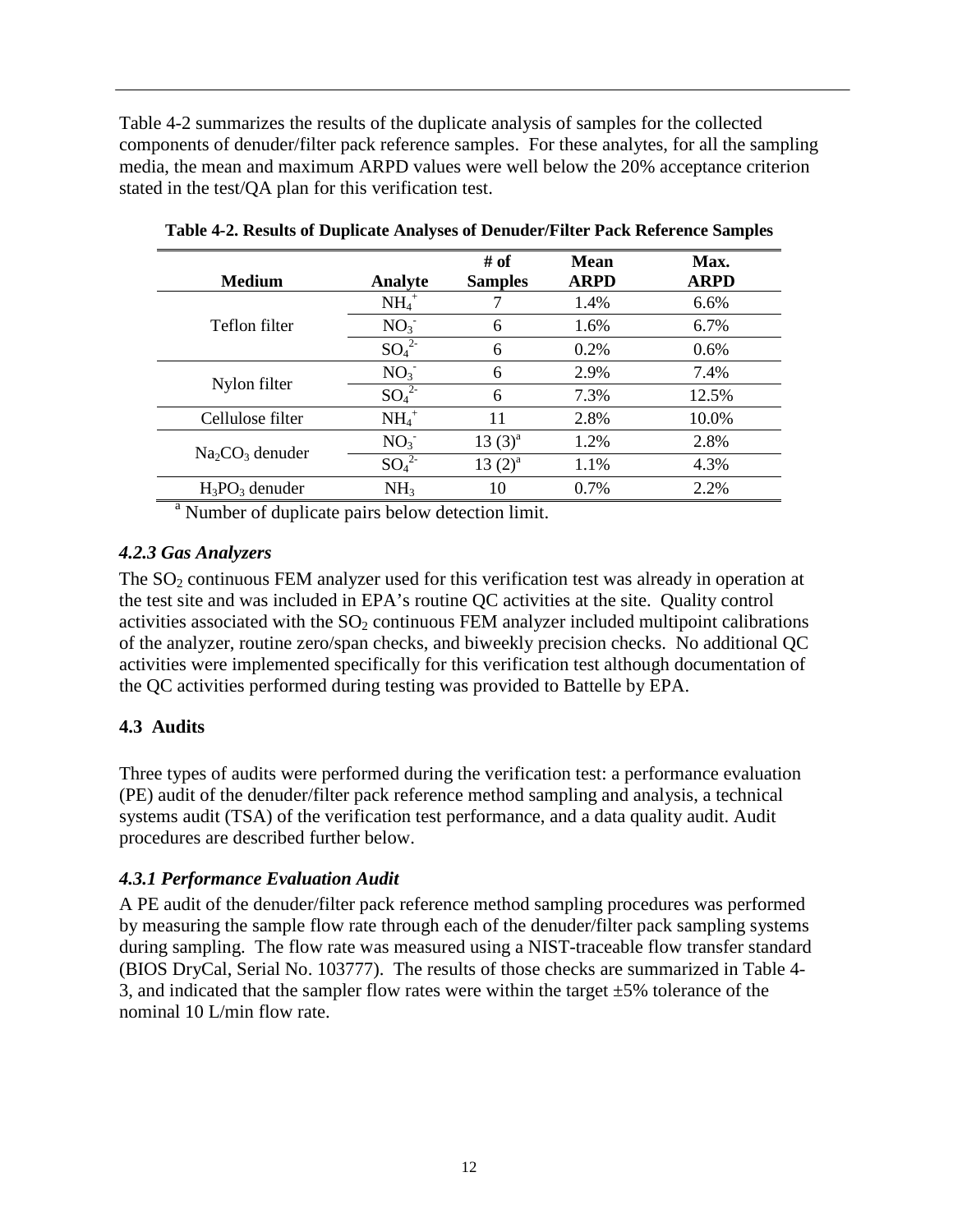Table 4-2 summarizes the results of the duplicate analysis of samples for the collected components of denuder/filter pack reference samples. For these analytes, for all the sampling media, the mean and maximum ARPD values were well below the 20% acceptance criterion stated in the test/QA plan for this verification test.

**Table 4-2. Results of Duplicate Analyses of Denuder/Filter Pack Reference Samples**

| Medium | Analyte | # of Samples | Mean ARPD | Max. ARPD |
|---|---|---|---|---|
| Teflon filter | $NH_4^+$ | 7 | 1.4% | 6.6% |
| | $NO_3^-$ | 6 | 1.6% | 6.7% |
| | $SO_4^{2-}$ | 6 | 0.2% | 0.6% |
| Nylon filter | $NO_3^-$ | 6 | 2.9% | 7.4% |
| | $SO_4^{2-}$ | 6 | 7.3% | 12.5% |
| Cellulose filter | $NH_4^+$ | 11 | 2.8% | 10.0% |
| $Na_2CO_3$ denuder | $NO_3^-$ | 13 (3)[a] | 1.2% | 2.8% |
| | $SO_4^{2-}$ | 13 (2)[a] | 1.1% | 4.3% |
| $H_3PO_3$ denuder | $NH_3$ | 10 | 0.7% | 2.2% |

[a] Number of duplicate pairs below detection limit.

### *4.2.3 Gas Analyzers*

The $SO_2$ continuous FEM analyzer used for this verification test was already in operation at the test site and was included in EPA's routine QC activities at the site. Quality control activities associated with the $SO_2$ continuous FEM analyzer included multipoint calibrations of the analyzer, routine zero/span checks, and biweekly precision checks. No additional QC activities were implemented specifically for this verification test although documentation of the QC activities performed during testing was provided to Battelle by EPA.

## 4.3 Audits

Three types of audits were performed during the verification test: a performance evaluation (PE) audit of the denuder/filter pack reference method sampling and analysis, a technical systems audit (TSA) of the verification test performance, and a data quality audit. Audit procedures are described further below.

### *4.3.1 Performance Evaluation Audit*

A PE audit of the denuder/filter pack reference method sampling procedures was performed by measuring the sample flow rate through each of the denuder/filter pack sampling systems during sampling. The flow rate was measured using a NIST-traceable flow transfer standard (BIOS DryCal, Serial No. 103777). The results of those checks are summarized in Table 4-3, and indicated that the sampler flow rates were within the target ±5% tolerance of the nominal 10 L/min flow rate.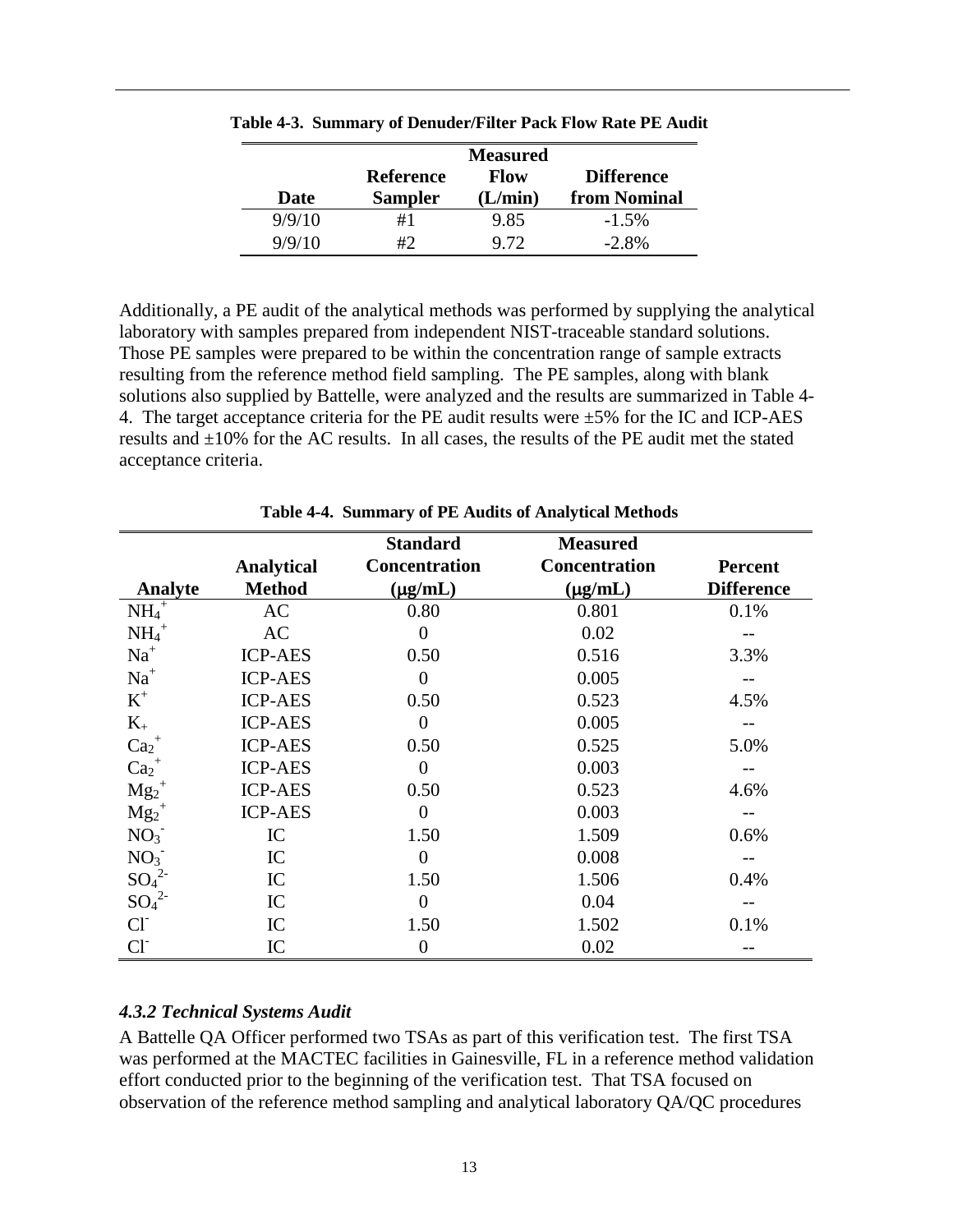**Table 4-3. Summary of Denuder/Filter Pack Flow Rate PE Audit**

| Date | Reference Sampler | Measured Flow (L/min) | Difference from Nominal |
|---|---|---|---|
| 9/9/10 | #1 | 9.85 | -1.5% |
| 9/9/10 | #2 | 9.72 | -2.8% |

Additionally, a PE audit of the analytical methods was performed by supplying the analytical laboratory with samples prepared from independent NIST-traceable standard solutions. Those PE samples were prepared to be within the concentration range of sample extracts resulting from the reference method field sampling. The PE samples, along with blank solutions also supplied by Battelle, were analyzed and the results are summarized in Table 4-4. The target acceptance criteria for the PE audit results were ±5% for the IC and ICP-AES results and ±10% for the AC results. In all cases, the results of the PE audit met the stated acceptance criteria.

**Table 4-4. Summary of PE Audits of Analytical Methods**

| Analyte | Analytical Method | Standard Concentration (μg/mL) | Measured Concentration (μg/mL) | Percent Difference |
|---|---|---|---|---|
| $NH_4^+$ | AC | 0.80 | 0.801 | 0.1% |
| $NH_4^+$ | AC | 0 | 0.02 | -- |
| $Na^+$ | ICP-AES | 0.50 | 0.516 | 3.3% |
| $Na^+$ | ICP-AES | 0 | 0.005 | -- |
| $K^+$ | ICP-AES | 0.50 | 0.523 | 4.5% |
| $K_+$ | ICP-AES | 0 | 0.005 | -- |
| $Ca_2^+$ | ICP-AES | 0.50 | 0.525 | 5.0% |
| $Ca_2^+$ | ICP-AES | 0 | 0.003 | -- |
| $Mg_2^+$ | ICP-AES | 0.50 | 0.523 | 4.6% |
| $Mg_2^+$ | ICP-AES | 0 | 0.003 | -- |
| $NO_3^-$ | IC | 1.50 | 1.509 | 0.6% |
| $NO_3^-$ | IC | 0 | 0.008 | -- |
| $SO_4^{2-}$ | IC | 1.50 | 1.506 | 0.4% |
| $SO_4^{2-}$ | IC | 0 | 0.04 | -- |
| $Cl^-$ | IC | 1.50 | 1.502 | 0.1% |
| $Cl^-$ | IC | 0 | 0.02 | -- |

### *4.3.2 Technical Systems Audit*

A Battelle QA Officer performed two TSAs as part of this verification test. The first TSA was performed at the MACTEC facilities in Gainesville, FL in a reference method validation effort conducted prior to the beginning of the verification test. That TSA focused on observation of the reference method sampling and analytical laboratory QA/QC procedures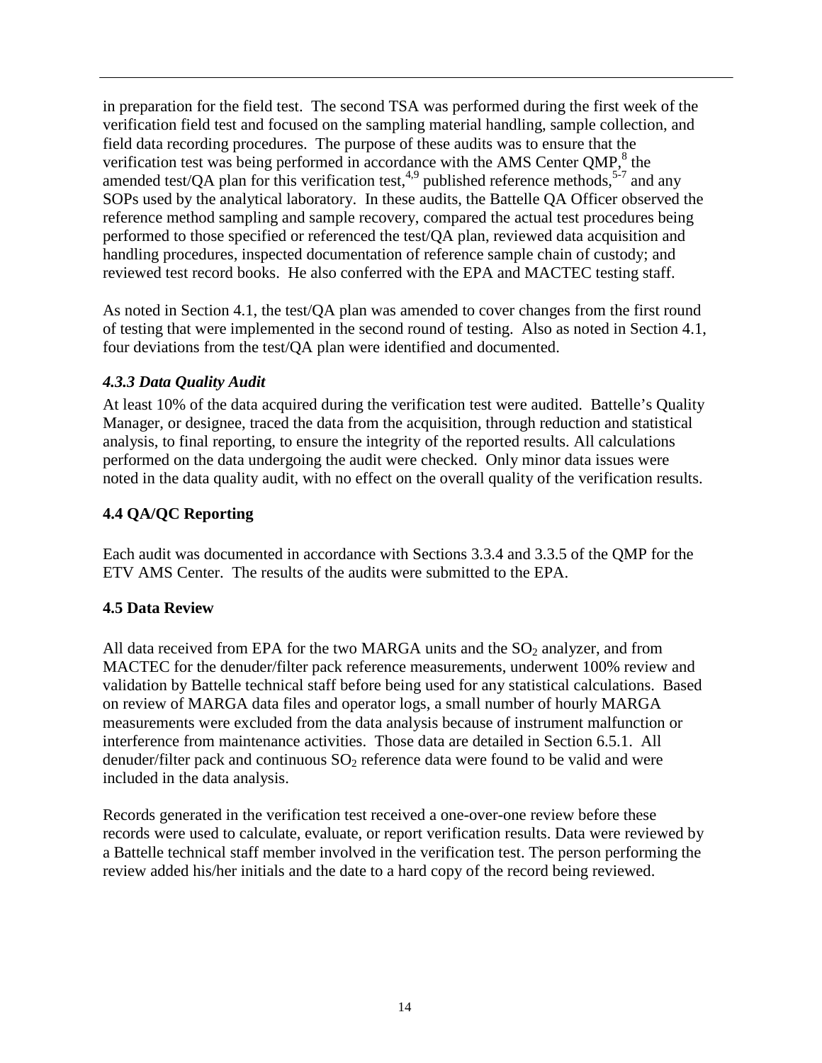in preparation for the field test. The second TSA was performed during the first week of the verification field test and focused on the sampling material handling, sample collection, and field data recording procedures. The purpose of these audits was to ensure that the verification test was being performed in accordance with the AMS Center QMP,[8] the amended test/QA plan for this verification test,[4,9] published reference methods,[5-7] and any SOPs used by the analytical laboratory. In these audits, the Battelle QA Officer observed the reference method sampling and sample recovery, compared the actual test procedures being performed to those specified or referenced the test/QA plan, reviewed data acquisition and handling procedures, inspected documentation of reference sample chain of custody; and reviewed test record books. He also conferred with the EPA and MACTEC testing staff.

As noted in Section 4.1, the test/QA plan was amended to cover changes from the first round of testing that were implemented in the second round of testing. Also as noted in Section 4.1, four deviations from the test/QA plan were identified and documented.

### *4.3.3 Data Quality Audit*

At least 10% of the data acquired during the verification test were audited. Battelle's Quality Manager, or designee, traced the data from the acquisition, through reduction and statistical analysis, to final reporting, to ensure the integrity of the reported results. All calculations performed on the data undergoing the audit were checked. Only minor data issues were noted in the data quality audit, with no effect on the overall quality of the verification results.

## 4.4 QA/QC Reporting

Each audit was documented in accordance with Sections 3.3.4 and 3.3.5 of the QMP for the ETV AMS Center. The results of the audits were submitted to the EPA.

## 4.5 Data Review

All data received from EPA for the two MARGA units and the $SO_2$ analyzer, and from MACTEC for the denuder/filter pack reference measurements, underwent 100% review and validation by Battelle technical staff before being used for any statistical calculations. Based on review of MARGA data files and operator logs, a small number of hourly MARGA measurements were excluded from the data analysis because of instrument malfunction or interference from maintenance activities. Those data are detailed in Section 6.5.1. All denuder/filter pack and continuous $SO_2$ reference data were found to be valid and were included in the data analysis.

Records generated in the verification test received a one-over-one review before these records were used to calculate, evaluate, or report verification results. Data were reviewed by a Battelle technical staff member involved in the verification test. The person performing the review added his/her initials and the date to a hard copy of the record being reviewed.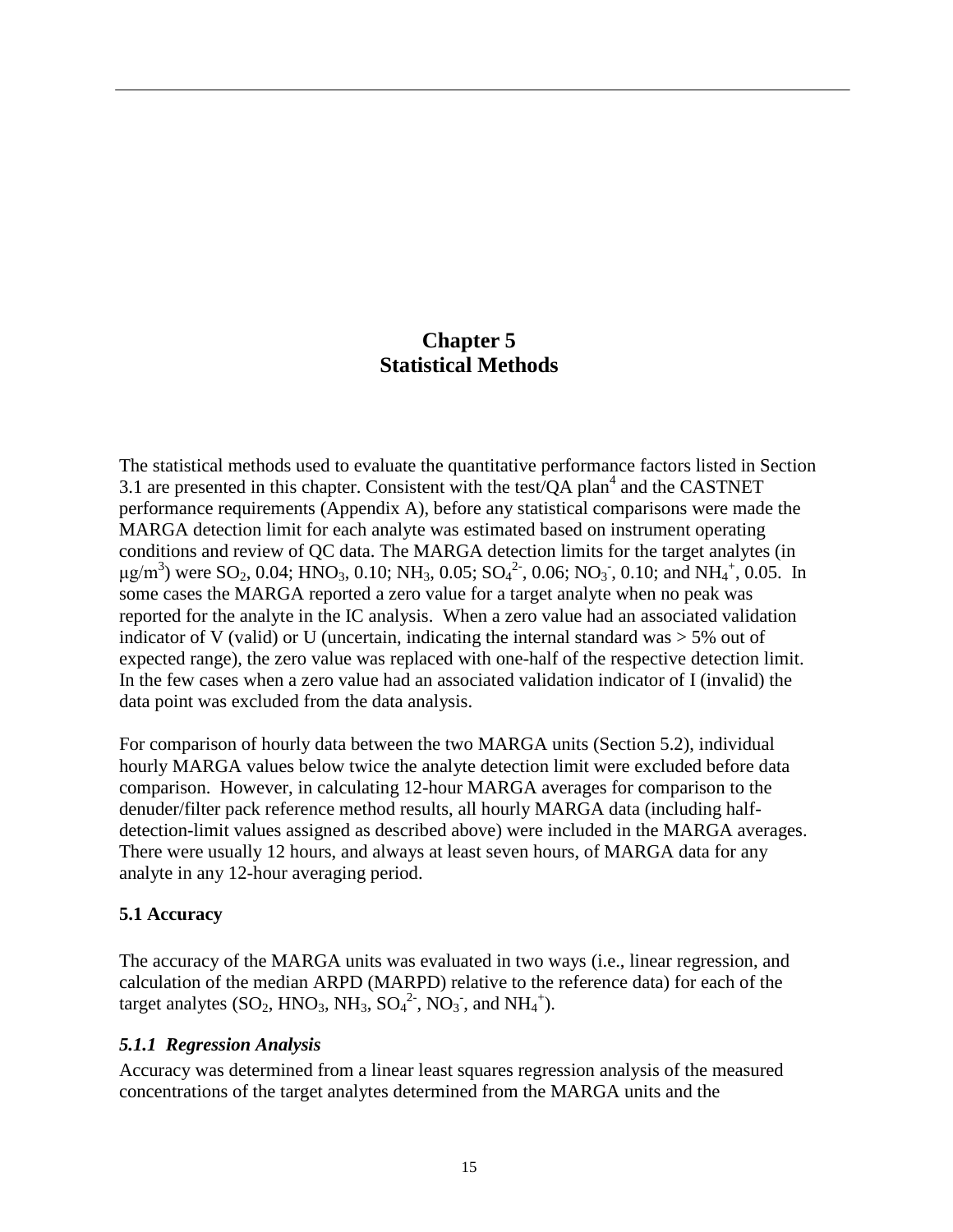# Chapter 5
# Statistical Methods

The statistical methods used to evaluate the quantitative performance factors listed in Section 3.1 are presented in this chapter. Consistent with the test/QA plan[4] and the CASTNET performance requirements (Appendix A), before any statistical comparisons were made the MARGA detection limit for each analyte was estimated based on instrument operating conditions and review of QC data. The MARGA detection limits for the target analytes (in μg/m$^3$) were $SO_2$, 0.04; $HNO_3$, 0.10; $NH_3$, 0.05; $SO_4^{2-}$, 0.06; $NO_3^-$, 0.10; and $NH_4^+$, 0.05. In some cases the MARGA reported a zero value for a target analyte when no peak was reported for the analyte in the IC analysis. When a zero value had an associated validation indicator of V (valid) or U (uncertain, indicating the internal standard was > 5% out of expected range), the zero value was replaced with one-half of the respective detection limit. In the few cases when a zero value had an associated validation indicator of I (invalid) the data point was excluded from the data analysis.

For comparison of hourly data between the two MARGA units (Section 5.2), individual hourly MARGA values below twice the analyte detection limit were excluded before data comparison. However, in calculating 12-hour MARGA averages for comparison to the denuder/filter pack reference method results, all hourly MARGA data (including half-detection-limit values assigned as described above) were included in the MARGA averages. There were usually 12 hours, and always at least seven hours, of MARGA data for any analyte in any 12-hour averaging period.

## 5.1 Accuracy

The accuracy of the MARGA units was evaluated in two ways (i.e., linear regression, and calculation of the median ARPD (MARPD) relative to the reference data) for each of the target analytes ($SO_2$, $HNO_3$, $NH_3$, $SO_4^{2-}$, $NO_3^-$, and $NH_4^+$).

### *5.1.1 Regression Analysis*

Accuracy was determined from a linear least squares regression analysis of the measured concentrations of the target analytes determined from the MARGA units and the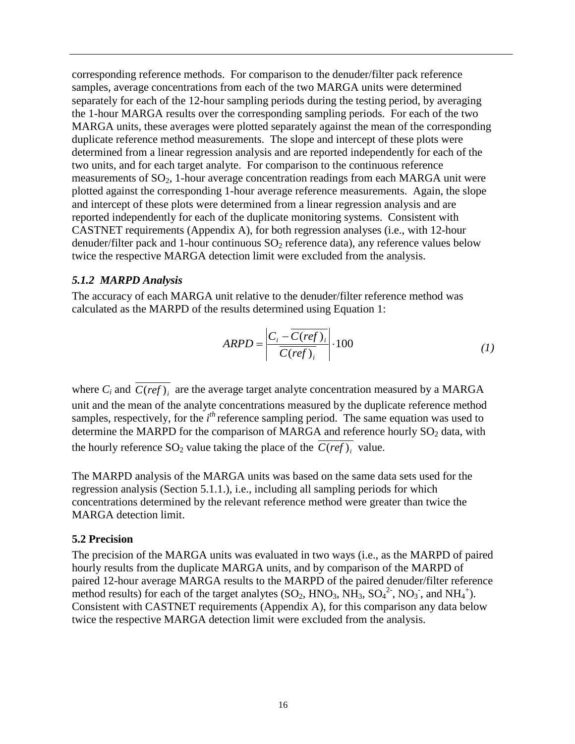corresponding reference methods. For comparison to the denuder/filter pack reference samples, average concentrations from each of the two MARGA units were determined separately for each of the 12-hour sampling periods during the testing period, by averaging the 1-hour MARGA results over the corresponding sampling periods. For each of the two MARGA units, these averages were plotted separately against the mean of the corresponding duplicate reference method measurements. The slope and intercept of these plots were determined from a linear regression analysis and are reported independently for each of the two units, and for each target analyte. For comparison to the continuous reference measurements of $SO_2$, 1-hour average concentration readings from each MARGA unit were plotted against the corresponding 1-hour average reference measurements. Again, the slope and intercept of these plots were determined from a linear regression analysis and are reported independently for each of the duplicate monitoring systems. Consistent with CASTNET requirements (Appendix A), for both regression analyses (i.e., with 12-hour denuder/filter pack and 1-hour continuous $SO_2$ reference data), any reference values below twice the respective MARGA detection limit were excluded from the analysis.

### *5.1.2 MARPD Analysis*

The accuracy of each MARGA unit relative to the denuder/filter reference method was calculated as the MARPD of the results determined using Equation 1:

$$ARPD = \left| \frac{C_i - \overline{C(ref)_i}}{\overline{C(ref)_i}} \right| \cdot 100 \qquad (1)$$

where $C_i$ and $\overline{C(ref)_i}$ are the average target analyte concentration measured by a MARGA unit and the mean of the analyte concentrations measured by the duplicate reference method samples, respectively, for the $i^{th}$ reference sampling period. The same equation was used to determine the MARPD for the comparison of MARGA and reference hourly $SO_2$ data, with the hourly reference $SO_2$ value taking the place of the $\overline{C(ref)_i}$ value.

The MARPD analysis of the MARGA units was based on the same data sets used for the regression analysis (Section 5.1.1.), i.e., including all sampling periods for which concentrations determined by the relevant reference method were greater than twice the MARGA detection limit.

### **5.2 Precision**

The precision of the MARGA units was evaluated in two ways (i.e., as the MARPD of paired hourly results from the duplicate MARGA units, and by comparison of the MARPD of paired 12-hour average MARGA results to the MARPD of the paired denuder/filter reference method results) for each of the target analytes ($SO_2$, $HNO_3$, $NH_3$, $SO_4^{2-}$, $NO_3^-$, and $NH_4^+$). Consistent with CASTNET requirements (Appendix A), for this comparison any data below twice the respective MARGA detection limit were excluded from the analysis.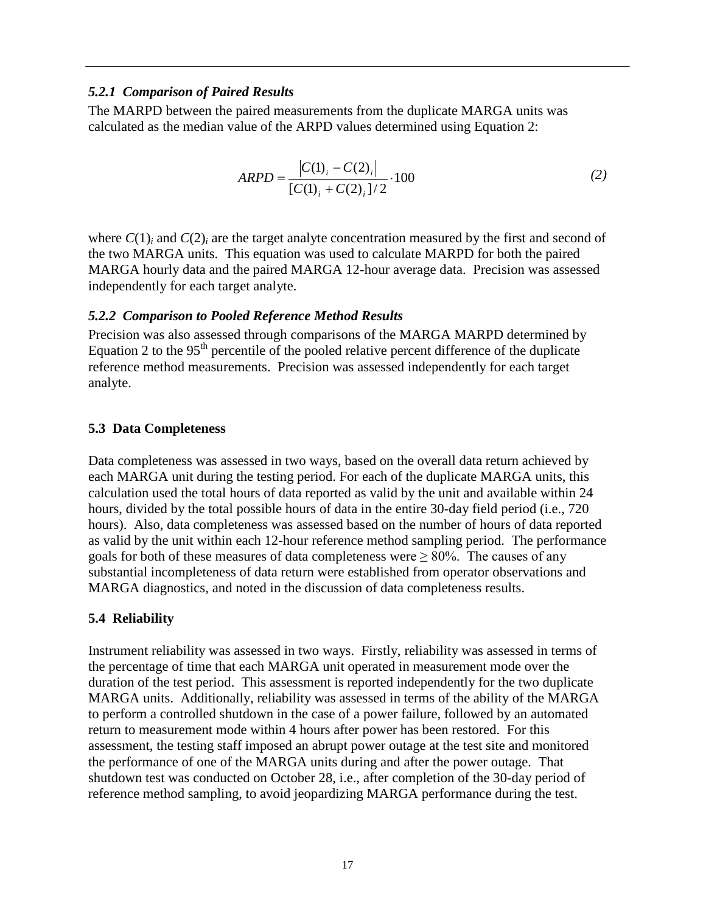### *5.2.1 Comparison of Paired Results*

The MARPD between the paired measurements from the duplicate MARGA units was calculated as the median value of the ARPD values determined using Equation 2:

$$ARPD = \frac{|C(1)_i - C(2)_i|}{[C(1)_i + C(2)_i]/2} \cdot 100 \tag{2}$$

where $C(1)_i$ and $C(2)_i$ are the target analyte concentration measured by the first and second of the two MARGA units. This equation was used to calculate MARPD for both the paired MARGA hourly data and the paired MARGA 12-hour average data. Precision was assessed independently for each target analyte.

### *5.2.2 Comparison to Pooled Reference Method Results*

Precision was also assessed through comparisons of the MARGA MARPD determined by Equation 2 to the $95^{th}$ percentile of the pooled relative percent difference of the duplicate reference method measurements. Precision was assessed independently for each target analyte.

## 5.3 Data Completeness

Data completeness was assessed in two ways, based on the overall data return achieved by each MARGA unit during the testing period. For each of the duplicate MARGA units, this calculation used the total hours of data reported as valid by the unit and available within 24 hours, divided by the total possible hours of data in the entire 30-day field period (i.e., 720 hours). Also, data completeness was assessed based on the number of hours of data reported as valid by the unit within each 12-hour reference method sampling period. The performance goals for both of these measures of data completeness were $\geq 80\%$. The causes of any substantial incompleteness of data return were established from operator observations and MARGA diagnostics, and noted in the discussion of data completeness results.

## 5.4 Reliability

Instrument reliability was assessed in two ways. Firstly, reliability was assessed in terms of the percentage of time that each MARGA unit operated in measurement mode over the duration of the test period. This assessment is reported independently for the two duplicate MARGA units. Additionally, reliability was assessed in terms of the ability of the MARGA to perform a controlled shutdown in the case of a power failure, followed by an automated return to measurement mode within 4 hours after power has been restored. For this assessment, the testing staff imposed an abrupt power outage at the test site and monitored the performance of one of the MARGA units during and after the power outage. That shutdown test was conducted on October 28, i.e., after completion of the 30-day period of reference method sampling, to avoid jeopardizing MARGA performance during the test.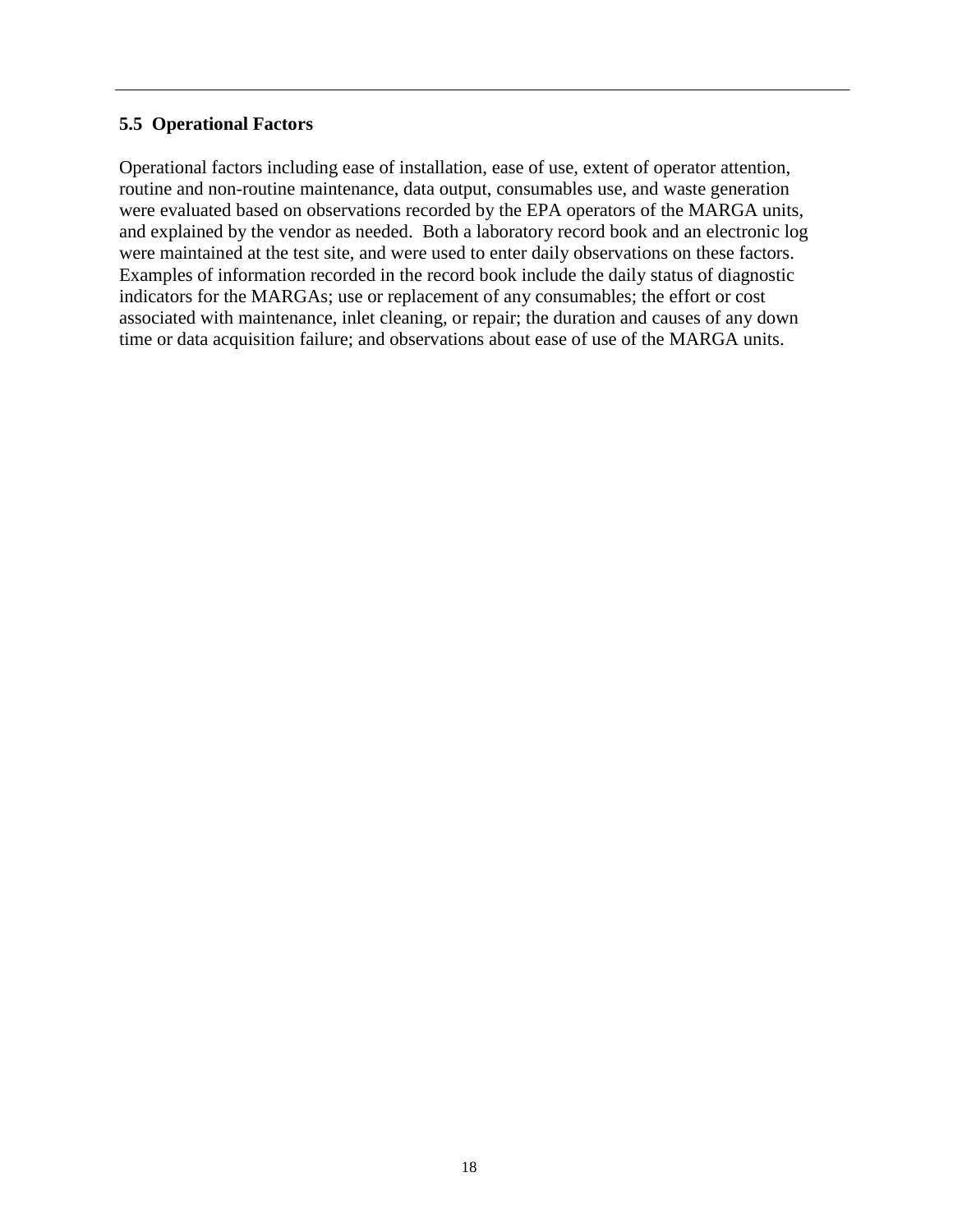### 5.5 Operational Factors

Operational factors including ease of installation, ease of use, extent of operator attention, routine and non-routine maintenance, data output, consumables use, and waste generation were evaluated based on observations recorded by the EPA operators of the MARGA units, and explained by the vendor as needed. Both a laboratory record book and an electronic log were maintained at the test site, and were used to enter daily observations on these factors. Examples of information recorded in the record book include the daily status of diagnostic indicators for the MARGAs; use or replacement of any consumables; the effort or cost associated with maintenance, inlet cleaning, or repair; the duration and causes of any down time or data acquisition failure; and observations about ease of use of the MARGA units.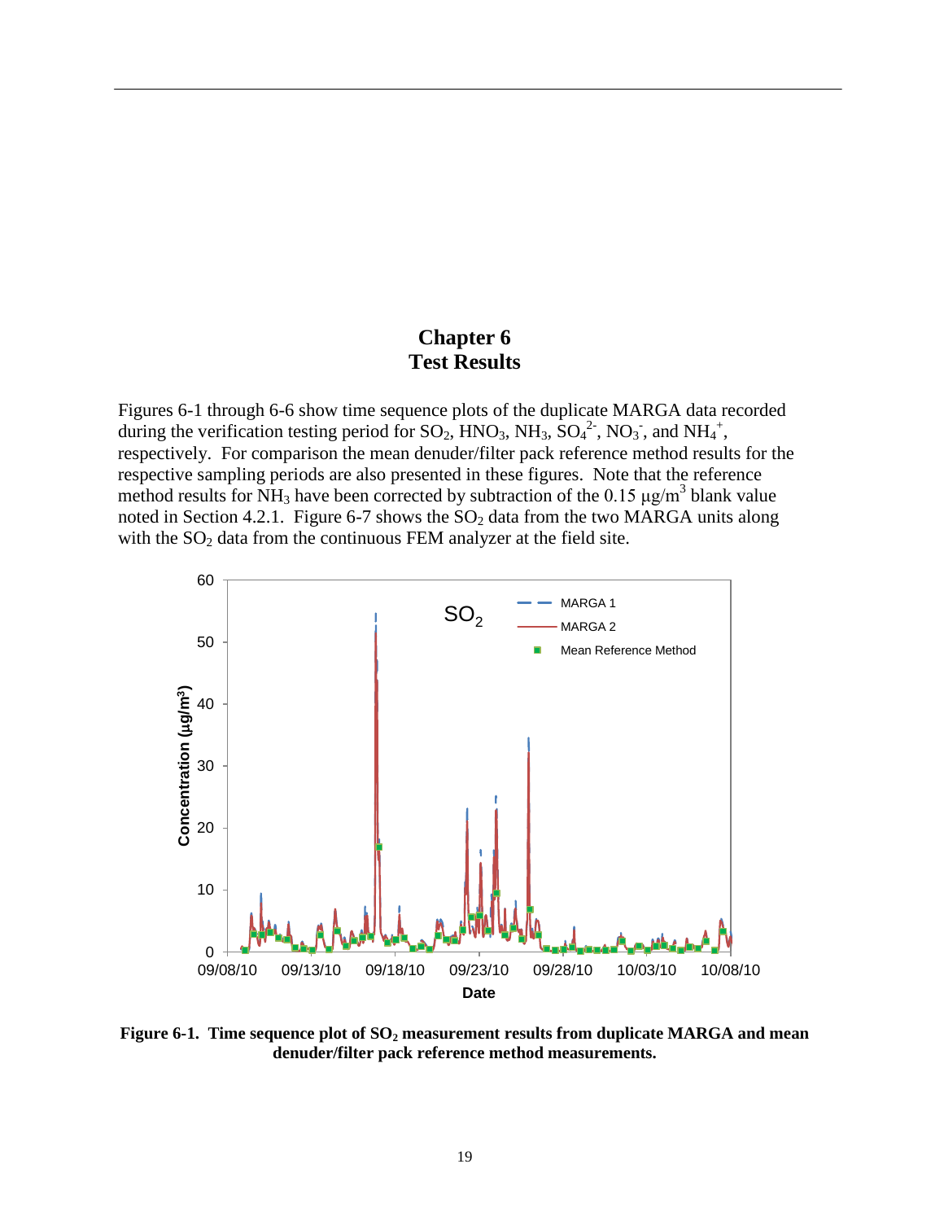# Chapter 6
# Test Results

Figures 6-1 through 6-6 show time sequence plots of the duplicate MARGA data recorded during the verification testing period for $SO_2$, $HNO_3$, $NH_3$, $SO_4^{2-}$, $NO_3^-$, and $NH_4^+$, respectively. For comparison the mean denuder/filter pack reference method results for the respective sampling periods are also presented in these figures. Note that the reference method results for $NH_3$ have been corrected by subtraction of the 0.15 µg/m$^3$ blank value noted in Section 4.2.1. Figure 6-7 shows the $SO_2$ data from the two MARGA units along with the $SO_2$ data from the continuous FEM analyzer at the field site.

**Figure 6-1. Time sequence plot of $SO_2$ measurement results from duplicate MARGA and mean denuder/filter pack reference method measurements.**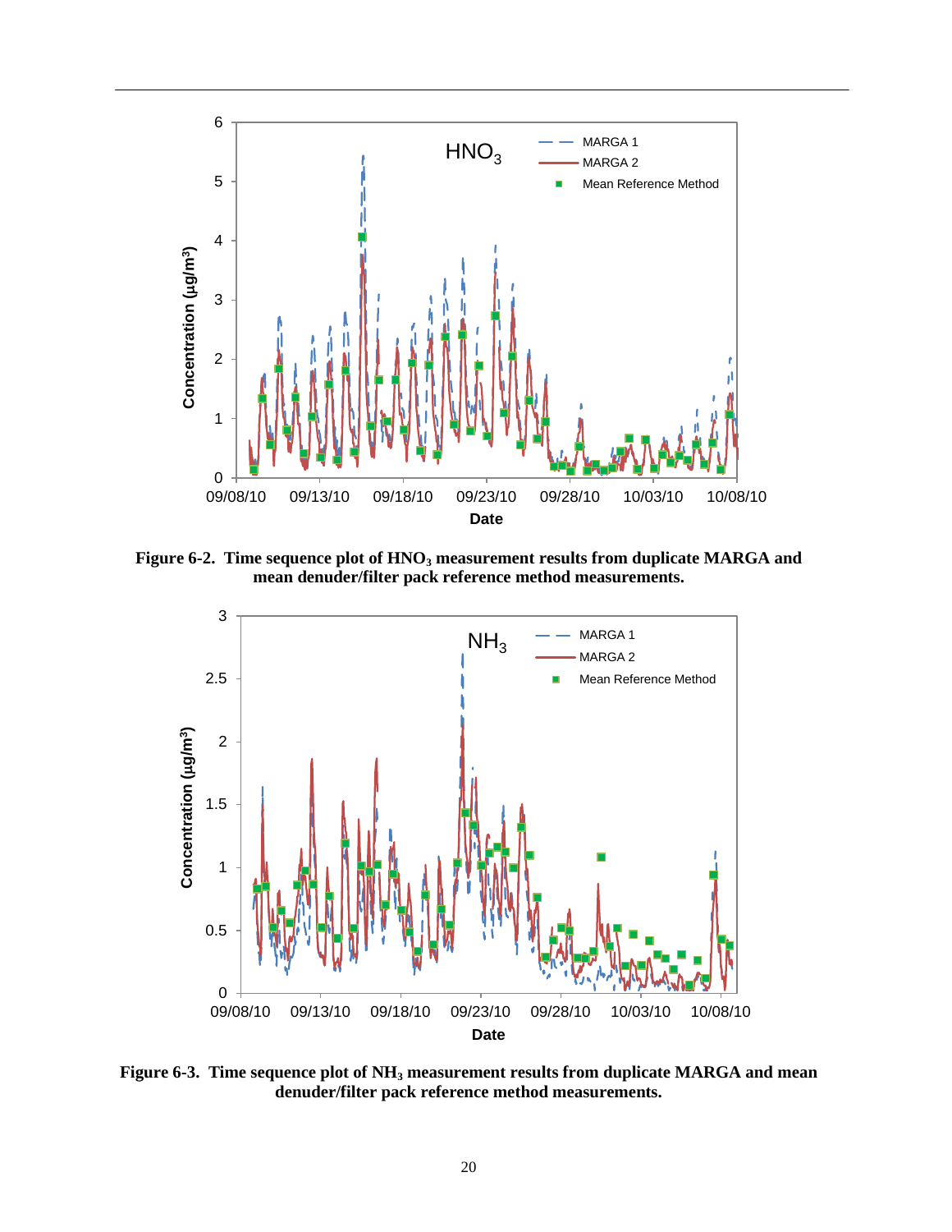**Figure 6-2. Time sequence plot of $HNO_3$ measurement results from duplicate MARGA and mean denuder/filter pack reference method measurements.**

**Figure 6-3. Time sequence plot of $NH_3$ measurement results from duplicate MARGA and mean denuder/filter pack reference method measurements.**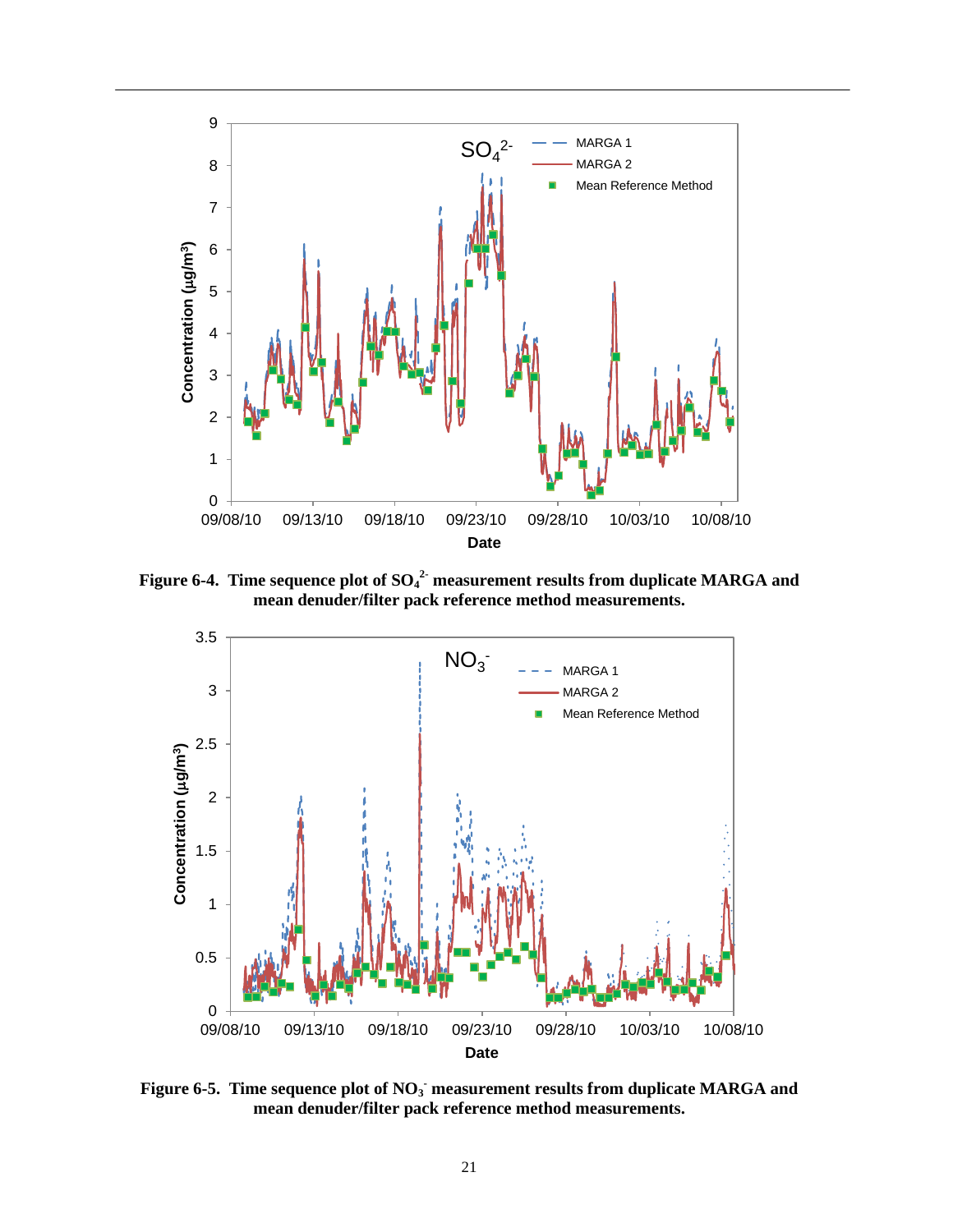Figure 6-4. Time sequence plot of $SO_4^{2-}$ measurement results from duplicate MARGA and mean denuder/filter pack reference method measurements.

Figure 6-5. Time sequence plot of $NO_3^-$ measurement results from duplicate MARGA and mean denuder/filter pack reference method measurements.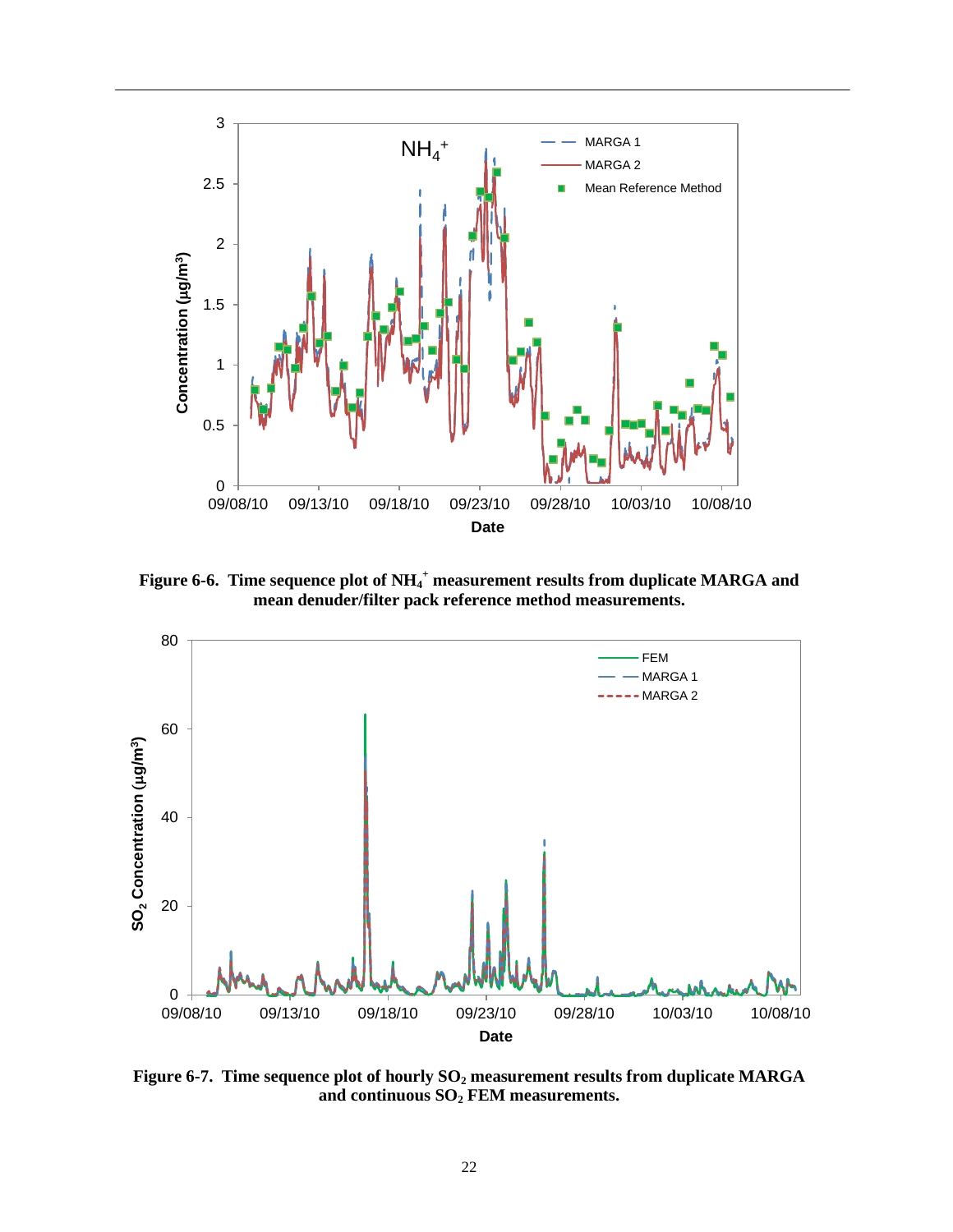**Figure 6-6. Time sequence plot of $NH_4^+$ measurement results from duplicate MARGA and mean denuder/filter pack reference method measurements.**

**Figure 6-7. Time sequence plot of hourly $SO_2$ measurement results from duplicate MARGA and continuous $SO_2$ FEM measurements.**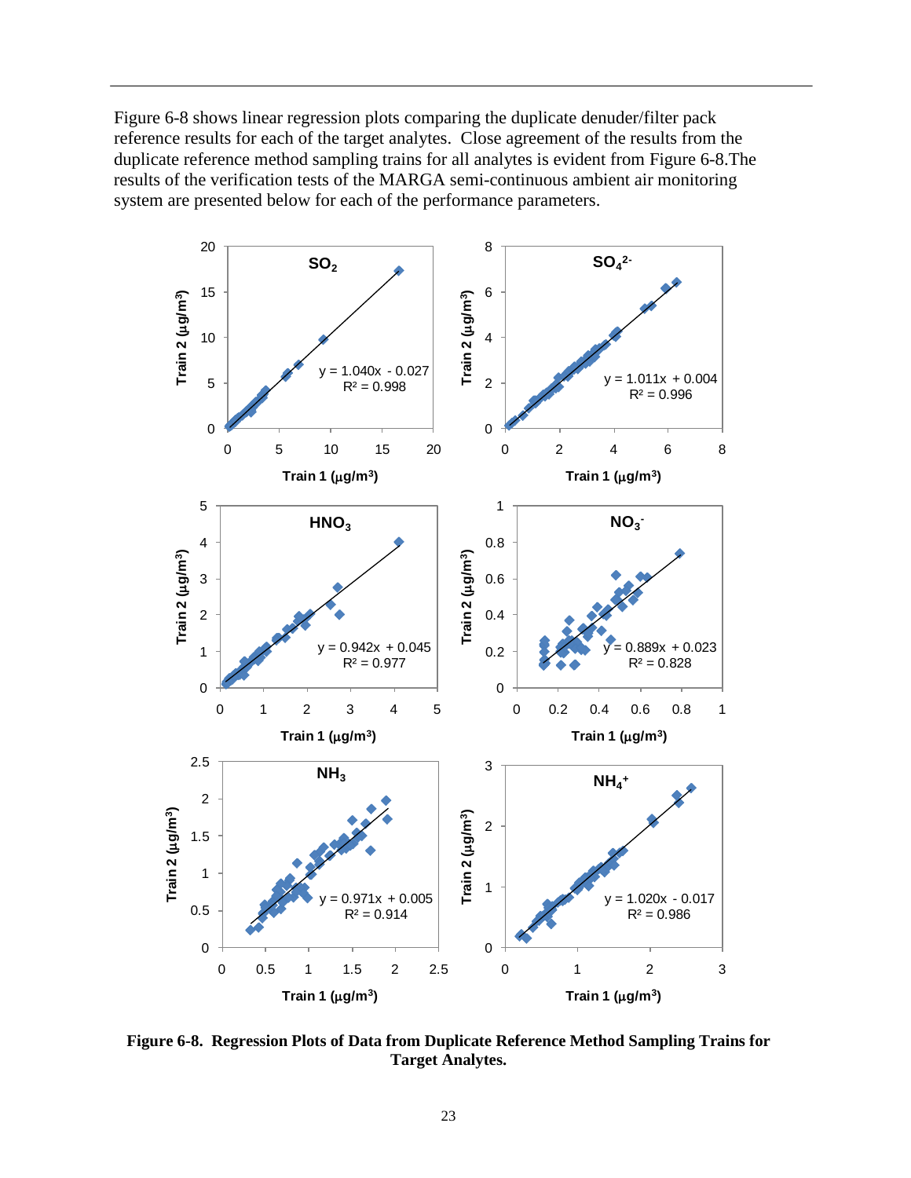Figure 6-8 shows linear regression plots comparing the duplicate denuder/filter pack reference results for each of the target analytes. Close agreement of the results from the duplicate reference method sampling trains for all analytes is evident from Figure 6-8.The results of the verification tests of the MARGA semi-continuous ambient air monitoring system are presented below for each of the performance parameters.

**Figure 6-8. Regression Plots of Data from Duplicate Reference Method Sampling Trains for Target Analytes.**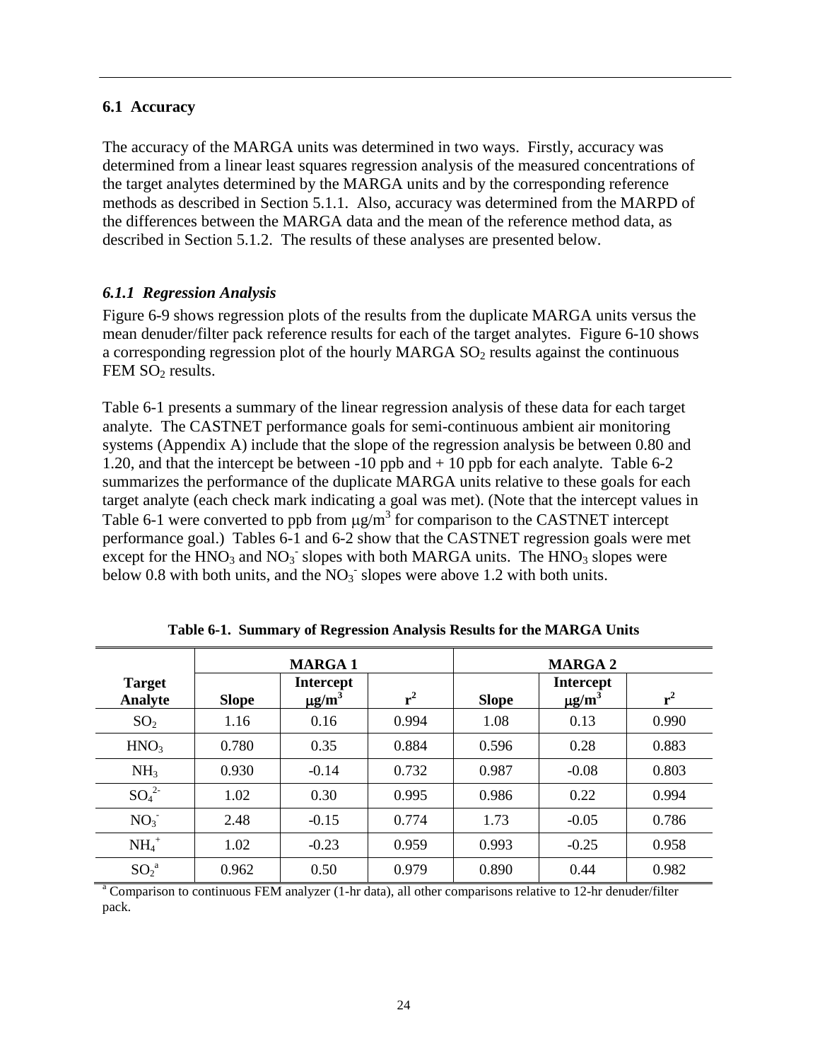## 6.1 Accuracy

The accuracy of the MARGA units was determined in two ways. Firstly, accuracy was determined from a linear least squares regression analysis of the measured concentrations of the target analytes determined by the MARGA units and by the corresponding reference methods as described in Section 5.1.1. Also, accuracy was determined from the MARPD of the differences between the MARGA data and the mean of the reference method data, as described in Section 5.1.2. The results of these analyses are presented below.

### *6.1.1 Regression Analysis*

Figure 6-9 shows regression plots of the results from the duplicate MARGA units versus the mean denuder/filter pack reference results for each of the target analytes. Figure 6-10 shows a corresponding regression plot of the hourly MARGA $SO_2$ results against the continuous FEM $SO_2$ results.

Table 6-1 presents a summary of the linear regression analysis of these data for each target analyte. The CASTNET performance goals for semi-continuous ambient air monitoring systems (Appendix A) include that the slope of the regression analysis be between 0.80 and 1.20, and that the intercept be between -10 ppb and + 10 ppb for each analyte. Table 6-2 summarizes the performance of the duplicate MARGA units relative to these goals for each target analyte (each check mark indicating a goal was met). (Note that the intercept values in Table 6-1 were converted to ppb from $\mu g/m^3$ for comparison to the CASTNET intercept performance goal.) Tables 6-1 and 6-2 show that the CASTNET regression goals were met except for the $HNO_3$ and $NO_3^-$ slopes with both MARGA units. The $HNO_3$ slopes were below 0.8 with both units, and the $NO_3^-$ slopes were above 1.2 with both units.

**Table 6-1. Summary of Regression Analysis Results for the MARGA Units**

| | MARGA 1 | | | MARGA 2 | | |
|---|---|---|---|---|---|---|
| Target Analyte | Slope | Intercept $\mu g/m^3$ | $r^2$ | Slope | Intercept $\mu g/m^3$ | $r^2$ |
| $SO_2$ | 1.16 | 0.16 | 0.994 | 1.08 | 0.13 | 0.990 |
| $HNO_3$ | 0.780 | 0.35 | 0.884 | 0.596 | 0.28 | 0.883 |
| $NH_3$ | 0.930 | -0.14 | 0.732 | 0.987 | -0.08 | 0.803 |
| $SO_4^{2-}$ | 1.02 | 0.30 | 0.995 | 0.986 | 0.22 | 0.994 |
| $NO_3^-$ | 2.48 | -0.15 | 0.774 | 1.73 | -0.05 | 0.786 |
| $NH_4^+$ | 1.02 | -0.23 | 0.959 | 0.993 | -0.25 | 0.958 |
| $SO_2$[a] | 0.962 | 0.50 | 0.979 | 0.890 | 0.44 | 0.982 |

[a] Comparison to continuous FEM analyzer (1-hr data), all other comparisons relative to 12-hr denuder/filter pack.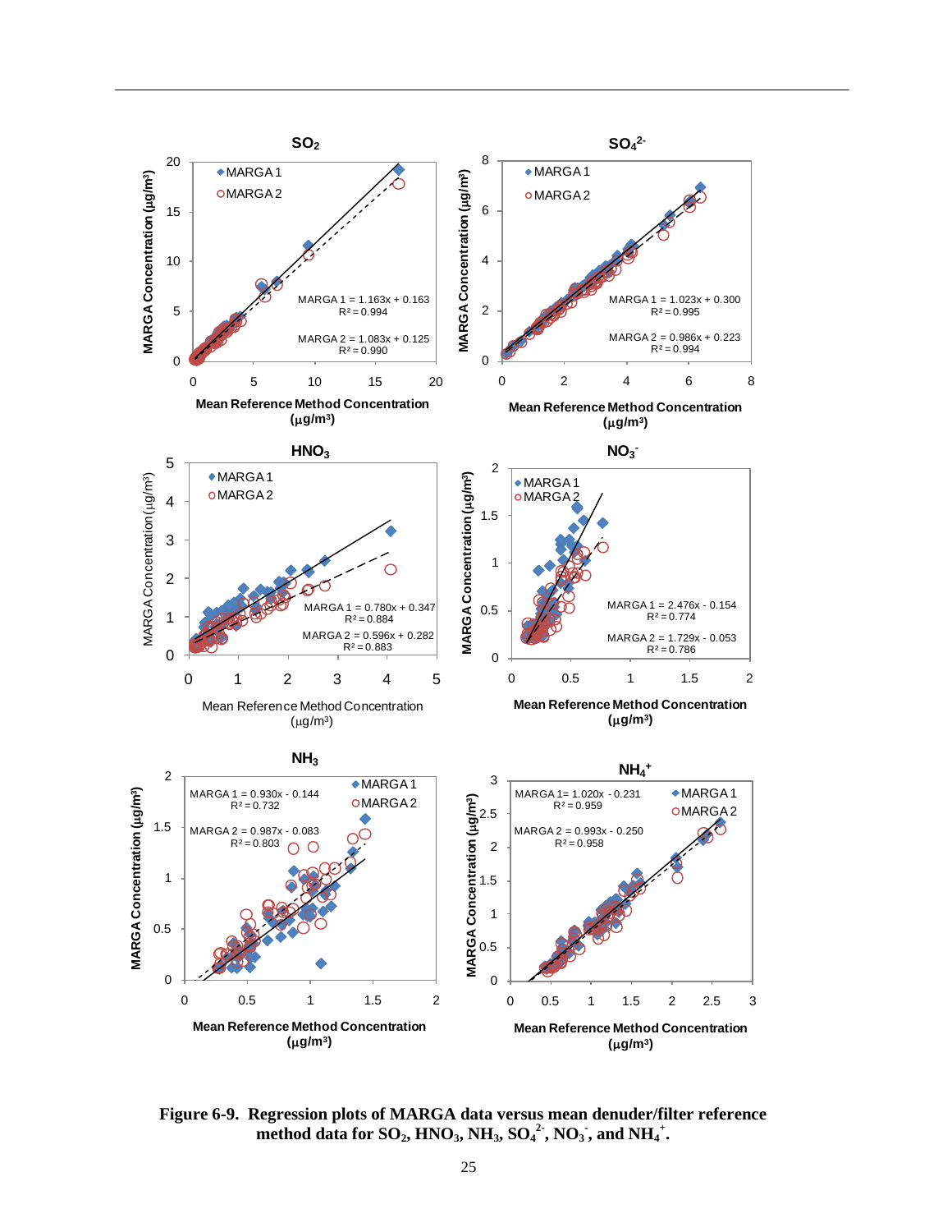**Figure 6-9. Regression plots of MARGA data versus mean denuder/filter reference method data for $SO_2$, $HNO_3$, $NH_3$, $SO_4^{2-}$, $NO_3^-$, and $NH_4^+$.**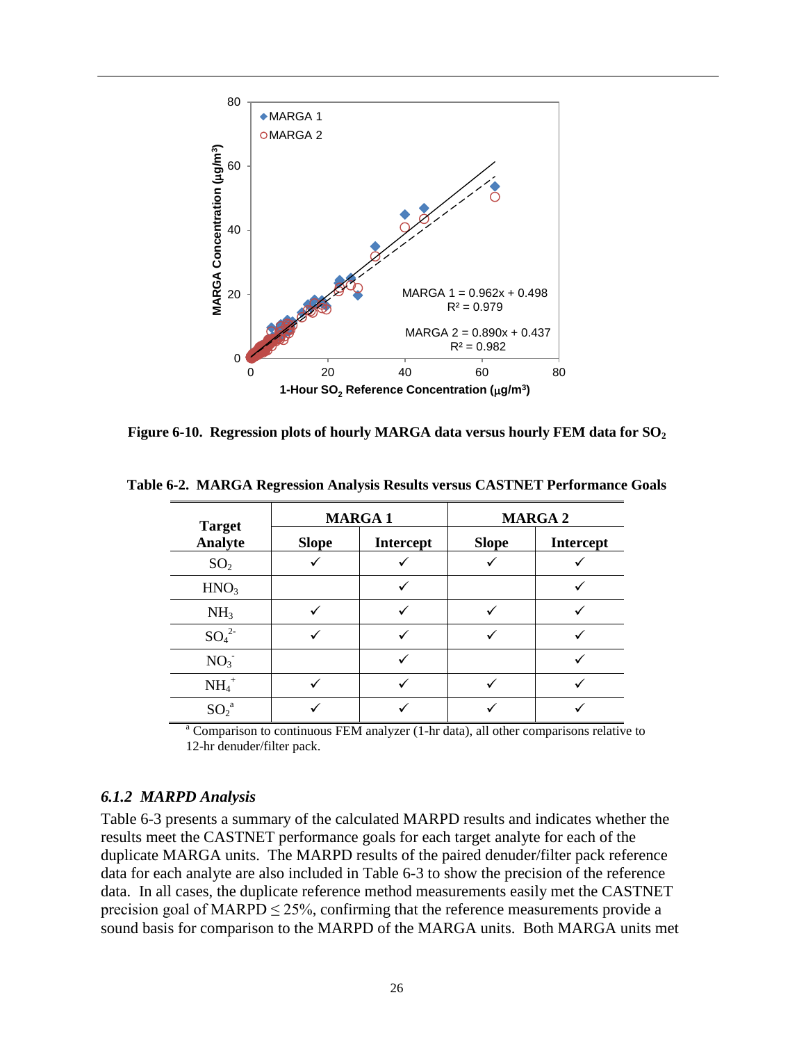Figure 6-10. Regression plots of hourly MARGA data versus hourly FEM data for $SO_2$

**Table 6-2. MARGA Regression Analysis Results versus CASTNET Performance Goals**

| Target Analyte | MARGA 1 | | MARGA 2 | |
|---|---|---|---|---|
| | Slope | Intercept | Slope | Intercept |
| $SO_2$ | ✓ | ✓ | ✓ | ✓ |
| $HNO_3$ | | ✓ | | ✓ |
| $NH_3$ | ✓ | ✓ | ✓ | ✓ |
| $SO_4^{2-}$ | ✓ | ✓ | ✓ | ✓ |
| $NO_3^-$ | | ✓ | | ✓ |
| $NH_4^+$ | ✓ | ✓ | ✓ | ✓ |
| $SO_2$[a] | ✓ | ✓ | ✓ | ✓ |

[a] Comparison to continuous FEM analyzer (1-hr data), all other comparisons relative to 12-hr denuder/filter pack.

### *6.1.2 MARPD Analysis*

Table 6-3 presents a summary of the calculated MARPD results and indicates whether the results meet the CASTNET performance goals for each target analyte for each of the duplicate MARGA units. The MARPD results of the paired denuder/filter pack reference data for each analyte are also included in Table 6-3 to show the precision of the reference data. In all cases, the duplicate reference method measurements easily met the CASTNET precision goal of MARPD $\leq$ 25%, confirming that the reference measurements provide a sound basis for comparison to the MARPD of the MARGA units. Both MARGA units met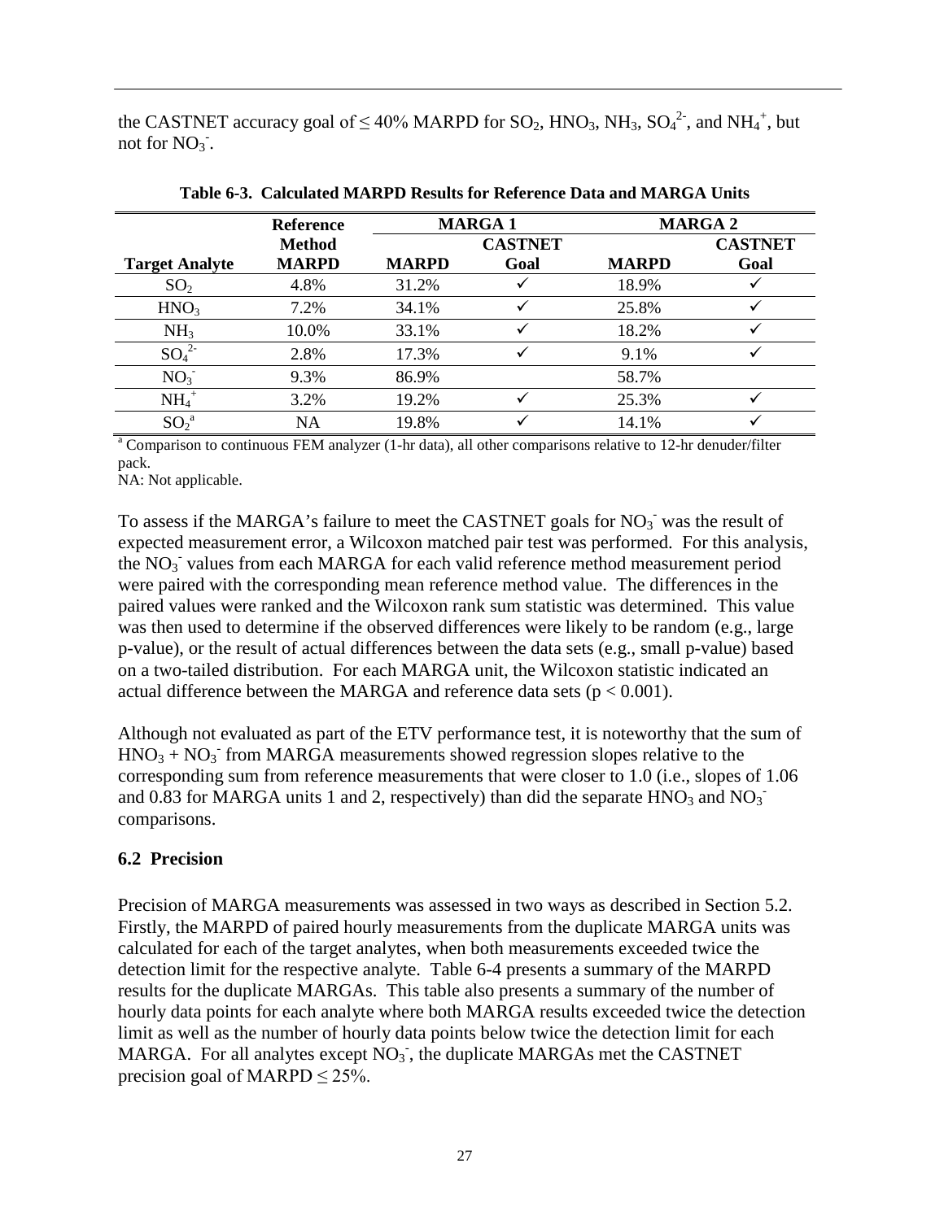the CASTNET accuracy goal of ≤ 40% MARPD for $SO_2$, $HNO_3$, $NH_3$, $SO_4^{2-}$, and $NH_4^+$, but not for $NO_3^-$.

**Table 6-3. Calculated MARPD Results for Reference Data and MARGA Units**

| Target Analyte | Reference Method MARPD | MARGA 1 | | MARGA 2 | |
|---|---|---|---|---|---|
| | | MARPD | CASTNET Goal | MARPD | CASTNET Goal |
| $SO_2$ | 4.8% | 31.2% | ✓ | 18.9% | ✓ |
| $HNO_3$ | 7.2% | 34.1% | ✓ | 25.8% | ✓ |
| $NH_3$ | 10.0% | 33.1% | ✓ | 18.2% | ✓ |
| $SO_4^{2-}$ | 2.8% | 17.3% | ✓ | 9.1% | ✓ |
| $NO_3^-$ | 9.3% | 86.9% | | 58.7% | |
| $NH_4^+$ | 3.2% | 19.2% | ✓ | 25.3% | ✓ |
| $SO_2$[a] | NA | 19.8% | ✓ | 14.1% | ✓ |

[a] Comparison to continuous FEM analyzer (1-hr data), all other comparisons relative to 12-hr denuder/filter pack.

NA: Not applicable.

To assess if the MARGA's failure to meet the CASTNET goals for $NO_3^-$ was the result of expected measurement error, a Wilcoxon matched pair test was performed. For this analysis, the $NO_3^-$ values from each MARGA for each valid reference method measurement period were paired with the corresponding mean reference method value. The differences in the paired values were ranked and the Wilcoxon rank sum statistic was determined. This value was then used to determine if the observed differences were likely to be random (e.g., large p-value), or the result of actual differences between the data sets (e.g., small p-value) based on a two-tailed distribution. For each MARGA unit, the Wilcoxon statistic indicated an actual difference between the MARGA and reference data sets ($p < 0.001$).

Although not evaluated as part of the ETV performance test, it is noteworthy that the sum of $HNO_3 + NO_3^-$ from MARGA measurements showed regression slopes relative to the corresponding sum from reference measurements that were closer to 1.0 (i.e., slopes of 1.06 and 0.83 for MARGA units 1 and 2, respectively) than did the separate $HNO_3$ and $NO_3^-$ comparisons.

## 6.2 Precision

Precision of MARGA measurements was assessed in two ways as described in Section 5.2. Firstly, the MARPD of paired hourly measurements from the duplicate MARGA units was calculated for each of the target analytes, when both measurements exceeded twice the detection limit for the respective analyte. Table 6-4 presents a summary of the MARPD results for the duplicate MARGAs. This table also presents a summary of the number of hourly data points for each analyte where both MARGA results exceeded twice the detection limit as well as the number of hourly data points below twice the detection limit for each MARGA. For all analytes except $NO_3^-$, the duplicate MARGAs met the CASTNET precision goal of MARPD ≤ 25%.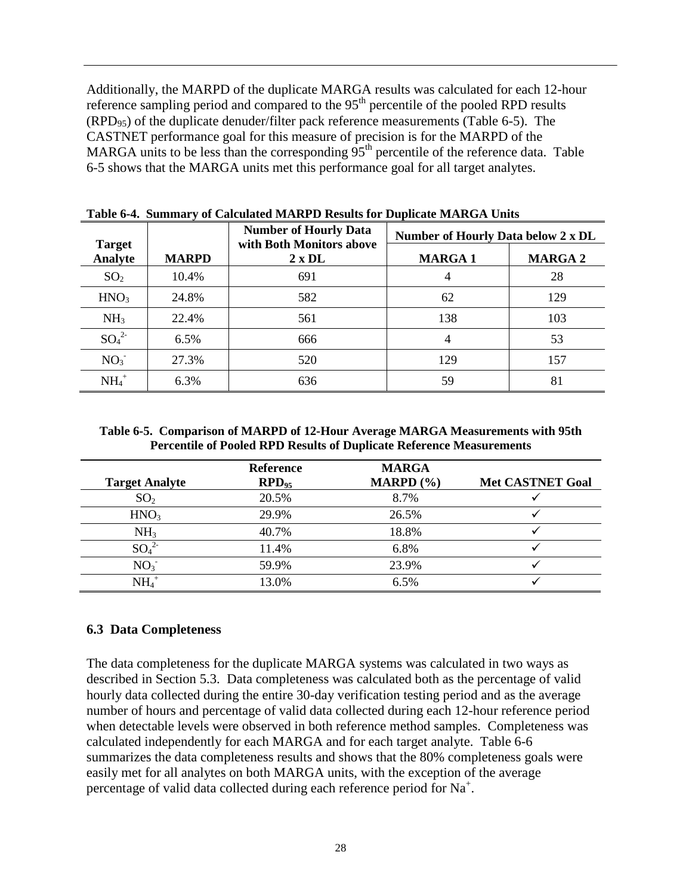Additionally, the MARPD of the duplicate MARGA results was calculated for each 12-hour reference sampling period and compared to the 95th percentile of the pooled RPD results ($RPD_{95}$) of the duplicate denuder/filter pack reference measurements (Table 6-5). The CASTNET performance goal for this measure of precision is for the MARPD of the MARGA units to be less than the corresponding 95th percentile of the reference data. Table 6-5 shows that the MARGA units met this performance goal for all target analytes.

**Table 6-4. Summary of Calculated MARPD Results for Duplicate MARGA Units**

| Target Analyte | MARPD | Number of Hourly Data with Both Monitors above 2 x DL | Number of Hourly Data below 2 x DL | |
|---|---|---|---|---|
| | | | **MARGA 1** | **MARGA 2** |
| $SO_2$ | 10.4% | 691 | 4 | 28 |
| $HNO_3$ | 24.8% | 582 | 62 | 129 |
| $NH_3$ | 22.4% | 561 | 138 | 103 |
| $SO_4^{2-}$ | 6.5% | 666 | 4 | 53 |
| $NO_3^-$ | 27.3% | 520 | 129 | 157 |
| $NH_4^+$ | 6.3% | 636 | 59 | 81 |

**Table 6-5. Comparison of MARPD of 12-Hour Average MARGA Measurements with 95th Percentile of Pooled RPD Results of Duplicate Reference Measurements**

| Target Analyte | Reference $RPD_{95}$ | MARGA MARPD (%) | Met CASTNET Goal |
|---|---|---|---|
| $SO_2$ | 20.5% | 8.7% | ✓ |
| $HNO_3$ | 29.9% | 26.5% | ✓ |
| $NH_3$ | 40.7% | 18.8% | ✓ |
| $SO_4^{2-}$ | 11.4% | 6.8% | ✓ |
| $NO_3^-$ | 59.9% | 23.9% | ✓ |
| $NH_4^+$ | 13.0% | 6.5% | ✓ |

### 6.3 Data Completeness

The data completeness for the duplicate MARGA systems was calculated in two ways as described in Section 5.3. Data completeness was calculated both as the percentage of valid hourly data collected during the entire 30-day verification testing period and as the average number of hours and percentage of valid data collected during each 12-hour reference period when detectable levels were observed in both reference method samples. Completeness was calculated independently for each MARGA and for each target analyte. Table 6-6 summarizes the data completeness results and shows that the 80% completeness goals were easily met for all analytes on both MARGA units, with the exception of the average percentage of valid data collected during each reference period for $Na^+$.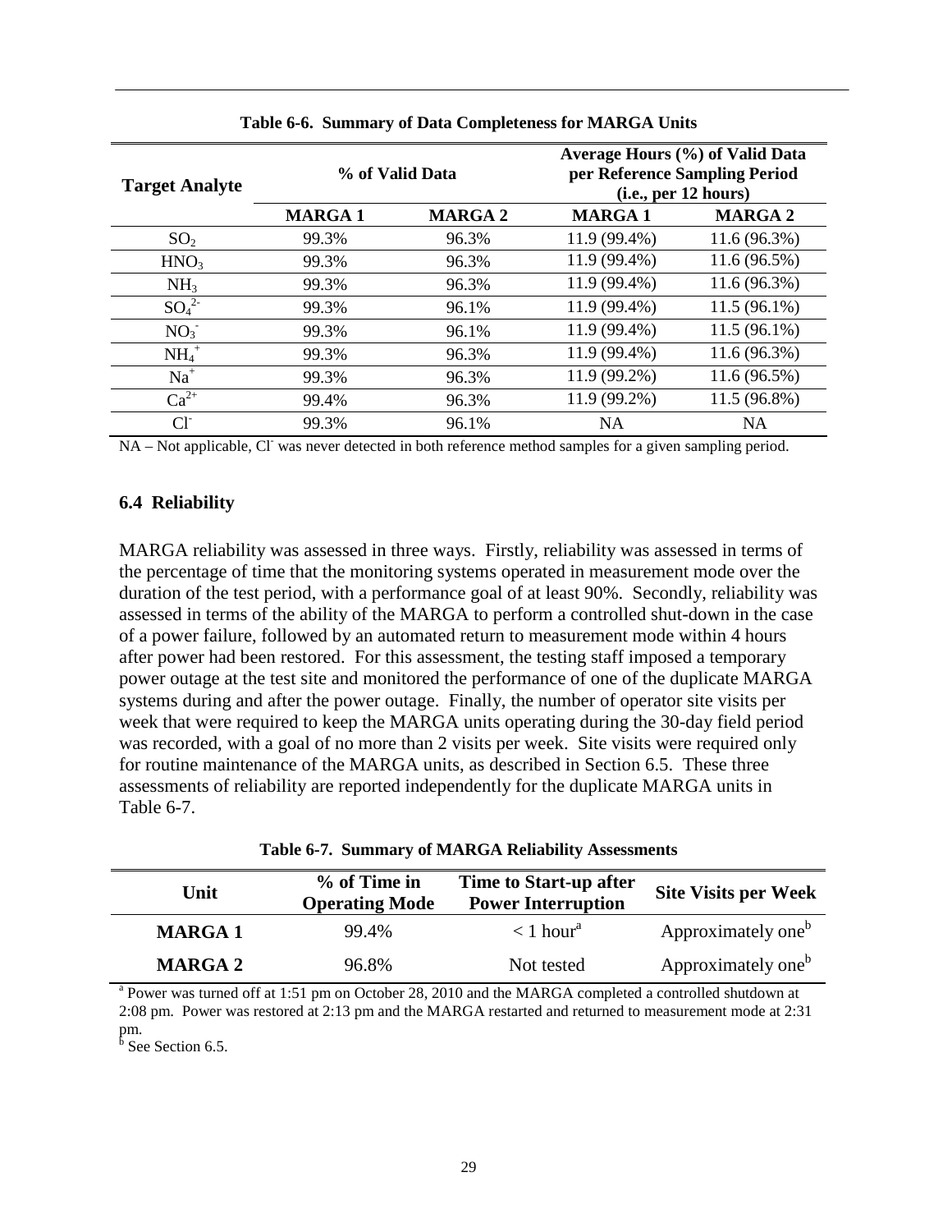**Table 6-6. Summary of Data Completeness for MARGA Units**

| Target Analyte | % of Valid Data | | Average Hours (%) of Valid Data per Reference Sampling Period (i.e., per 12 hours) | |
|---|---|---|---|---|
| | **MARGA 1** | **MARGA 2** | **MARGA 1** | **MARGA 2** |
| $SO_2$ | 99.3% | 96.3% | 11.9 (99.4%) | 11.6 (96.3%) |
| $HNO_3$ | 99.3% | 96.3% | 11.9 (99.4%) | 11.6 (96.5%) |
| $NH_3$ | 99.3% | 96.3% | 11.9 (99.4%) | 11.6 (96.3%) |
| $SO_4^{2-}$ | 99.3% | 96.1% | 11.9 (99.4%) | 11.5 (96.1%) |
| $NO_3^-$ | 99.3% | 96.1% | 11.9 (99.4%) | 11.5 (96.1%) |
| $NH_4^+$ | 99.3% | 96.3% | 11.9 (99.4%) | 11.6 (96.3%) |
| $Na^+$ | 99.3% | 96.3% | 11.9 (99.2%) | 11.6 (96.5%) |
| $Ca^{2+}$ | 99.4% | 96.3% | 11.9 (99.2%) | 11.5 (96.8%) |
| $Cl^-$ | 99.3% | 96.1% | NA | NA |

NA – Not applicable, $Cl^-$ was never detected in both reference method samples for a given sampling period.

### 6.4 Reliability

MARGA reliability was assessed in three ways. Firstly, reliability was assessed in terms of the percentage of time that the monitoring systems operated in measurement mode over the duration of the test period, with a performance goal of at least 90%. Secondly, reliability was assessed in terms of the ability of the MARGA to perform a controlled shut-down in the case of a power failure, followed by an automated return to measurement mode within 4 hours after power had been restored. For this assessment, the testing staff imposed a temporary power outage at the test site and monitored the performance of one of the duplicate MARGA systems during and after the power outage. Finally, the number of operator site visits per week that were required to keep the MARGA units operating during the 30-day field period was recorded, with a goal of no more than 2 visits per week. Site visits were required only for routine maintenance of the MARGA units, as described in Section 6.5. These three assessments of reliability are reported independently for the duplicate MARGA units in Table 6-7.

**Table 6-7. Summary of MARGA Reliability Assessments**

| Unit | % of Time in Operating Mode | Time to Start-up after Power Interruption | Site Visits per Week |
|---|---|---|---|
| **MARGA 1** | 99.4% | < 1 hour[a] | Approximately one[b] |
| **MARGA 2** | 96.8% | Not tested | Approximately one[b] |

[a] Power was turned off at 1:51 pm on October 28, 2010 and the MARGA completed a controlled shutdown at 2:08 pm. Power was restored at 2:13 pm and the MARGA restarted and returned to measurement mode at 2:31 pm.
[b] See Section 6.5.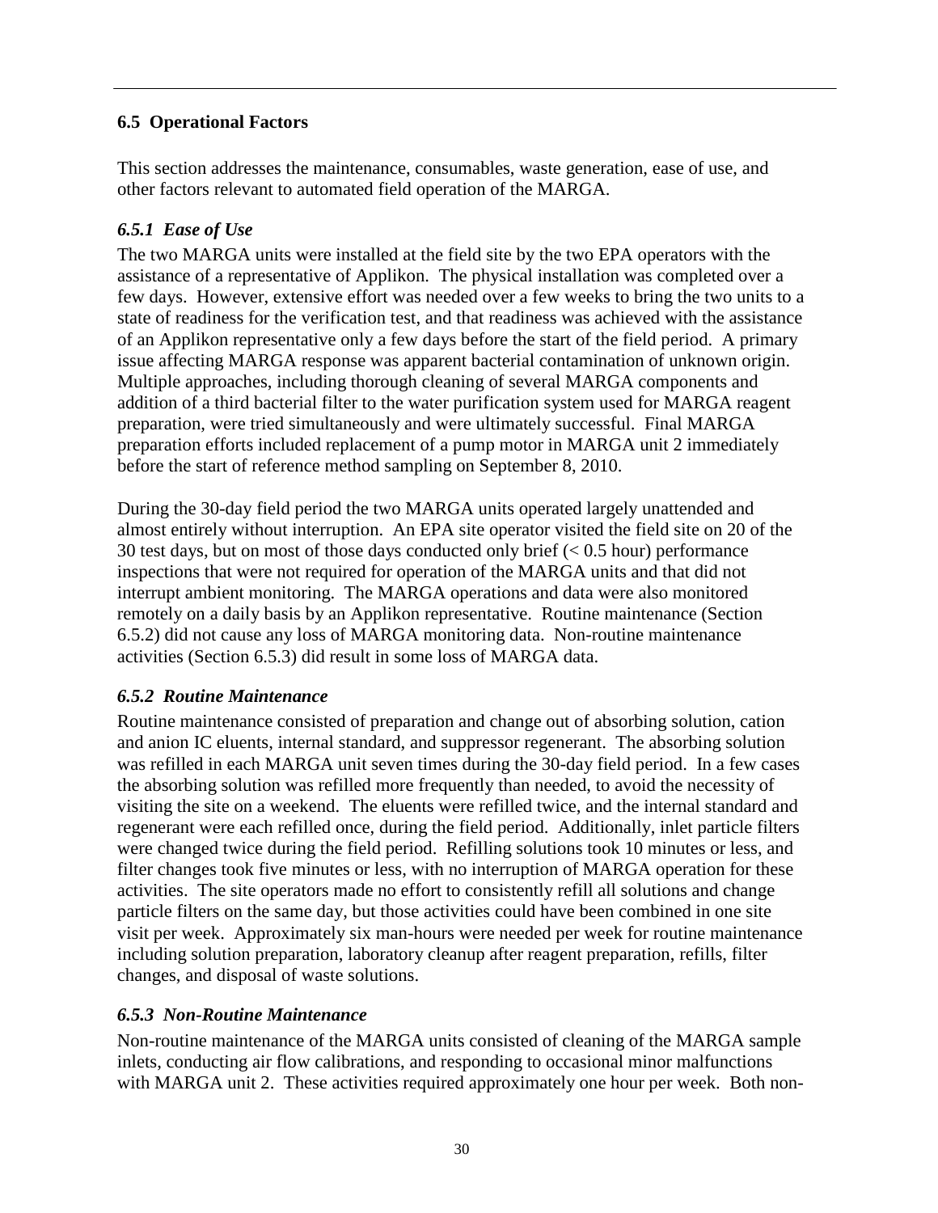## 6.5 Operational Factors

This section addresses the maintenance, consumables, waste generation, ease of use, and other factors relevant to automated field operation of the MARGA.

### *6.5.1 Ease of Use*

The two MARGA units were installed at the field site by the two EPA operators with the assistance of a representative of Applikon. The physical installation was completed over a few days. However, extensive effort was needed over a few weeks to bring the two units to a state of readiness for the verification test, and that readiness was achieved with the assistance of an Applikon representative only a few days before the start of the field period. A primary issue affecting MARGA response was apparent bacterial contamination of unknown origin. Multiple approaches, including thorough cleaning of several MARGA components and addition of a third bacterial filter to the water purification system used for MARGA reagent preparation, were tried simultaneously and were ultimately successful. Final MARGA preparation efforts included replacement of a pump motor in MARGA unit 2 immediately before the start of reference method sampling on September 8, 2010.

During the 30-day field period the two MARGA units operated largely unattended and almost entirely without interruption. An EPA site operator visited the field site on 20 of the 30 test days, but on most of those days conducted only brief (< 0.5 hour) performance inspections that were not required for operation of the MARGA units and that did not interrupt ambient monitoring. The MARGA operations and data were also monitored remotely on a daily basis by an Applikon representative. Routine maintenance (Section 6.5.2) did not cause any loss of MARGA monitoring data. Non-routine maintenance activities (Section 6.5.3) did result in some loss of MARGA data.

### *6.5.2 Routine Maintenance*

Routine maintenance consisted of preparation and change out of absorbing solution, cation and anion IC eluents, internal standard, and suppressor regenerant. The absorbing solution was refilled in each MARGA unit seven times during the 30-day field period. In a few cases the absorbing solution was refilled more frequently than needed, to avoid the necessity of visiting the site on a weekend. The eluents were refilled twice, and the internal standard and regenerant were each refilled once, during the field period. Additionally, inlet particle filters were changed twice during the field period. Refilling solutions took 10 minutes or less, and filter changes took five minutes or less, with no interruption of MARGA operation for these activities. The site operators made no effort to consistently refill all solutions and change particle filters on the same day, but those activities could have been combined in one site visit per week. Approximately six man-hours were needed per week for routine maintenance including solution preparation, laboratory cleanup after reagent preparation, refills, filter changes, and disposal of waste solutions.

### *6.5.3 Non-Routine Maintenance*

Non-routine maintenance of the MARGA units consisted of cleaning of the MARGA sample inlets, conducting air flow calibrations, and responding to occasional minor malfunctions with MARGA unit 2. These activities required approximately one hour per week. Both non-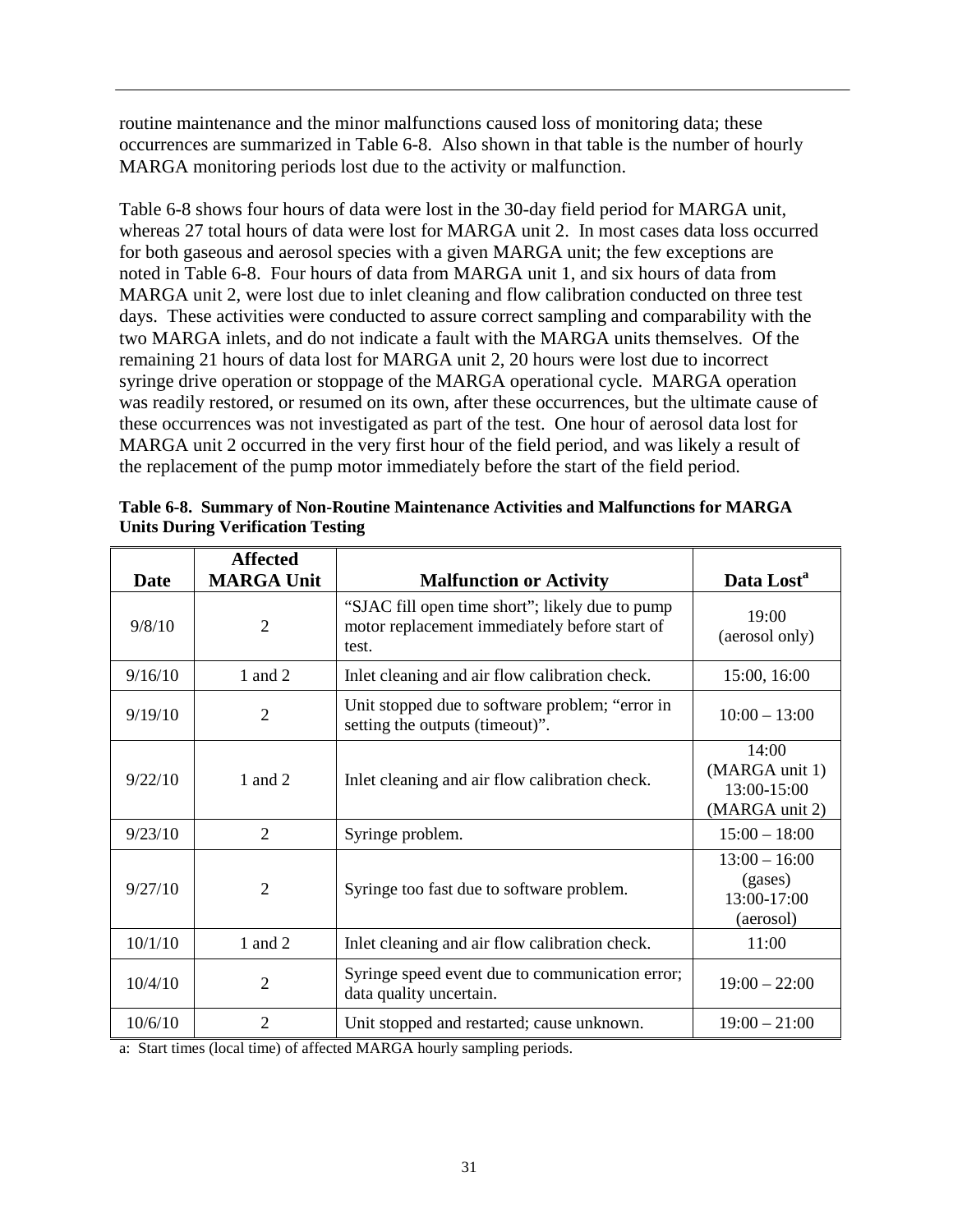routine maintenance and the minor malfunctions caused loss of monitoring data; these occurrences are summarized in Table 6-8. Also shown in that table is the number of hourly MARGA monitoring periods lost due to the activity or malfunction.

Table 6-8 shows four hours of data were lost in the 30-day field period for MARGA unit, whereas 27 total hours of data were lost for MARGA unit 2. In most cases data loss occurred for both gaseous and aerosol species with a given MARGA unit; the few exceptions are noted in Table 6-8. Four hours of data from MARGA unit 1, and six hours of data from MARGA unit 2, were lost due to inlet cleaning and flow calibration conducted on three test days. These activities were conducted to assure correct sampling and comparability with the two MARGA inlets, and do not indicate a fault with the MARGA units themselves. Of the remaining 21 hours of data lost for MARGA unit 2, 20 hours were lost due to incorrect syringe drive operation or stoppage of the MARGA operational cycle. MARGA operation was readily restored, or resumed on its own, after these occurrences, but the ultimate cause of these occurrences was not investigated as part of the test. One hour of aerosol data lost for MARGA unit 2 occurred in the very first hour of the field period, and was likely a result of the replacement of the pump motor immediately before the start of the field period.

**Table 6-8. Summary of Non-Routine Maintenance Activities and Malfunctions for MARGA Units During Verification Testing**

| Date | Affected MARGA Unit | Malfunction or Activity | Data Lost[a] |
|---|---|---|---|
| 9/8/10 | 2 | "SJAC fill open time short"; likely due to pump motor replacement immediately before start of test. | 19:00 (aerosol only) |
| 9/16/10 | 1 and 2 | Inlet cleaning and air flow calibration check. | 15:00, 16:00 |
| 9/19/10 | 2 | Unit stopped due to software problem; "error in setting the outputs (timeout)". | 10:00 – 13:00 |
| 9/22/10 | 1 and 2 | Inlet cleaning and air flow calibration check. | 14:00 (MARGA unit 1) 13:00-15:00 (MARGA unit 2) |
| 9/23/10 | 2 | Syringe problem. | 15:00 – 18:00 |
| 9/27/10 | 2 | Syringe too fast due to software problem. | 13:00 – 16:00 (gases) 13:00-17:00 (aerosol) |
| 10/1/10 | 1 and 2 | Inlet cleaning and air flow calibration check. | 11:00 |
| 10/4/10 | 2 | Syringe speed event due to communication error; data quality uncertain. | 19:00 – 22:00 |
| 10/6/10 | 2 | Unit stopped and restarted; cause unknown. | 19:00 – 21:00 |

a: Start times (local time) of affected MARGA hourly sampling periods.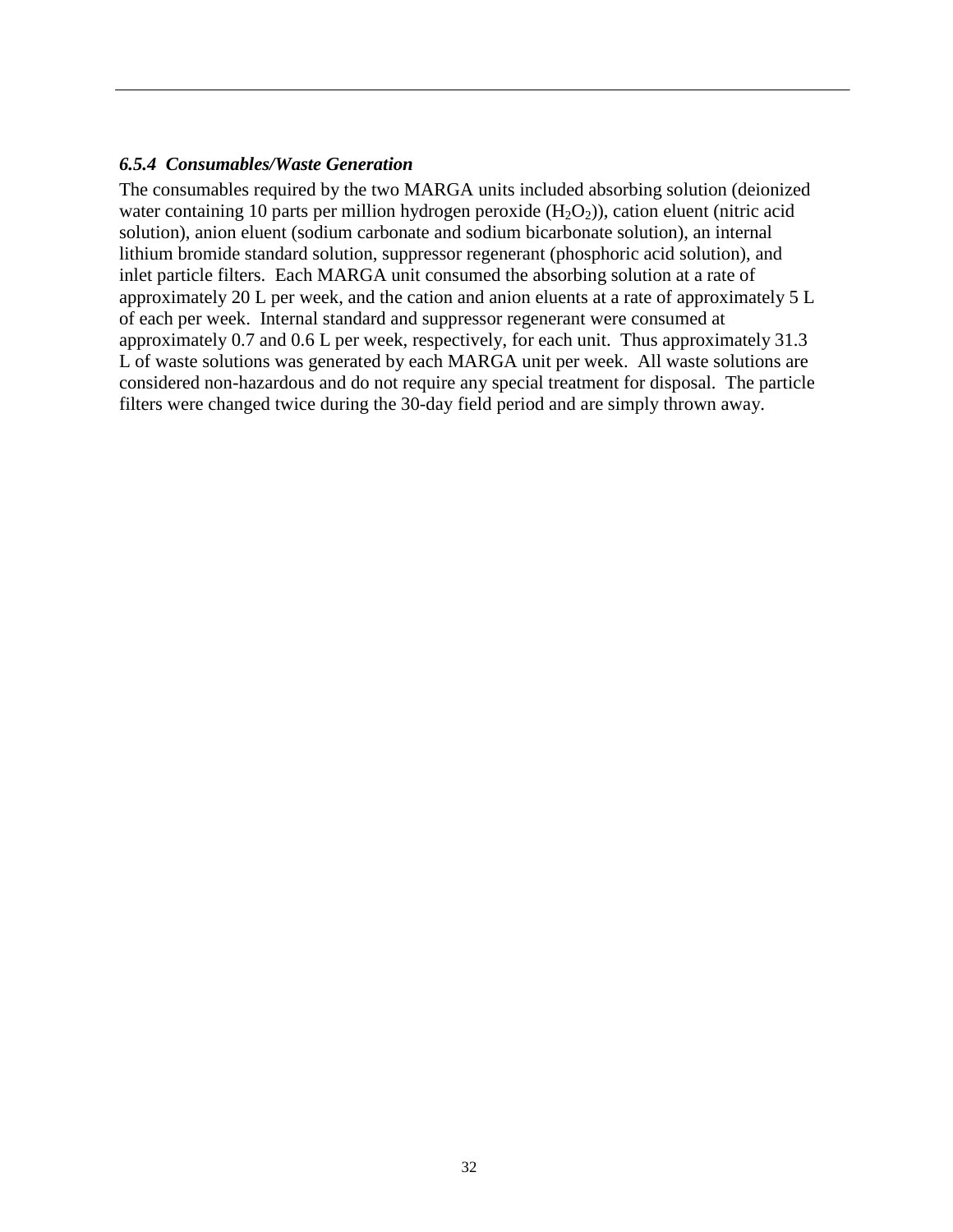### *6.5.4 Consumables/Waste Generation*

The consumables required by the two MARGA units included absorbing solution (deionized water containing 10 parts per million hydrogen peroxide ($H_2O_2$)), cation eluent (nitric acid solution), anion eluent (sodium carbonate and sodium bicarbonate solution), an internal lithium bromide standard solution, suppressor regenerant (phosphoric acid solution), and inlet particle filters. Each MARGA unit consumed the absorbing solution at a rate of approximately 20 L per week, and the cation and anion eluents at a rate of approximately 5 L of each per week. Internal standard and suppressor regenerant were consumed at approximately 0.7 and 0.6 L per week, respectively, for each unit. Thus approximately 31.3 L of waste solutions was generated by each MARGA unit per week. All waste solutions are considered non-hazardous and do not require any special treatment for disposal. The particle filters were changed twice during the 30-day field period and are simply thrown away.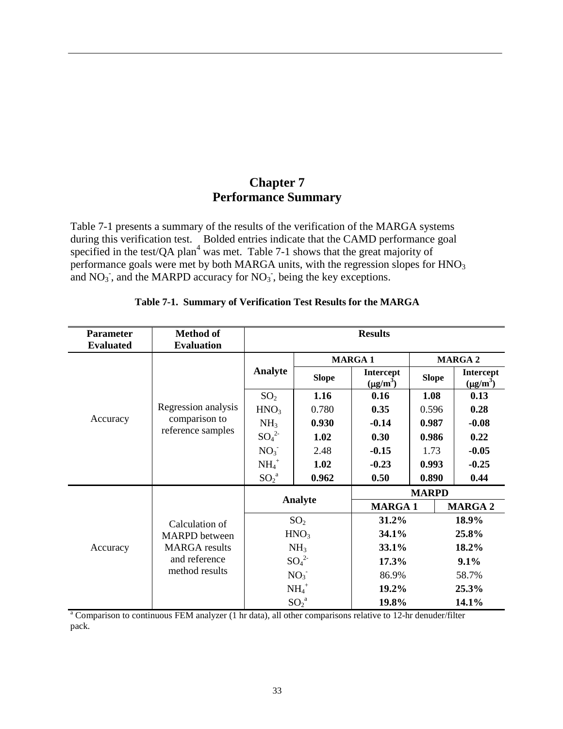# Chapter 7
# Performance Summary

Table 7-1 presents a summary of the results of the verification of the MARGA systems during this verification test. Bolded entries indicate that the CAMD performance goal specified in the test/QA plan[4] was met. Table 7-1 shows that the great majority of performance goals were met by both MARGA units, with the regression slopes for $HNO_3$ and $NO_3^-$, and the MARPD accuracy for $NO_3^-$, being the key exceptions.

**Table 7-1. Summary of Verification Test Results for the MARGA**

| Parameter Evaluated | Method of Evaluation | Results | | | | |
|---|---|---|---|---|---|---|
| | | | MARGA 1 | | MARGA 2 | |
| | | **Analyte** | **Slope** | **Intercept ($\mu g/m^3$)** | **Slope** | **Intercept ($\mu g/m^3$)** |
| Accuracy | Regression analysis comparison to reference samples | $SO_2$ | **1.16** | **0.16** | **1.08** | **0.13** |
| | | $HNO_3$ | 0.780 | **0.35** | 0.596 | **0.28** |
| | | $NH_3$ | **0.930** | **-0.14** | **0.987** | **-0.08** |
| | | $SO_4^{2-}$ | **1.02** | **0.30** | **0.986** | **0.22** |
| | | $NO_3^-$ | 2.48 | **-0.15** | 1.73 | **-0.05** |
| | | $NH_4^+$ | **1.02** | **-0.23** | **0.993** | **-0.25** |
| | | $SO_2$[a] | **0.962** | **0.50** | **0.890** | **0.44** |

| Parameter Evaluated | Method of Evaluation | Analyte | MARPD | |
|---|---|---|---|---|
| | | | **MARGA 1** | **MARGA 2** |
| Accuracy | Calculation of MARPD between MARGA results and reference method results | $SO_2$ | **31.2%** | **18.9%** |
| | | $HNO_3$ | **34.1%** | **25.8%** |
| | | $NH_3$ | **33.1%** | **18.2%** |
| | | $SO_4^{2-}$ | **17.3%** | **9.1%** |
| | | $NO_3^-$ | 86.9% | 58.7% |
| | | $NH_4^+$ | **19.2%** | **25.3%** |
| | | $SO_2$[a] | **19.8%** | **14.1%** |

[a] Comparison to continuous FEM analyzer (1 hr data), all other comparisons relative to 12-hr denuder/filter pack.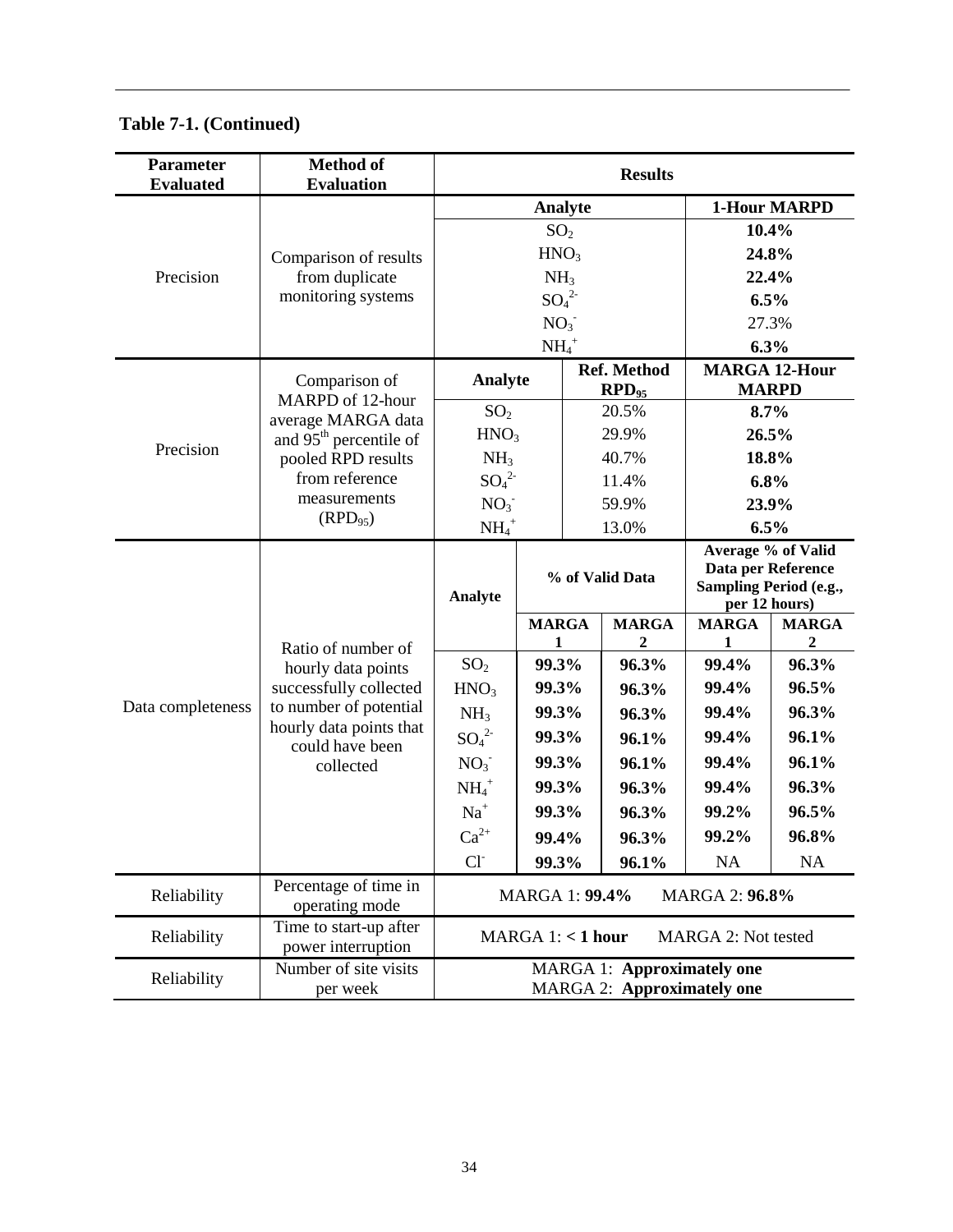**Table 7-1. (Continued)**

| Parameter Evaluated | Method of Evaluation | Results | | | | |
|---|---|---|---|---|---|---|
| Precision | Comparison of results from duplicate monitoring systems | **Analyte** | | | **1-Hour MARPD** | |
| | | $SO_2$ | | | **10.4%** | |
| | | $HNO_3$ | | | **24.8%** | |
| | | $NH_3$ | | | **22.4%** | |
| | | $SO_4^{2-}$ | | | **6.5%** | |
| | | $NO_3^-$ | | | 27.3% | |
| | | $NH_4^+$ | | | **6.3%** | |
| Precision | Comparison of MARPD of 12-hour average MARGA data and 95th percentile of pooled RPD results from reference measurements ($RPD_{95}$) | **Analyte** | | **Ref. Method $RPD_{95}$** | **MARGA 12-Hour MARPD** | |
| | | $SO_2$ | | 20.5% | **8.7%** | |
| | | $HNO_3$ | | 29.9% | **26.5%** | |
| | | $NH_3$ | | 40.7% | **18.8%** | |
| | | $SO_4^{2-}$ | | 11.4% | **6.8%** | |
| | | $NO_3^-$ | | 59.9% | **23.9%** | |
| | | $NH_4^+$ | | 13.0% | **6.5%** | |
| Data completeness | Ratio of number of hourly data points successfully collected to number of potential hourly data points that could have been collected | **Analyte** | **% of Valid Data** | | **Average % of Valid Data per Reference Sampling Period (e.g., per 12 hours)** | |
| | | | **MARGA 1** | **MARGA 2** | **MARGA 1** | **MARGA 2** |
| | | $SO_2$ | **99.3%** | **96.3%** | **99.4%** | **96.3%** |
| | | $HNO_3$ | **99.3%** | **96.3%** | **99.4%** | **96.5%** |
| | | $NH_3$ | **99.3%** | **96.3%** | **99.4%** | **96.3%** |
| | | $SO_4^{2-}$ | **99.3%** | **96.1%** | **99.4%** | **96.1%** |
| | | $NO_3^-$ | **99.3%** | **96.1%** | **99.4%** | **96.1%** |
| | | $NH_4^+$ | **99.3%** | **96.3%** | **99.4%** | **96.3%** |
| | | $Na^+$ | **99.3%** | **96.3%** | **99.2%** | **96.5%** |
| | | $Ca^{2+}$ | **99.4%** | **96.3%** | **99.2%** | **96.8%** |
| | | $Cl^-$ | **99.3%** | **96.1%** | NA | NA |
| Reliability | Percentage of time in operating mode | MARGA 1: **99.4%** MARGA 2: **96.8%** | | | | |
| Reliability | Time to start-up after power interruption | MARGA 1: **< 1 hour** MARGA 2: Not tested | | | | |
| Reliability | Number of site visits per week | MARGA 1: **Approximately one** MARGA 2: **Approximately one** | | | | |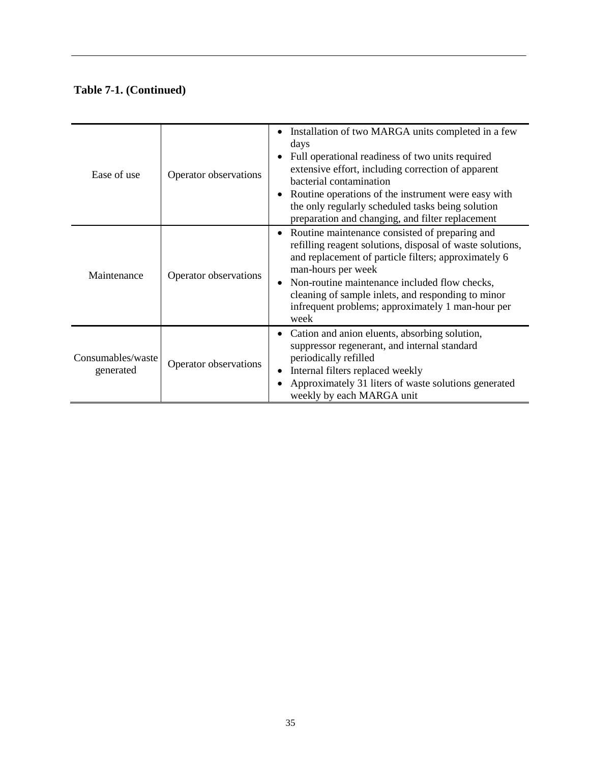**Table 7-1. (Continued)**

| | | |
|---|---|---|
| Ease of use | Operator observations | • Installation of two MARGA units completed in a few days<br>• Full operational readiness of two units required extensive effort, including correction of apparent bacterial contamination<br>• Routine operations of the instrument were easy with the only regularly scheduled tasks being solution preparation and changing, and filter replacement |
| Maintenance | Operator observations | • Routine maintenance consisted of preparing and refilling reagent solutions, disposal of waste solutions, and replacement of particle filters; approximately 6 man-hours per week<br>• Non-routine maintenance included flow checks, cleaning of sample inlets, and responding to minor infrequent problems; approximately 1 man-hour per week |
| Consumables/waste generated | Operator observations | • Cation and anion eluents, absorbing solution, suppressor regenerant, and internal standard periodically refilled<br>• Internal filters replaced weekly<br>• Approximately 31 liters of waste solutions generated weekly by each MARGA unit |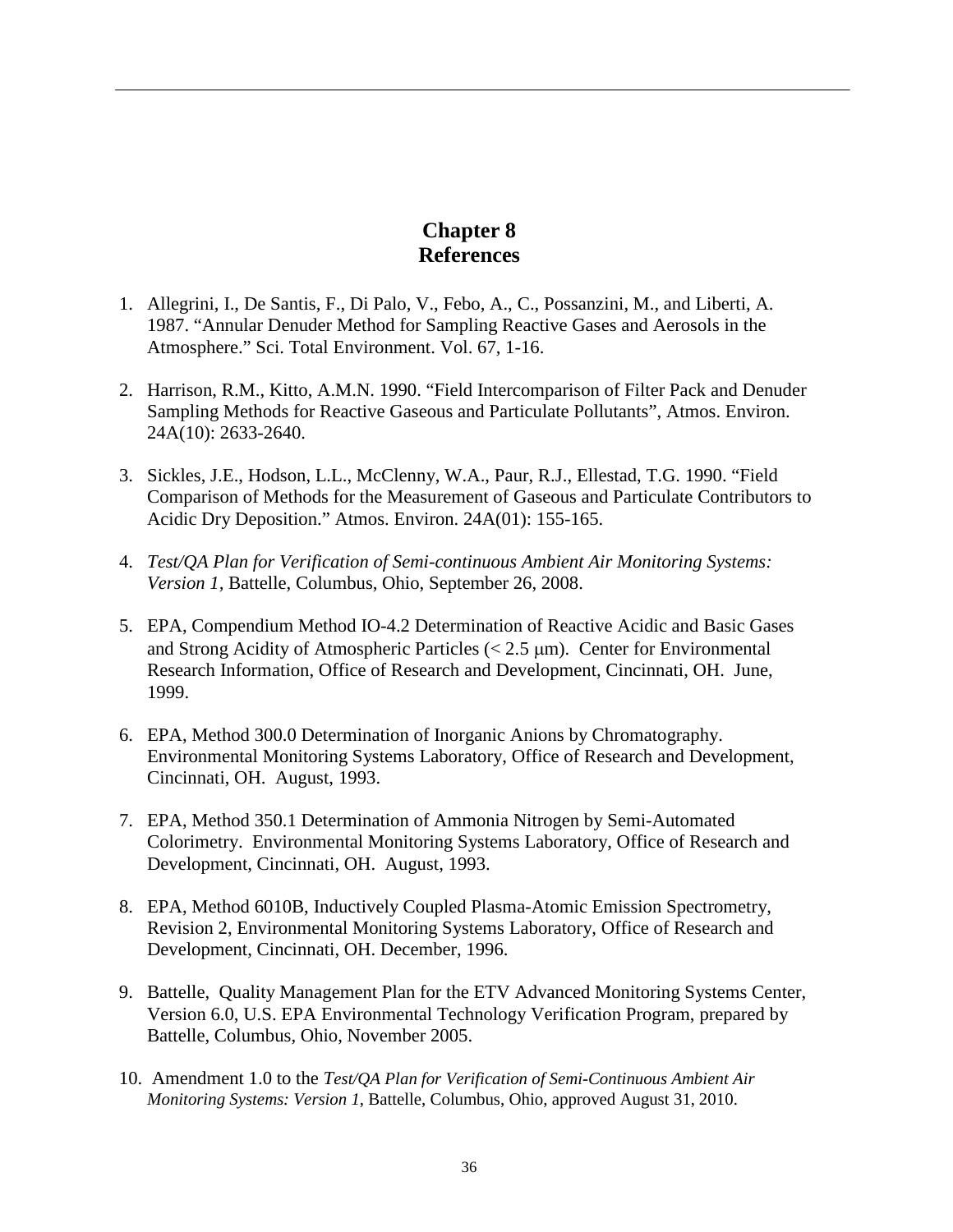# Chapter 8
# References

1. Allegrini, I., De Santis, F., Di Palo, V., Febo, A., C., Possanzini, M., and Liberti, A. 1987. "Annular Denuder Method for Sampling Reactive Gases and Aerosols in the Atmosphere." Sci. Total Environment. Vol. 67, 1-16.

2. Harrison, R.M., Kitto, A.M.N. 1990. "Field Intercomparison of Filter Pack and Denuder Sampling Methods for Reactive Gaseous and Particulate Pollutants", Atmos. Environ. 24A(10): 2633-2640.

3. Sickles, J.E., Hodson, L.L., McClenny, W.A., Paur, R.J., Ellestad, T.G. 1990. "Field Comparison of Methods for the Measurement of Gaseous and Particulate Contributors to Acidic Dry Deposition." Atmos. Environ. 24A(01): 155-165.

4. *Test/QA Plan for Verification of Semi-continuous Ambient Air Monitoring Systems: Version 1*, Battelle, Columbus, Ohio, September 26, 2008.

5. EPA, Compendium Method IO-4.2 Determination of Reactive Acidic and Basic Gases and Strong Acidity of Atmospheric Particles (< 2.5 μm). Center for Environmental Research Information, Office of Research and Development, Cincinnati, OH. June, 1999.

6. EPA, Method 300.0 Determination of Inorganic Anions by Chromatography. Environmental Monitoring Systems Laboratory, Office of Research and Development, Cincinnati, OH. August, 1993.

7. EPA, Method 350.1 Determination of Ammonia Nitrogen by Semi-Automated Colorimetry. Environmental Monitoring Systems Laboratory, Office of Research and Development, Cincinnati, OH. August, 1993.

8. EPA, Method 6010B, Inductively Coupled Plasma-Atomic Emission Spectrometry, Revision 2, Environmental Monitoring Systems Laboratory, Office of Research and Development, Cincinnati, OH. December, 1996.

9. Battelle, Quality Management Plan for the ETV Advanced Monitoring Systems Center, Version 6.0, U.S. EPA Environmental Technology Verification Program, prepared by Battelle, Columbus, Ohio, November 2005.

10. Amendment 1.0 to the *Test/QA Plan for Verification of Semi-Continuous Ambient Air Monitoring Systems: Version 1*, Battelle, Columbus, Ohio, approved August 31, 2010.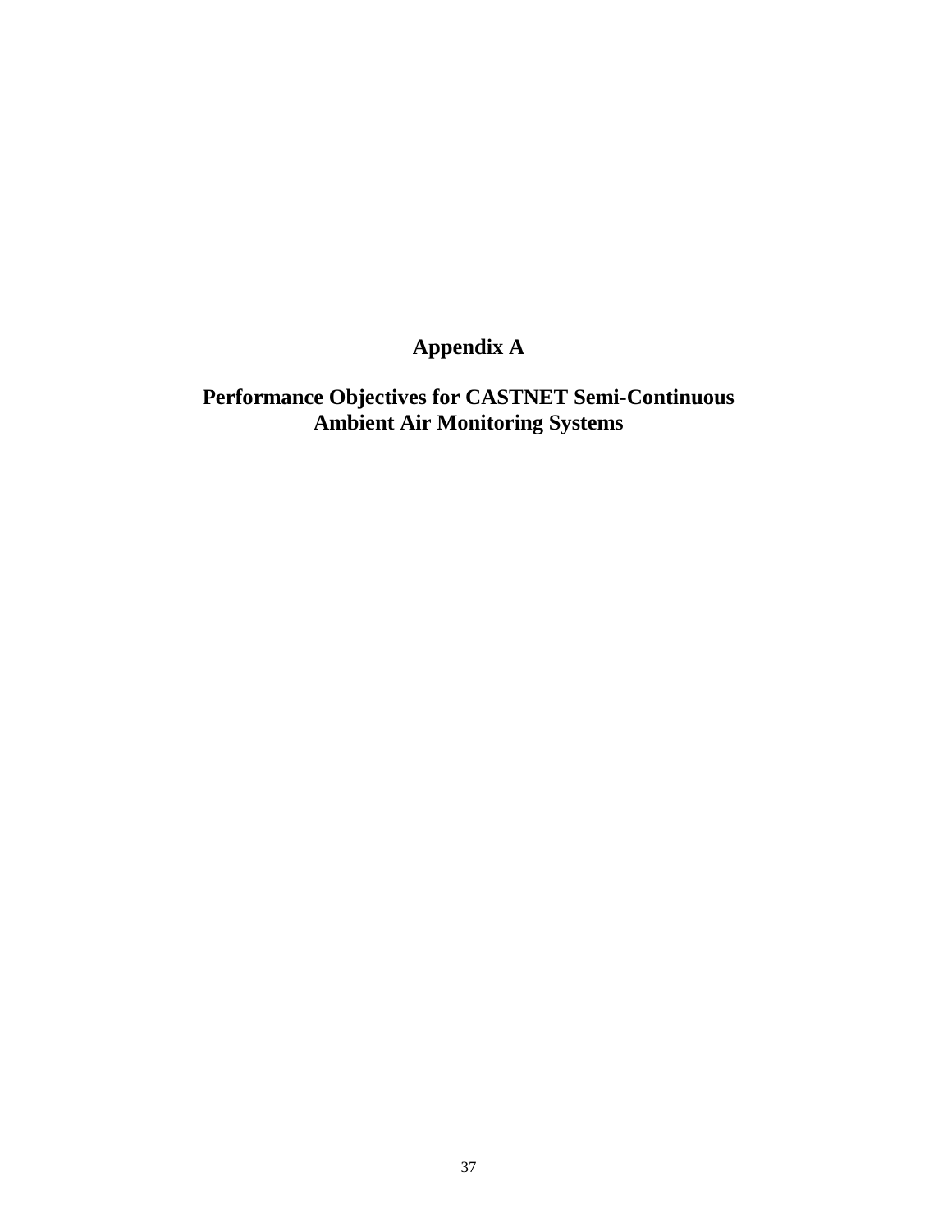# Appendix A

## Performance Objectives for CASTNET Semi-Continuous Ambient Air Monitoring Systems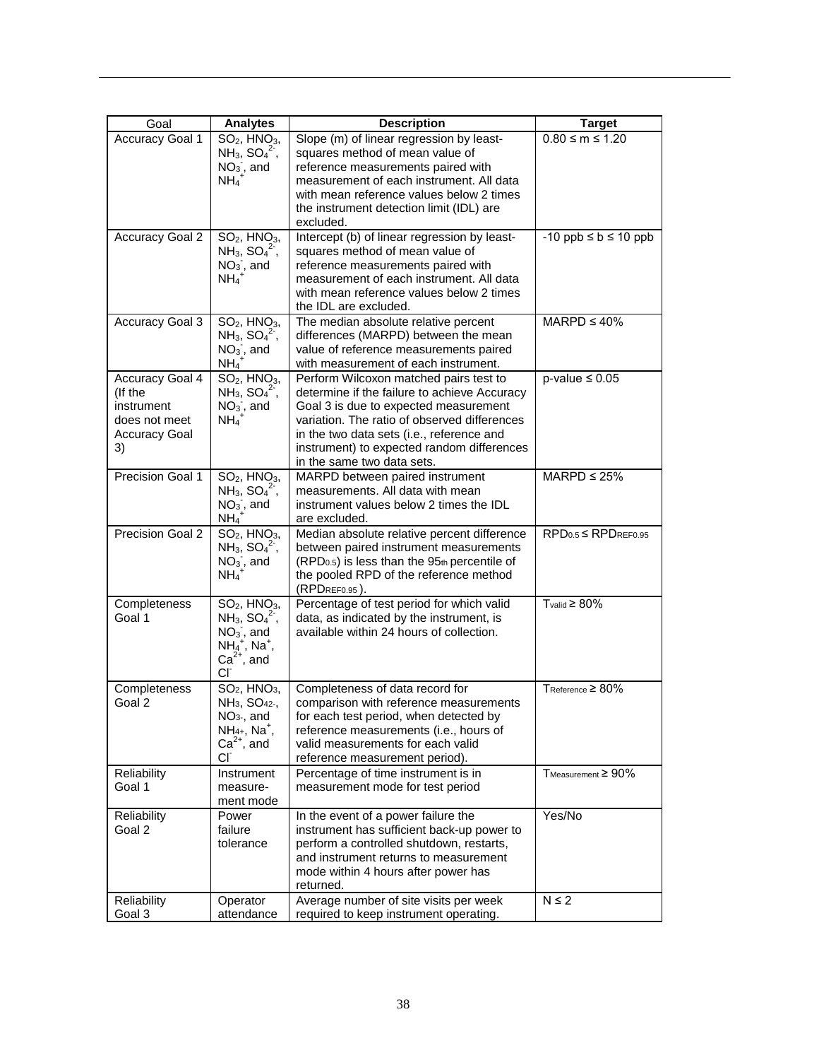| Goal | Analytes | Description | Target |
|---|---|---|---|
| Accuracy Goal 1 | $SO_2$, $HNO_3$, $NH_3$, $SO_4^{2-}$, $NO_3^-$, and $NH_4^+$ | Slope (m) of linear regression by least-squares method of mean value of reference measurements paired with measurement of each instrument. All data with mean reference values below 2 times the instrument detection limit (IDL) are excluded. | $0.80 \leq m \leq 1.20$ |
| Accuracy Goal 2 | $SO_2$, $HNO_3$, $NH_3$, $SO_4^{2-}$, $NO_3^-$, and $NH_4^+$ | Intercept (b) of linear regression by least-squares method of mean value of reference measurements paired with measurement of each instrument. All data with mean reference values below 2 times the IDL are excluded. | $-10$ ppb $\leq b \leq 10$ ppb |
| Accuracy Goal 3 | $SO_2$, $HNO_3$, $NH_3$, $SO_4^{2-}$, $NO_3^-$, and $NH_4^+$ | The median absolute relative percent differences (MARPD) between the mean value of reference measurements paired with measurement of each instrument. | MARPD ≤ 40% |
| Accuracy Goal 4 (If the instrument does not meet Accuracy Goal 3) | $SO_2$, $HNO_3$, $NH_3$, $SO_4^{2-}$, $NO_3^-$, and $NH_4^+$ | Perform Wilcoxon matched pairs test to determine if the failure to achieve Accuracy Goal 3 is due to expected measurement variation. The ratio of observed differences in the two data sets (i.e., reference and instrument) to expected random differences in the same two data sets. | p-value ≤ 0.05 |
| Precision Goal 1 | $SO_2$, $HNO_3$, $NH_3$, $SO_4^{2-}$, $NO_3^-$, and $NH_4^+$ | MARPD between paired instrument measurements. All data with mean instrument values below 2 times the IDL are excluded. | MARPD ≤ 25% |
| Precision Goal 2 | $SO_2$, $HNO_3$, $NH_3$, $SO_4^{2-}$, $NO_3^-$, and $NH_4^+$ | Median absolute relative percent difference between paired instrument measurements ($RPD_{0.5}$) is less than the 95th percentile of the pooled RPD of the reference method ($RPD_{REF0.95}$). | $RPD_{0.5} \leq RPD_{REF0.95}$ |
| Completeness Goal 1 | $SO_2$, $HNO_3$, $NH_3$, $SO_4^{2-}$, $NO_3^-$, and $NH_4^+$, $Na^+$, $Ca^{2+}$, and $Cl^-$ | Percentage of test period for which valid data, as indicated by the instrument, is available within 24 hours of collection. | $T_{valid} \geq 80\%$ |
| Completeness Goal 2 | $SO_2$, $HNO_3$, $NH_3$, $SO_4^{2-}$, $NO_3^-$, and $NH_4^+$, $Na^+$, $Ca^{2+}$, and $Cl^-$ | Completeness of data record for comparison with reference measurements for each test period, when detected by reference measurements (i.e., hours of valid measurements for each valid reference measurement period). | $T_{Reference} \geq 80\%$ |
| Reliability Goal 1 | Instrument measure-ment mode | Percentage of time instrument is in measurement mode for test period | $T_{Measurement} \geq 90\%$ |
| Reliability Goal 2 | Power failure tolerance | In the event of a power failure the instrument has sufficient back-up power to perform a controlled shutdown, restarts, and instrument returns to measurement mode within 4 hours after power has returned. | Yes/No |
| Reliability Goal 3 | Operator attendance | Average number of site visits per week required to keep instrument operating. | $N \leq 2$ |